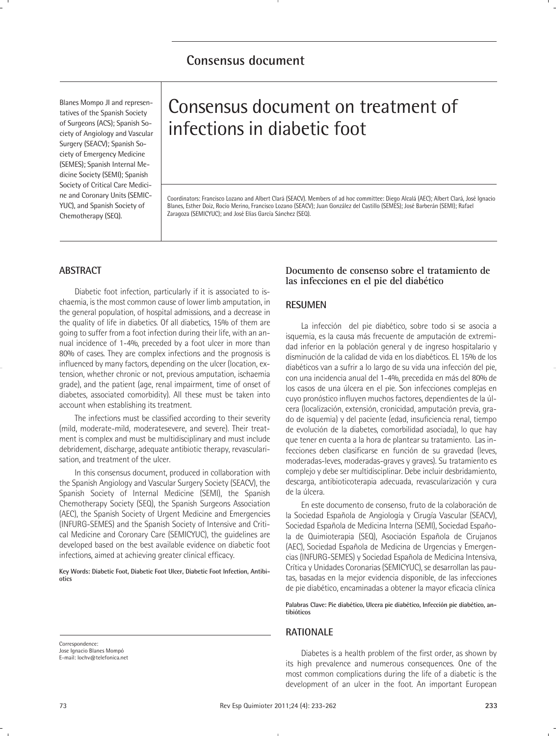## Consensus document

Blanes Mompo JI and representatives of the Spanish Society of Surgeons (ACS); Spanish Society of Angiology and Vascular Surgery (SEACV); Spanish Society of Emergency Medicine (SEMES); Spanish Internal Medicine Society (SEMI); Spanish Society of Critical Care Medicine and Coronary Units (SEMICYUC), and Spanish Society of Chemotherapy (SEQ).

# Consensus document on treatment of infections in diabetic foot

Coordinators: Francisco Lozano and Albert Clará (SEACV). Members of ad hoc committee: Diego Alcalá (AEC); Albert Clará, José Ignacio Blanes, Esther Doiz, Rocío Merino, Francisco Lozano (SEACV); Juan González del Castillo (SEMES); José Barberán (SEMI); Rafael Zaragoza (SEMICYUC); and José Elías García Sánchez (SEQ).

## ABSTRACT

Diabetic foot infection, particularly if it is associated to ischaemia, is the most common cause of lower limb amputation, in the general population, of hospital admissions, and a decrease in the quality of life in diabetics. Of all diabetics, 15% of them are going to suffer from a foot infection during their life, with an annual incidence of 1-4%, preceded by a foot ulcer in more than 80% of cases. They are complex infections and the prognosis is influenced by many factors, depending on the ulcer (location, extension, whether chronic or not, previous amputation, ischaemia grade), and the patient (age, renal impairment, time of onset of diabetes, associated comorbidity). All these must be taken into account when establishing its treatment.

The infections must be classified according to their severity (mild, moderate-mild, moderatesevere, and severe). Their treatment is complex and must be multidisciplinary and must include debridement, discharge, adequate antibiotic therapy, revascularisation, and treatment of the ulcer.

In this consensus document, produced in collaboration with the Spanish Angiology and Vascular Surgery Society (SEACV), the Spanish Society of Internal Medicine (SEMI), the Spanish Chemotherapy Society (SEQ), the Spanish Surgeons Association (AEC), the Spanish Society of Urgent Medicine and Emergencies (INFURG-SEMES) and the Spanish Society of Intensive and Critical Medicine and Coronary Care (SEMICYUC), the guidelines are developed based on the best available evidence on diabetic foot infections, aimed at achieving greater clinical efficacy.

**Key Words: Diabetic Foot, Diabetic Foot Ulcer, Diabetic Foot Infection, Antibiotics**

Correspondence:
Jose Ignacio Blanes Mompó
E-mail: lochv@telefonica.net

### Documento de consenso sobre el tratamiento de las infecciones en el pie del diabético

## RESUMEN

La infección del pie diabético, sobre todo si se asocia a isquemia, es la causa más frecuente de amputación de extremidad inferior en la población general y de ingreso hospitalario y disminución de la calidad de vida en los diabéticos. EL 15% de los diabéticos van a sufrir a lo largo de su vida una infección del pie, con una incidencia anual del 1-4%, precedida en más del 80% de los casos de una úlcera en el pie. Son infecciones complejas en cuyo pronóstico influyen muchos factores, dependientes de la úlcera (localización, extensión, cronicidad, amputación previa, grado de isquemia) y del paciente (edad, insuficiencia renal, tiempo de evolución de la diabetes, comorbilidad asociada), lo que hay que tener en cuenta a la hora de plantear su tratamiento. Las infecciones deben clasificarse en función de su gravedad (leves, moderadas-leves, moderadas-graves y graves). Su tratamiento es complejo y debe ser multidisciplinar. Debe incluir desbridamiento, descarga, antibioticoterapia adecuada, revascularización y cura de la úlcera.

En este documento de consenso, fruto de la colaboración de la Sociedad Española de Angiología y Cirugía Vascular (SEACV), Sociedad Española de Medicina Interna (SEMI), Sociedad Española de Quimioterapia (SEQ), Asociación Española de Cirujanos (AEC), Sociedad Española de Medicina de Urgencias y Emergencias (INFURG-SEMES) y Sociedad Española de Medicina Intensiva, Crítica y Unidades Coronarias (SEMICYUC), se desarrollan las pautas, basadas en la mejor evidencia disponible, de las infecciones de pie diabético, encaminadas a obtener la mayor eficacia clínica

**Palabras Clave: Pie diabético, Ulcera pie diabético, Infección pie diabético, antibióticos**

## RATIONALE

Diabetes is a health problem of the first order, as shown by its high prevalence and numerous consequences. One of the most common complications during the life of a diabetic is the development of an ulcer in the foot. An important European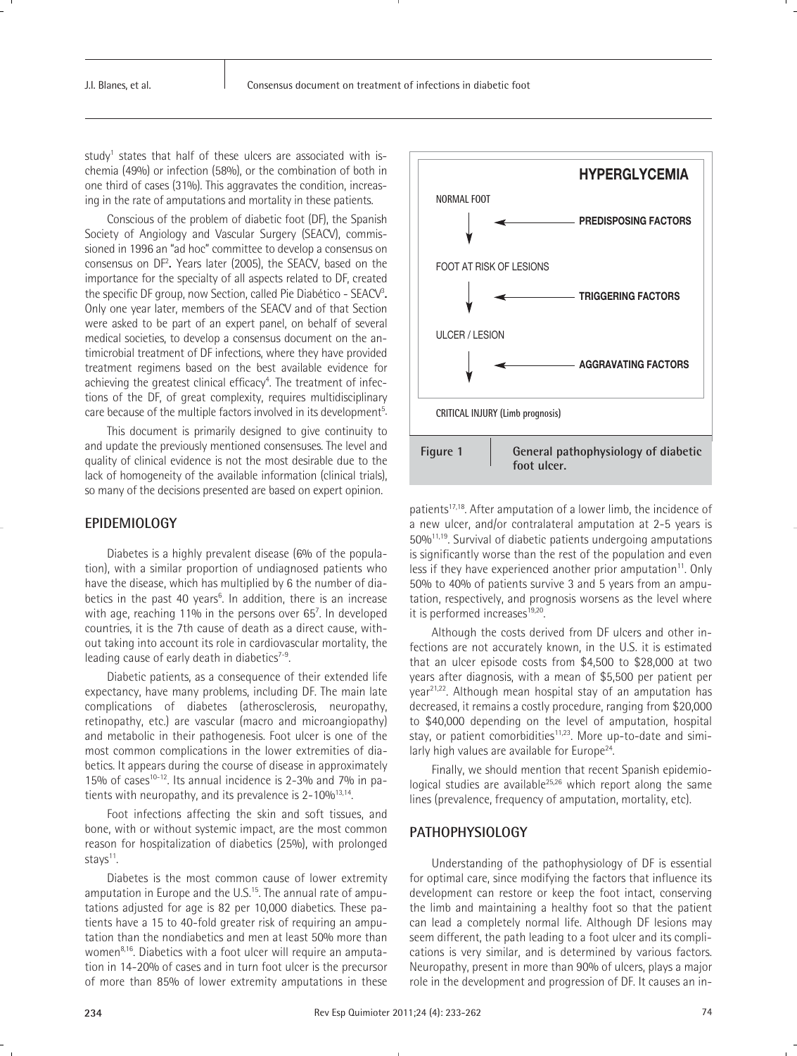study[1] states that half of these ulcers are associated with ischemia (49%) or infection (58%), or the combination of both in one third of cases (31%). This aggravates the condition, increasing in the rate of amputations and mortality in these patients.

Conscious of the problem of diabetic foot (DF), the Spanish Society of Angiology and Vascular Surgery (SEACV), commissioned in 1996 an "ad hoc" committee to develop a consensus on consensus on DF[2]. Years later (2005), the SEACV, based on the importance for the specialty of all aspects related to DF, created the specific DF group, now Section, called Pie Diabético - SEACV[3]. Only one year later, members of the SEACV and of that Section were asked to be part of an expert panel, on behalf of several medical societies, to develop a consensus document on the antimicrobial treatment of DF infections, where they have provided treatment regimens based on the best available evidence for achieving the greatest clinical efficacy[4]. The treatment of infections of the DF, of great complexity, requires multidisciplinary care because of the multiple factors involved in its development[5].

This document is primarily designed to give continuity to and update the previously mentioned consensuses. The level and quality of clinical evidence is not the most desirable due to the lack of homogeneity of the available information (clinical trials), so many of the decisions presented are based on expert opinion.

## EPIDEMIOLOGY

Diabetes is a highly prevalent disease (6% of the population), with a similar proportion of undiagnosed patients who have the disease, which has multiplied by 6 the number of diabetics in the past 40 years[6]. In addition, there is an increase with age, reaching 11% in the persons over 65[7]. In developed countries, it is the 7th cause of death as a direct cause, without taking into account its role in cardiovascular mortality, the leading cause of early death in diabetics[7-9].

Diabetic patients, as a consequence of their extended life expectancy, have many problems, including DF. The main late complications of diabetes (atherosclerosis, neuropathy, retinopathy, etc.) are vascular (macro and microangiopathy) and metabolic in their pathogenesis. Foot ulcer is one of the most common complications in the lower extremities of diabetics. It appears during the course of disease in approximately 15% of cases[10-12]. Its annual incidence is 2-3% and 7% in patients with neuropathy, and its prevalence is 2-10%[13,14].

Foot infections affecting the skin and soft tissues, and bone, with or without systemic impact, are the most common reason for hospitalization of diabetics (25%), with prolonged stays[11].

Diabetes is the most common cause of lower extremity amputation in Europe and the U.S.[15]. The annual rate of amputations adjusted for age is 82 per 10,000 diabetics. These patients have a 15 to 40-fold greater risk of requiring an amputation than the nondiabetics and men at least 50% more than women[8,16]. Diabetics with a foot ulcer will require an amputation in 14-20% of cases and in turn foot ulcer is the precursor of more than 85% of lower extremity amputations in these patients[17,18]. After amputation of a lower limb, the incidence of a new ulcer, and/or contralateral amputation at 2-5 years is 50%[11,19]. Survival of diabetic patients undergoing amputations is significantly worse than the rest of the population and even less if they have experienced another prior amputation[11]. Only 50% to 40% of patients survive 3 and 5 years from an amputation, respectively, and prognosis worsens as the level where it is performed increases[19,20].

Although the costs derived from DF ulcers and other infections are not accurately known, in the U.S. it is estimated that an ulcer episode costs from $4,500 to $28,000 at two years after diagnosis, with a mean of $5,500 per patient per year[21,22]. Although mean hospital stay of an amputation has decreased, it remains a costly procedure, ranging from $20,000 to $40,000 depending on the level of amputation, hospital stay, or patient comorbidities[11,23]. More up-to-date and similarly high values are available for Europe[24].

Finally, we should mention that recent Spanish epidemiological studies are available[25,26] which report along the same lines (prevalence, frequency of amputation, mortality, etc).

HYPERGLYCEMIA

NORMAL FOOT → PREDISPOSING FACTORS

FOOT AT RISK OF LESIONS → TRIGGERING FACTORS

ULCER / LESION → AGGRAVATING FACTORS

CRITICAL INJURY (Limb prognosis)

**Figure 1** General pathophysiology of diabetic foot ulcer.

## PATHOPHYSIOLOGY

Understanding of the pathophysiology of DF is essential for optimal care, since modifying the factors that influence its development can restore or keep the foot intact, conserving the limb and maintaining a healthy foot so that the patient can lead a completely normal life. Although DF lesions may seem different, the path leading to a foot ulcer and its complications is very similar, and is determined by various factors. Neuropathy, present in more than 90% of ulcers, plays a major role in the development and progression of DF. It causes an in-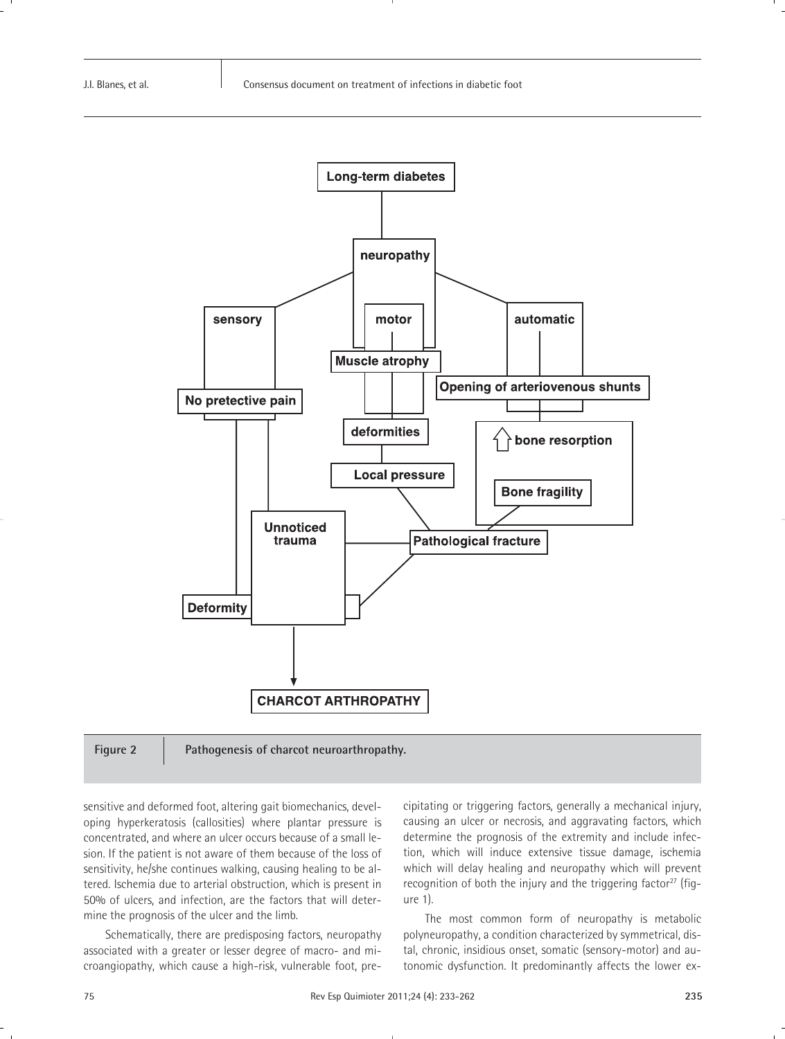Long-term diabetes

neuropathy

sensory

motor

automatic

Muscle atrophy

Opening of arteriovenous shunts

No pretective pain

deformities

bone resorption

Local pressure

Bone fragility

Unnoticed trauma

Pathological fracture

Deformity

CHARCOT ARTHROPATHY

Figure 2 Pathogenesis of charcot neuroarthropathy.

sensitive and deformed foot, altering gait biomechanics, developing hyperkeratosis (callosities) where plantar pressure is concentrated, and where an ulcer occurs because of a small lesion. If the patient is not aware of them because of the loss of sensitivity, he/she continues walking, causing healing to be altered. Ischemia due to arterial obstruction, which is present in 50% of ulcers, and infection, are the factors that will determine the prognosis of the ulcer and the limb.

Schematically, there are predisposing factors, neuropathy associated with a greater or lesser degree of macro- and microangiopathy, which cause a high-risk, vulnerable foot, precipitating or triggering factors, generally a mechanical injury, causing an ulcer or necrosis, and aggravating factors, which determine the prognosis of the extremity and include infection, which will induce extensive tissue damage, ischemia which will delay healing and neuropathy which will prevent recognition of both the injury and the triggering factor[27] (figure 1).

The most common form of neuropathy is metabolic polyneuropathy, a condition characterized by symmetrical, distal, chronic, insidious onset, somatic (sensory-motor) and autonomic dysfunction. It predominantly affects the lower ex-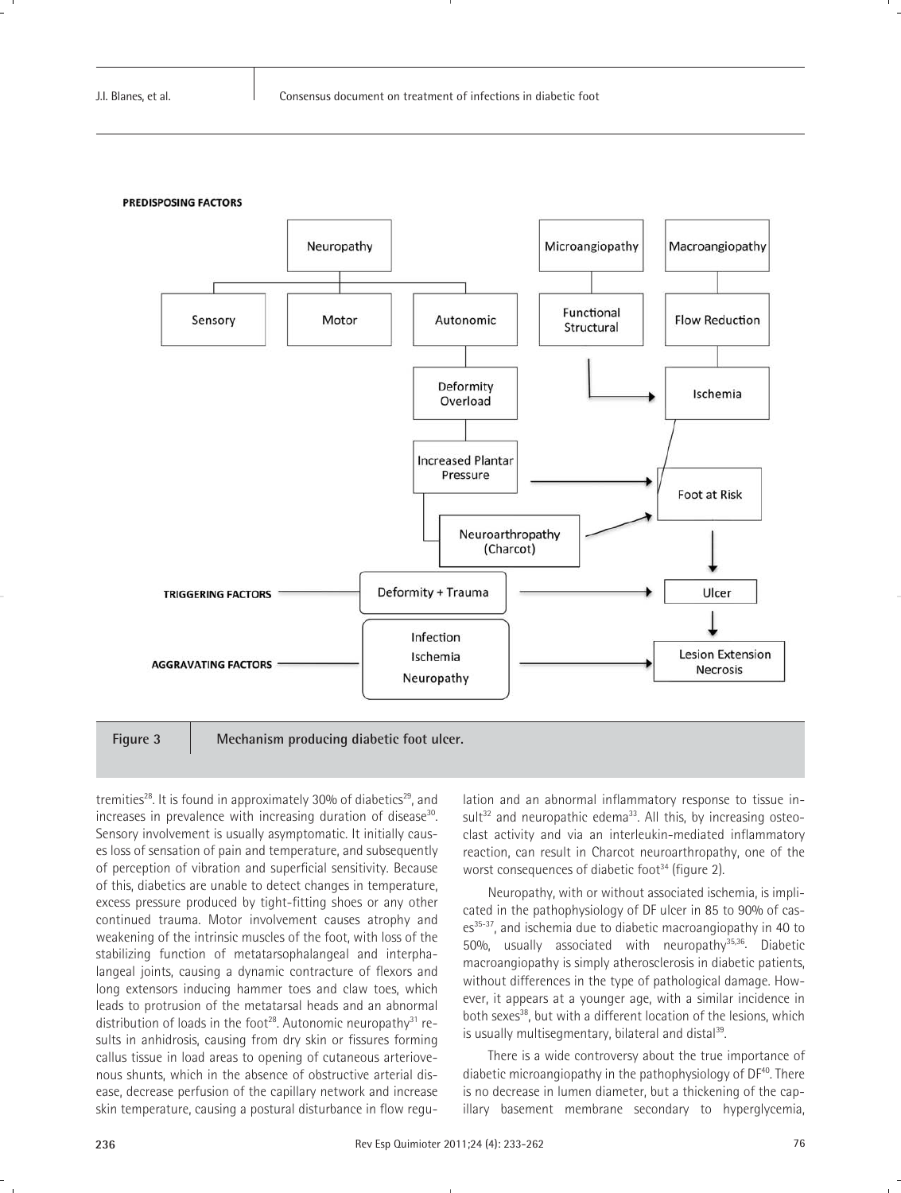PREDISPOSING FACTORS

Neuropathy → Sensory, Motor, Autonomic

Autonomic → Deformity Overload → Increased Plantar Pressure → Foot at Risk

Increased Plantar Pressure → Neuroarthropathy (Charcot) → Foot at Risk

Microangiopathy → Functional Structural → Ischemia

Macroangiopathy → Flow Reduction → Ischemia → Foot at Risk

Foot at Risk → Ulcer → Lesion Extension Necrosis

TRIGGERING FACTORS — Deformity + Trauma → Ulcer

AGGRAVATING FACTORS — Infection, Ischemia, Neuropathy → Lesion Extension Necrosis

**Figure 3** **Mechanism producing diabetic foot ulcer.**

tremities[28]. It is found in approximately 30% of diabetics[29], and increases in prevalence with increasing duration of disease[30]. Sensory involvement is usually asymptomatic. It initially causes loss of sensation of pain and temperature, and subsequently of perception of vibration and superficial sensitivity. Because of this, diabetics are unable to detect changes in temperature, excess pressure produced by tight-fitting shoes or any other continued trauma. Motor involvement causes atrophy and weakening of the intrinsic muscles of the foot, with loss of the stabilizing function of metatarsophalangeal and interphalangeal joints, causing a dynamic contracture of flexors and long extensors inducing hammer toes and claw toes, which leads to protrusion of the metatarsal heads and an abnormal distribution of loads in the foot[28]. Autonomic neuropathy[31] results in anhidrosis, causing from dry skin or fissures forming callus tissue in load areas to opening of cutaneous arteriovenous shunts, which in the absence of obstructive arterial disease, decrease perfusion of the capillary network and increase skin temperature, causing a postural disturbance in flow regulation and an abnormal inflammatory response to tissue insult[32] and neuropathic edema[33]. All this, by increasing osteoclast activity and via an interleukin-mediated inflammatory reaction, can result in Charcot neuroarthropathy, one of the worst consequences of diabetic foot[34] (figure 2).

Neuropathy, with or without associated ischemia, is implicated in the pathophysiology of DF ulcer in 85 to 90% of cases[35-37], and ischemia due to diabetic macroangiopathy in 40 to 50%, usually associated with neuropathy[35,36]. Diabetic macroangiopathy is simply atherosclerosis in diabetic patients, without differences in the type of pathological damage. However, it appears at a younger age, with a similar incidence in both sexes[38], but with a different location of the lesions, which is usually multisegmentary, bilateral and distal[39].

There is a wide controversy about the true importance of diabetic microangiopathy in the pathophysiology of DF[40]. There is no decrease in lumen diameter, but a thickening of the capillary basement membrane secondary to hyperglycemia,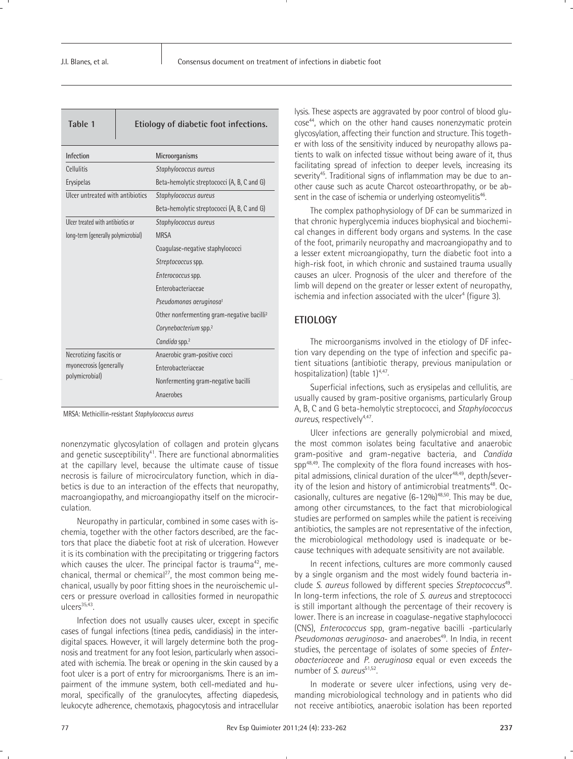**Table 1 Etiology of diabetic foot infections.**

| Infection | Microorganisms |
|---|---|
| Cellulitis | *Staphylococcus aureus* |
| Erysipelas | Beta-hemolytic streptococci (A, B, C and G) |
| Ulcer untreated with antibiotics | *Staphylococcus aureus* |
| | Beta-hemolytic streptococci (A, B, C and G) |
| Ulcer treated with antibiotics or long-term (generally polymicrobial) | *Staphylococcus aureus* |
| | MRSA |
| | Coagulase-negative staphylococci |
| | *Streptococcus* spp. |
| | *Enterococcus* spp. |
| | Enterobacteriaceae |
| | *Pseudomonas aeruginosa*[1] |
| | Other nonfermenting gram-negative bacilli[2] |
| | *Corynebacterium* spp.[2] |
| | *Candida* spp.[2] |
| Necrotizing fascitis or myonecrosis (generally polymicrobial) | Anaerobic gram-positive cocci |
| | Enterobacteriaceae |
| | Nonfermenting gram-negative bacilli |
| | Anaerobes |

MRSA: Methicillin-resistant *Staphylococcus aureus*

nonenzymatic glycosylation of collagen and protein glycans and genetic susceptibility[41]. There are functional abnormalities at the capillary level, because the ultimate cause of tissue necrosis is failure of microcirculatory function, which in diabetics is due to an interaction of the effects that neuropathy, macroangiopathy, and microangiopathy itself on the microcirculation.

Neuropathy in particular, combined in some cases with ischemia, together with the other factors described, are the factors that place the diabetic foot at risk of ulceration. However it is its combination with the precipitating or triggering factors which causes the ulcer. The principal factor is trauma[42], mechanical, thermal or chemical[27], the most common being mechanical, usually by poor fitting shoes in the neuroischemic ulcers or pressure overload in callosities formed in neuropathic ulcers[35,43].

Infection does not usually causes ulcer, except in specific cases of fungal infections (tinea pedis, candidiasis) in the interdigital spaces. However, it will largely determine both the prognosis and treatment for any foot lesion, particularly when associated with ischemia. The break or opening in the skin caused by a foot ulcer is a port of entry for microorganisms. There is an impairment of the immune system, both cell-mediated and humoral, specifically of the granulocytes, affecting diapedesis, leukocyte adherence, chemotaxis, phagocytosis and intracellular lysis. These aspects are aggravated by poor control of blood glucose[44], which on the other hand causes nonenzymatic protein glycosylation, affecting their function and structure. This together with loss of the sensitivity induced by neuropathy allows patients to walk on infected tissue without being aware of it, thus facilitating spread of infection to deeper levels, increasing its severity[45]. Traditional signs of inflammation may be due to another cause such as acute Charcot osteoarthropathy, or be absent in the case of ischemia or underlying osteomyelitis[46].

The complex pathophysiology of DF can be summarized in that chronic hyperglycemia induces biophysical and biochemical changes in different body organs and systems. In the case of the foot, primarily neuropathy and macroangiopathy and to a lesser extent microangiopathy, turn the diabetic foot into a high-risk foot, in which chronic and sustained trauma usually causes an ulcer. Prognosis of the ulcer and therefore of the limb will depend on the greater or lesser extent of neuropathy, ischemia and infection associated with the ulcer[4] (figure 3).

## ETIOLOGY

The microorganisms involved in the etiology of DF infection vary depending on the type of infection and specific patient situations (antibiotic therapy, previous manipulation or hospitalization) (table 1)[4,47].

Superficial infections, such as erysipelas and cellulitis, are usually caused by gram-positive organisms, particularly Group A, B, C and G beta-hemolytic streptococci, and *Staphylococcus aureus*, respectively[4,47].

Ulcer infections are generally polymicrobial and mixed, the most common isolates being facultative and anaerobic gram-positive and gram-negative bacteria, and *Candida* spp[48,49]. The complexity of the flora found increases with hospital admissions, clinical duration of the ulcer[48,49], depth/severity of the lesion and history of antimicrobial treatments[48]. Occasionally, cultures are negative (6-12%)[48,50]. This may be due, among other circumstances, to the fact that microbiological studies are performed on samples while the patient is receiving antibiotics, the samples are not representative of the infection, the microbiological methodology used is inadequate or because techniques with adequate sensitivity are not available.

In recent infections, cultures are more commonly caused by a single organism and the most widely found bacteria include *S. aureus* followed by different species *Streptococcus*[49]. In long-term infections, the role of *S. aureus* and streptococci is still important although the percentage of their recovery is lower. There is an increase in coagulase-negative staphylococci (CNS), *Enterococcus* spp, gram-negative bacilli -particularly *Pseudomonas aeruginosa*- and anaerobes[49]. In India, in recent studies, the percentage of isolates of some species of *Enterobacteriaceae* and *P. aeruginosa* equal or even exceeds the number of *S. aureus*[51,52].

In moderate or severe ulcer infections, using very demanding microbiological technology and in patients who did not receive antibiotics, anaerobic isolation has been reported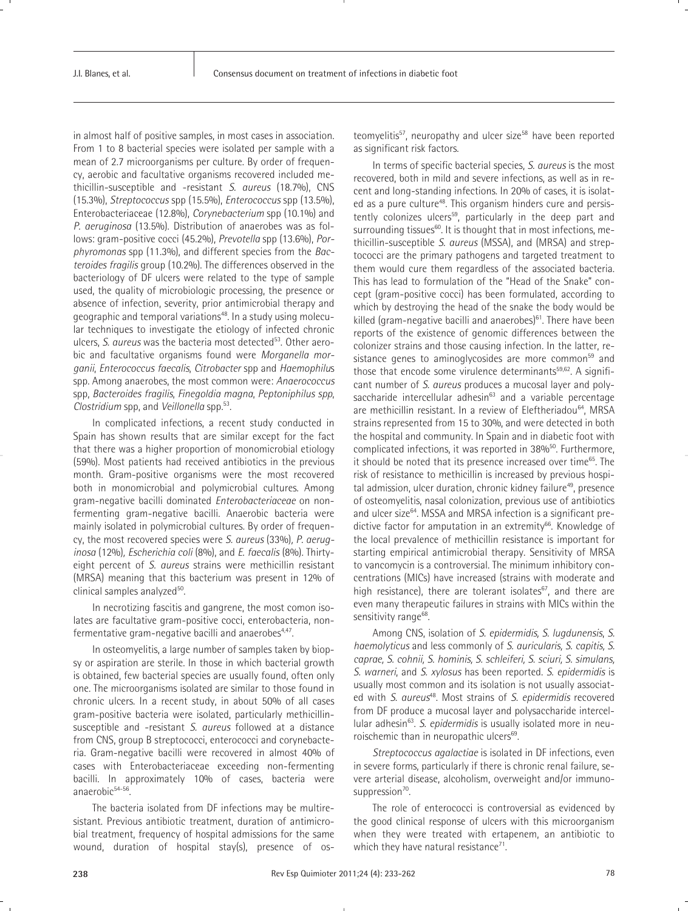in almost half of positive samples, in most cases in association. From 1 to 8 bacterial species were isolated per sample with a mean of 2.7 microorganisms per culture. By order of frequency, aerobic and facultative organisms recovered included methicillin-susceptible and -resistant *S. aureus* (18.7%), CNS (15.3%), *Streptococcus* spp (15.5%), *Enterococcus* spp (13.5%), Enterobacteriaceae (12.8%), *Corynebacterium* spp (10.1%) and *P. aeruginosa* (13.5%). Distribution of anaerobes was as follows: gram-positive cocci (45.2%), *Prevotella* spp (13.6%), *Porphyromonas* spp (11.3%), and different species from the *Bacteroides fragilis* group (10.2%). The differences observed in the bacteriology of DF ulcers were related to the type of sample used, the quality of microbiologic processing, the presence or absence of infection, severity, prior antimicrobial therapy and geographic and temporal variations[48]. In a study using molecular techniques to investigate the etiology of infected chronic ulcers, *S. aureus* was the bacteria most detected[53]. Other aerobic and facultative organisms found were *Morganella morganii*, *Enterococcus faecalis*, *Citrobacter* spp and *Haemophilus* spp. Among anaerobes, the most common were: *Anaerococcus* spp, *Bacteroides fragilis*, *Finegoldia magna*, *Peptoniphilus spp*, *Clostridium* spp, and *Veillonella* spp.[53].

In complicated infections, a recent study conducted in Spain has shown results that are similar except for the fact that there was a higher proportion of monomicrobial etiology (59%). Most patients had received antibiotics in the previous month. Gram-positive organisms were the most recovered both in monomicrobial and polymicrobial cultures. Among gram-negative bacilli dominated *Enterobacteriaceae* on non-fermenting gram-negative bacilli. Anaerobic bacteria were mainly isolated in polymicrobial cultures. By order of frequency, the most recovered species were *S. aureus* (33%), *P. aeruginosa* (12%), *Escherichia coli* (8%), and *E. faecalis* (8%). Thirty-eight percent of *S. aureus* strains were methicillin resistant (MRSA) meaning that this bacterium was present in 12% of clinical samples analyzed[50].

In necrotizing fascitis and gangrene, the most comon isolates are facultative gram-positive cocci, enterobacteria, non-fermentative gram-negative bacilli and anaerobes[4,47].

In osteomyelitis, a large number of samples taken by biopsy or aspiration are sterile. In those in which bacterial growth is obtained, few bacterial species are usually found, often only one. The microorganisms isolated are similar to those found in chronic ulcers. In a recent study, in about 50% of all cases gram-positive bacteria were isolated, particularly methicillin-susceptible and -resistant *S. aureus* followed at a distance from CNS, group B streptococci, enterococci and corynebacteria. Gram-negative bacilli were recovered in almost 40% of cases with Enterobacteriaceae exceeding non-fermenting bacilli. In approximately 10% of cases, bacteria were anaerobic[54-56].

The bacteria isolated from DF infections may be multiresistant. Previous antibiotic treatment, duration of antimicrobial treatment, frequency of hospital admissions for the same wound, duration of hospital stay(s), presence of osteomyelitis[57], neuropathy and ulcer size[58] have been reported as significant risk factors.

In terms of specific bacterial species, *S. aureus* is the most recovered, both in mild and severe infections, as well as in recent and long-standing infections. In 20% of cases, it is isolated as a pure culture[48]. This organism hinders cure and persistently colonizes ulcers[59], particularly in the deep part and surrounding tissues[60]. It is thought that in most infections, methicillin-susceptible *S. aureus* (MSSA), and (MRSA) and streptococci are the primary pathogens and targeted treatment to them would cure them regardless of the associated bacteria. This has lead to formulation of the "Head of the Snake" concept (gram-positive cocci) has been formulated, according to which by destroying the head of the snake the body would be killed (gram-negative bacilli and anaerobes)[61]. There have been reports of the existence of genomic differences between the colonizer strains and those causing infection. In the latter, resistance genes to aminoglycosides are more common[59] and those that encode some virulence determinants[59,62]. A significant number of *S. aureus* produces a mucosal layer and polysaccharide intercellular adhesin[63] and a variable percentage are methicillin resistant. In a review of Eleftheriadou[64], MRSA strains represented from 15 to 30%, and were detected in both the hospital and community. In Spain and in diabetic foot with complicated infections, it was reported in 38%[50]. Furthermore, it should be noted that its presence increased over time[65]. The risk of resistance to methicillin is increased by previous hospital admission, ulcer duration, chronic kidney failure[49], presence of osteomyelitis, nasal colonization, previous use of antibiotics and ulcer size[64]. MSSA and MRSA infection is a significant predictive factor for amputation in an extremity[66]. Knowledge of the local prevalence of methicillin resistance is important for starting empirical antimicrobial therapy. Sensitivity of MRSA to vancomycin is a controversial. The minimum inhibitory concentrations (MICs) have increased (strains with moderate and high resistance), there are tolerant isolates[67], and there are even many therapeutic failures in strains with MICs within the sensitivity range[68].

Among CNS, isolation of *S. epidermidis*, *S. lugdunensis*, *S. haemolyticus* and less commonly of *S. auricularis, S. capitis, S. caprae, S. cohnii, S. hominis, S. schleiferi, S. sciuri, S. simulans, S. warneri*, and *S. xylosus* has been reported. *S. epidermidis* is usually most common and its isolation is not usually associated with *S. aureus*[48]. Most strains of *S. epidermidis* recovered from DF produce a mucosal layer and polysaccharide intercellular adhesin[63]. *S. epidermidis* is usually isolated more in neuroischemic than in neuropathic ulcers[69].

*Streptococcus agalactiae* is isolated in DF infections, even in severe forms, particularly if there is chronic renal failure, severe arterial disease, alcoholism, overweight and/or immunosuppression[70].

The role of enterococci is controversial as evidenced by the good clinical response of ulcers with this microorganism when they were treated with ertapenem, an antibiotic to which they have natural resistance[71].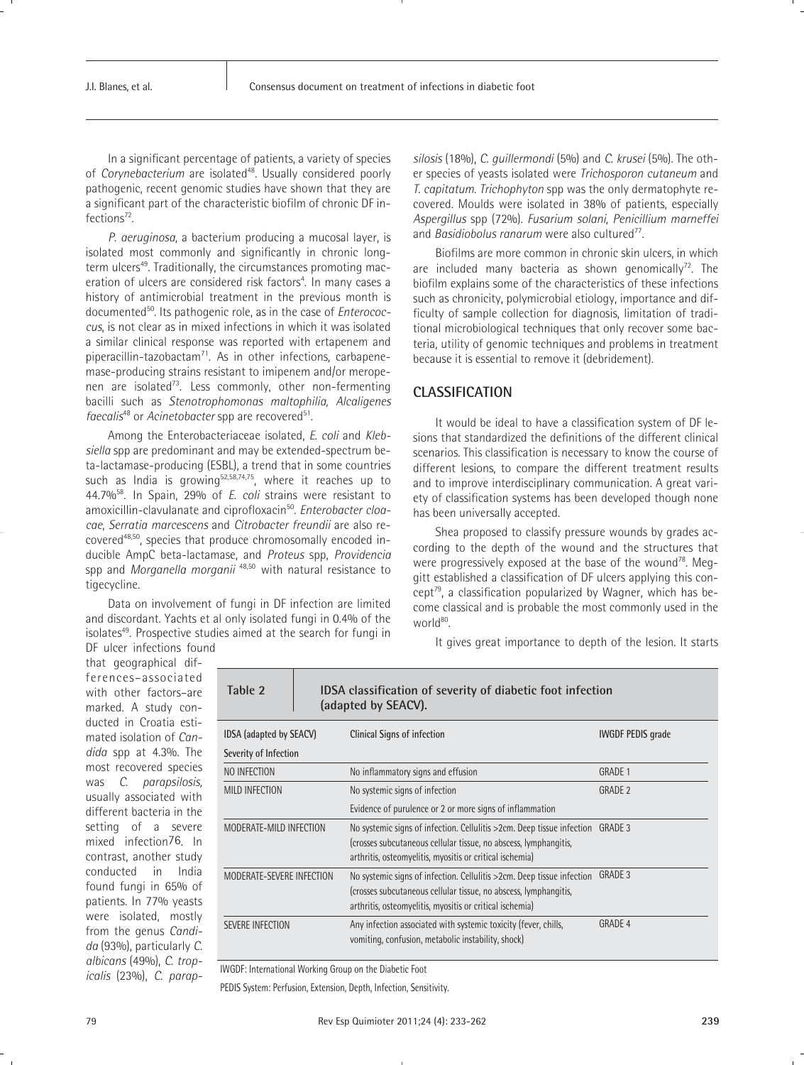In a significant percentage of patients, a variety of species of *Corynebacterium* are isolated[48]. Usually considered poorly pathogenic, recent genomic studies have shown that they are a significant part of the characteristic biofilm of chronic DF infections[72].

*P. aeruginosa*, a bacterium producing a mucosal layer, is isolated most commonly and significantly in chronic long-term ulcers[49]. Traditionally, the circumstances promoting maceration of ulcers are considered risk factors[4]. In many cases a history of antimicrobial treatment in the previous month is documented[50]. Its pathogenic role, as in the case of *Enterococcus*, is not clear as in mixed infections in which it was isolated a similar clinical response was reported with ertapenem and piperacillin-tazobactam[71]. As in other infections, carbapenemase-producing strains resistant to imipenem and/or meropenen are isolated[73]. Less commonly, other non-fermenting bacilli such as *Stenotrophomonas maltophilia, Alcaligenes faecalis*[48] or *Acinetobacter* spp are recovered[51].

Among the Enterobacteriaceae isolated, *E. coli* and *Klebsiella* spp are predominant and may be extended-spectrum beta-lactamase-producing (ESBL), a trend that in some countries such as India is growing[52,58,74,75], where it reaches up to 44.7%[58]. In Spain, 29% of *E. coli* strains were resistant to amoxicillin-clavulanate and ciprofloxacin[50]. *Enterobacter cloacae*, *Serratia marcescens* and *Citrobacter freundii* are also recovered[48,50], species that produce chromosomally encoded inducible AmpC beta-lactamase, and *Proteus* spp, *Providencia* spp and *Morganella morganii* [48,50] with natural resistance to tigecycline.

Data on involvement of fungi in DF infection are limited and discordant. Yachts et al only isolated fungi in 0.4% of the isolates[49]. Prospective studies aimed at the search for fungi in DF ulcer infections found that geographical differences–associated with other factors–are marked. A study conducted in Croatia estimated isolation of *Candida* spp at 4.3%. The most recovered species was *C. parapsilosis,* usually associated with different bacteria in the setting of a severe mixed infection76. In contrast, another study conducted in India found fungi in 65% of patients. In 77% yeasts were isolated, mostly from the genus *Candida* (93%), particularly *C. albicans* (49%), *C. tropicalis* (23%), *C. parapsilosis* (18%), *C. guillermondi* (5%) and *C. krusei* (5%). The other species of yeasts isolated were *Trichosporon cutaneum* and *T. capitatum*. *Trichophyton* spp was the only dermatophyte recovered. Moulds were isolated in 38% of patients, especially *Aspergillus* spp (72%). *Fusarium solani*, *Penicillium marneffei* and *Basidiobolus ranarum* were also cultured[77].

Biofilms are more common in chronic skin ulcers, in which are included many bacteria as shown genomically[72]. The biofilm explains some of the characteristics of these infections such as chronicity, polymicrobial etiology, importance and difficulty of sample collection for diagnosis, limitation of traditional microbiological techniques that only recover some bacteria, utility of genomic techniques and problems in treatment because it is essential to remove it (debridement).

## CLASSIFICATION

It would be ideal to have a classification system of DF lesions that standardized the definitions of the different clinical scenarios. This classification is necessary to know the course of different lesions, to compare the different treatment results and to improve interdisciplinary communication. A great variety of classification systems has been developed though none has been universally accepted.

Shea proposed to classify pressure wounds by grades according to the depth of the wound and the structures that were progressively exposed at the base of the wound[78]. Meggitt established a classification of DF ulcers applying this concept[79], a classification popularized by Wagner, which has become classical and is probable the most commonly used in the world[80].

It gives great importance to depth of the lesion. It starts

**Table 2** IDSA classification of severity of diabetic foot infection (adapted by SEACV).

| IDSA (adapted by SEACV) Severity of Infection | Clinical Signs of infection | IWGDF PEDIS grade |
|---|---|---|
| NO INFECTION | No inflammatory signs and effusion | GRADE 1 |
| MILD INFECTION | No systemic signs of infection<br>Evidence of purulence or 2 or more signs of inflammation | GRADE 2 |
| MODERATE-MILD INFECTION | No systemic signs of infection. Cellulitis >2cm. Deep tissue infection (crosses subcutaneous cellular tissue, no abscess, lymphangitis, arthritis, osteomyelitis, myositis or critical ischemia) | GRADE 3 |
| MODERATE-SEVERE INFECTION | No systemic signs of infection. Cellulitis >2cm. Deep tissue infection (crosses subcutaneous cellular tissue, no abscess, lymphangitis, arthritis, osteomyelitis, myositis or critical ischemia) | GRADE 3 |
| SEVERE INFECTION | Any infection associated with systemic toxicity (fever, chills, vomiting, confusion, metabolic instability, shock) | GRADE 4 |

IWGDF: International Working Group on the Diabetic Foot

PEDIS System: Perfusion, Extension, Depth, Infection, Sensitivity.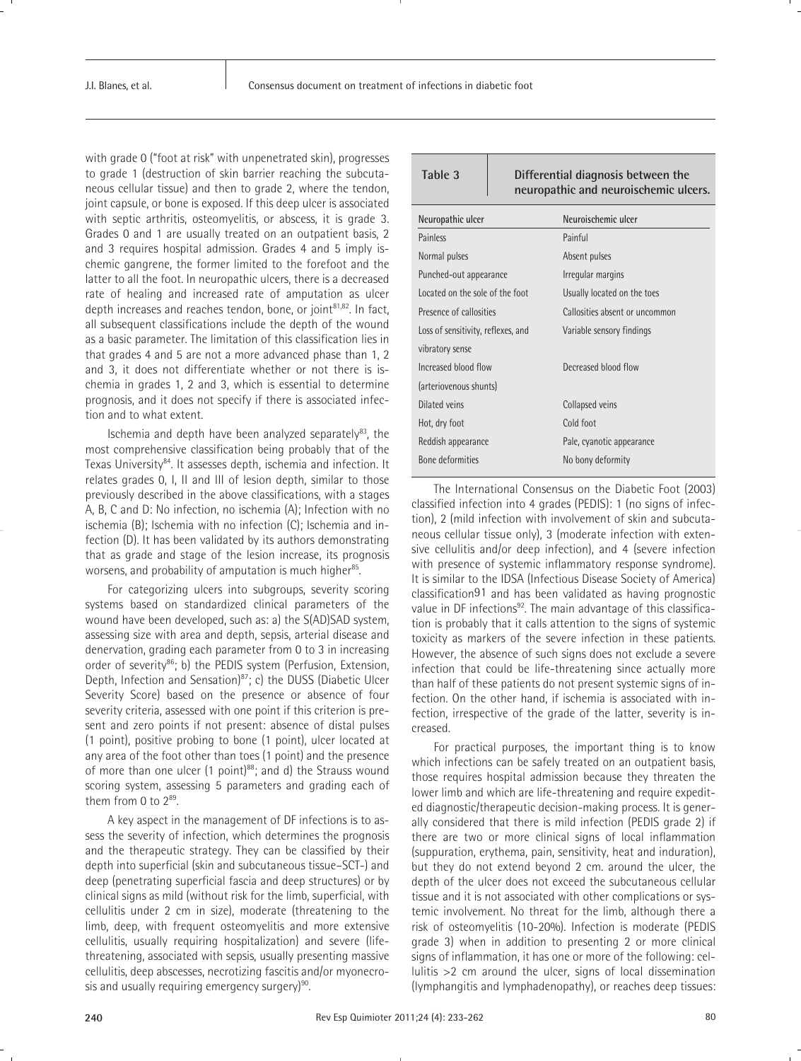with grade 0 ("foot at risk" with unpenetrated skin), progresses to grade 1 (destruction of skin barrier reaching the subcutaneous cellular tissue) and then to grade 2, where the tendon, joint capsule, or bone is exposed. If this deep ulcer is associated with septic arthritis, osteomyelitis, or abscess, it is grade 3. Grades 0 and 1 are usually treated on an outpatient basis, 2 and 3 requires hospital admission. Grades 4 and 5 imply ischemic gangrene, the former limited to the forefoot and the latter to all the foot. In neuropathic ulcers, there is a decreased rate of healing and increased rate of amputation as ulcer depth increases and reaches tendon, bone, or joint[81,82]. In fact, all subsequent classifications include the depth of the wound as a basic parameter. The limitation of this classification lies in that grades 4 and 5 are not a more advanced phase than 1, 2 and 3, it does not differentiate whether or not there is ischemia in grades 1, 2 and 3, which is essential to determine prognosis, and it does not specify if there is associated infection and to what extent.

Ischemia and depth have been analyzed separately[83], the most comprehensive classification being probably that of the Texas University[84]. It assesses depth, ischemia and infection. It relates grades 0, I, II and III of lesion depth, similar to those previously described in the above classifications, with a stages A, B, C and D: No infection, no ischemia (A); Infection with no ischemia (B); Ischemia with no infection (C); Ischemia and infection (D). It has been validated by its authors demonstrating that as grade and stage of the lesion increase, its prognosis worsens, and probability of amputation is much higher[85].

For categorizing ulcers into subgroups, severity scoring systems based on standardized clinical parameters of the wound have been developed, such as: a) the S(AD)SAD system, assessing size with area and depth, sepsis, arterial disease and denervation, grading each parameter from 0 to 3 in increasing order of severity[86]; b) the PEDIS system (Perfusion, Extension, Depth, Infection and Sensation)[87]; c) the DUSS (Diabetic Ulcer Severity Score) based on the presence or absence of four severity criteria, assessed with one point if this criterion is present and zero points if not present: absence of distal pulses (1 point), positive probing to bone (1 point), ulcer located at any area of the foot other than toes (1 point) and the presence of more than one ulcer (1 point)[88]; and d) the Strauss wound scoring system, assessing 5 parameters and grading each of them from 0 to 2[89].

A key aspect in the management of DF infections is to assess the severity of infection, which determines the prognosis and the therapeutic strategy. They can be classified by their depth into superficial (skin and subcutaneous tissue–SCT-) and deep (penetrating superficial fascia and deep structures) or by clinical signs as mild (without risk for the limb, superficial, with cellulitis under 2 cm in size), moderate (threatening to the limb, deep, with frequent osteomyelitis and more extensive cellulitis, usually requiring hospitalization) and severe (life-threatening, associated with sepsis, usually presenting massive cellulitis, deep abscesses, necrotizing fascitis and/or myonecrosis and usually requiring emergency surgery)[90].

**Table 3** Differential diagnosis between the neuropathic and neuroischemic ulcers.

| Neuropathic ulcer | Neuroischemic ulcer |
|---|---|
| Painless | Painful |
| Normal pulses | Absent pulses |
| Punched-out appearance | Irregular margins |
| Located on the sole of the foot | Usually located on the toes |
| Presence of callosities | Callosities absent or uncommon |
| Loss of sensitivity, reflexes, and vibratory sense | Variable sensory findings |
| Increased blood flow (arteriovenous shunts) | Decreased blood flow |
| Dilated veins | Collapsed veins |
| Hot, dry foot | Cold foot |
| Reddish appearance | Pale, cyanotic appearance |
| Bone deformities | No bony deformity |

The International Consensus on the Diabetic Foot (2003) classified infection into 4 grades (PEDIS): 1 (no signs of infection), 2 (mild infection with involvement of skin and subcutaneous cellular tissue only), 3 (moderate infection with extensive cellulitis and/or deep infection), and 4 (severe infection with presence of systemic inflammatory response syndrome). It is similar to the IDSA (Infectious Disease Society of America) classification91 and has been validated as having prognostic value in DF infections[92]. The main advantage of this classification is probably that it calls attention to the signs of systemic toxicity as markers of the severe infection in these patients. However, the absence of such signs does not exclude a severe infection that could be life-threatening since actually more than half of these patients do not present systemic signs of infection. On the other hand, if ischemia is associated with infection, irrespective of the grade of the latter, severity is increased.

For practical purposes, the important thing is to know which infections can be safely treated on an outpatient basis, those requires hospital admission because they threaten the lower limb and which are life-threatening and require expedited diagnostic/therapeutic decision-making process. It is generally considered that there is mild infection (PEDIS grade 2) if there are two or more clinical signs of local inflammation (suppuration, erythema, pain, sensitivity, heat and induration), but they do not extend beyond 2 cm. around the ulcer, the depth of the ulcer does not exceed the subcutaneous cellular tissue and it is not associated with other complications or systemic involvement. No threat for the limb, although there a risk of osteomyelitis (10-20%). Infection is moderate (PEDIS grade 3) when in addition to presenting 2 or more clinical signs of inflammation, it has one or more of the following: cellulitis >2 cm around the ulcer, signs of local dissemination (lymphangitis and lymphadenopathy), or reaches deep tissues: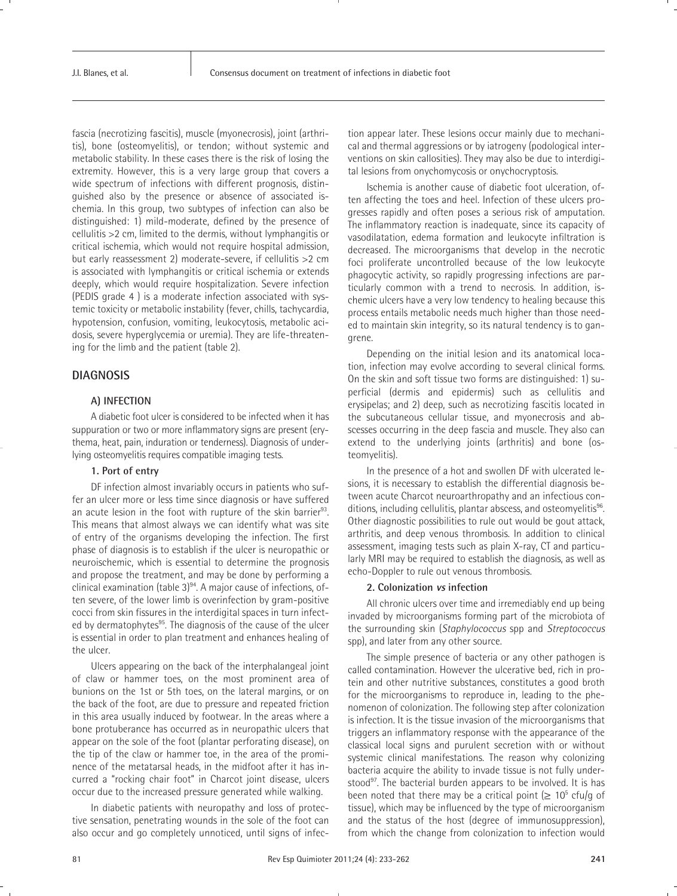fascia (necrotizing fascitis), muscle (myonecrosis), joint (arthritis), bone (osteomyelitis), or tendon; without systemic and metabolic stability. In these cases there is the risk of losing the extremity. However, this is a very large group that covers a wide spectrum of infections with different prognosis, distinguished also by the presence or absence of associated ischemia. In this group, two subtypes of infection can also be distinguished: 1) mild-moderate, defined by the presence of cellulitis >2 cm, limited to the dermis, without lymphangitis or critical ischemia, which would not require hospital admission, but early reassessment 2) moderate-severe, if cellulitis >2 cm is associated with lymphangitis or critical ischemia or extends deeply, which would require hospitalization. Severe infection (PEDIS grade 4 ) is a moderate infection associated with systemic toxicity or metabolic instability (fever, chills, tachycardia, hypotension, confusion, vomiting, leukocytosis, metabolic acidosis, severe hyperglycemia or uremia). They are life-threatening for the limb and the patient (table 2).

## DIAGNOSIS

### A) INFECTION

A diabetic foot ulcer is considered to be infected when it has suppuration or two or more inflammatory signs are present (erythema, heat, pain, induration or tenderness). Diagnosis of underlying osteomyelitis requires compatible imaging tests.

#### 1. Port of entry

DF infection almost invariably occurs in patients who suffer an ulcer more or less time since diagnosis or have suffered an acute lesion in the foot with rupture of the skin barrier[93]. This means that almost always we can identify what was site of entry of the organisms developing the infection. The first phase of diagnosis is to establish if the ulcer is neuropathic or neuroischemic, which is essential to determine the prognosis and propose the treatment, and may be done by performing a clinical examination (table 3)[94]. A major cause of infections, often severe, of the lower limb is overinfection by gram-positive cocci from skin fissures in the interdigital spaces in turn infected by dermatophytes[95]. The diagnosis of the cause of the ulcer is essential in order to plan treatment and enhances healing of the ulcer.

Ulcers appearing on the back of the interphalangeal joint of claw or hammer toes, on the most prominent area of bunions on the 1st or 5th toes, on the lateral margins, or on the back of the foot, are due to pressure and repeated friction in this area usually induced by footwear. In the areas where a bone protuberance has occurred as in neuropathic ulcers that appear on the sole of the foot (plantar perforating disease), on the tip of the claw or hammer toe, in the area of the prominence of the metatarsal heads, in the midfoot after it has incurred a "rocking chair foot" in Charcot joint disease, ulcers occur due to the increased pressure generated while walking.

In diabetic patients with neuropathy and loss of protective sensation, penetrating wounds in the sole of the foot can also occur and go completely unnoticed, until signs of infection appear later. These lesions occur mainly due to mechanical and thermal aggressions or by iatrogeny (podological interventions on skin callosities). They may also be due to interdigital lesions from onychomycosis or onychocryptosis.

Ischemia is another cause of diabetic foot ulceration, often affecting the toes and heel. Infection of these ulcers progresses rapidly and often poses a serious risk of amputation. The inflammatory reaction is inadequate, since its capacity of vasodilatation, edema formation and leukocyte infiltration is decreased. The microorganisms that develop in the necrotic foci proliferate uncontrolled because of the low leukocyte phagocytic activity, so rapidly progressing infections are particularly common with a trend to necrosis. In addition, ischemic ulcers have a very low tendency to healing because this process entails metabolic needs much higher than those needed to maintain skin integrity, so its natural tendency is to gangrene.

Depending on the initial lesion and its anatomical location, infection may evolve according to several clinical forms. On the skin and soft tissue two forms are distinguished: 1) superficial (dermis and epidermis) such as cellulitis and erysipelas; and 2) deep, such as necrotizing fascitis located in the subcutaneous cellular tissue, and myonecrosis and abscesses occurring in the deep fascia and muscle. They also can extend to the underlying joints (arthritis) and bone (osteomyelitis).

In the presence of a hot and swollen DF with ulcerated lesions, it is necessary to establish the differential diagnosis between acute Charcot neuroarthropathy and an infectious conditions, including cellulitis, plantar abscess, and osteomyelitis[96]. Other diagnostic possibilities to rule out would be gout attack, arthritis, and deep venous thrombosis. In addition to clinical assessment, imaging tests such as plain X-ray, CT and particularly MRI may be required to establish the diagnosis, as well as echo-Doppler to rule out venous thrombosis.

#### 2. Colonization *vs* infection

All chronic ulcers over time and irremediably end up being invaded by microorganisms forming part of the microbiota of the surrounding skin (*Staphylococcus* spp and *Streptococcus* spp), and later from any other source.

The simple presence of bacteria or any other pathogen is called contamination. However the ulcerative bed, rich in protein and other nutritive substances, constitutes a good broth for the microorganisms to reproduce in, leading to the phenomenon of colonization. The following step after colonization is infection. It is the tissue invasion of the microorganisms that triggers an inflammatory response with the appearance of the classical local signs and purulent secretion with or without systemic clinical manifestations. The reason why colonizing bacteria acquire the ability to invade tissue is not fully understood[97]. The bacterial burden appears to be involved. It is has been noted that there may be a critical point ($\geq 10^5$ cfu/g of tissue), which may be influenced by the type of microorganism and the status of the host (degree of immunosuppression), from which the change from colonization to infection would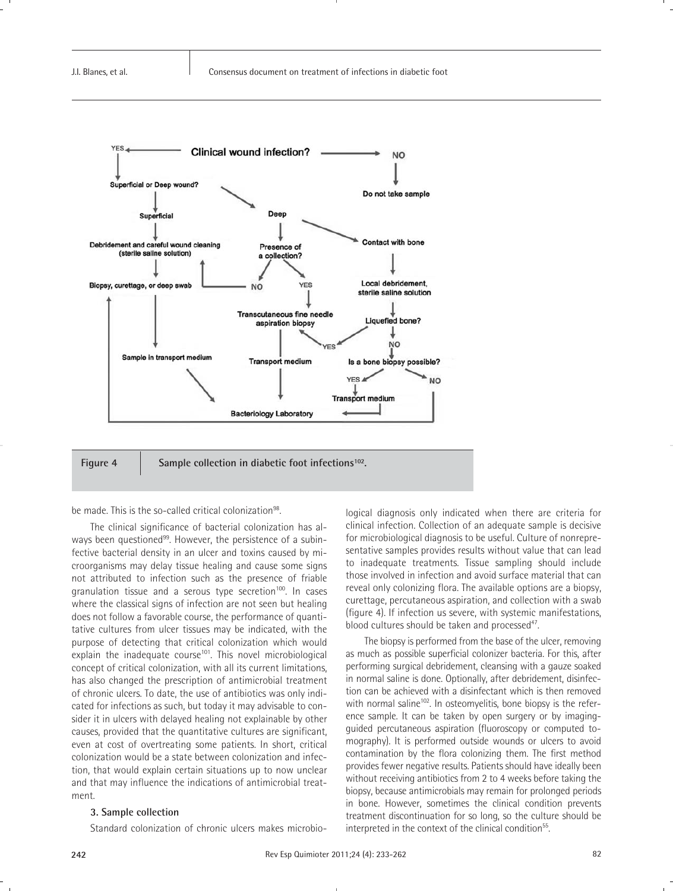Figure 4 Sample collection in diabetic foot infections[102].

be made. This is the so-called critical colonization[98].

The clinical significance of bacterial colonization has always been questioned[99]. However, the persistence of a subinfective bacterial density in an ulcer and toxins caused by microorganisms may delay tissue healing and cause some signs not attributed to infection such as the presence of friable granulation tissue and a serous type secretion[100]. In cases where the classical signs of infection are not seen but healing does not follow a favorable course, the performance of quantitative cultures from ulcer tissues may be indicated, with the purpose of detecting that critical colonization which would explain the inadequate course[101]. This novel microbiological concept of critical colonization, with all its current limitations, has also changed the prescription of antimicrobial treatment of chronic ulcers. To date, the use of antibiotics was only indicated for infections as such, but today it may advisable to consider it in ulcers with delayed healing not explainable by other causes, provided that the quantitative cultures are significant, even at cost of overtreating some patients. In short, critical colonization would be a state between colonization and infection, that would explain certain situations up to now unclear and that may influence the indications of antimicrobial treatment.

### 3. Sample collection

Standard colonization of chronic ulcers makes microbiological diagnosis only indicated when there are criteria for clinical infection. Collection of an adequate sample is decisive for microbiological diagnosis to be useful. Culture of nonrepresentative samples provides results without value that can lead to inadequate treatments. Tissue sampling should include those involved in infection and avoid surface material that can reveal only colonizing flora. The available options are a biopsy, curettage, percutaneous aspiration, and collection with a swab (figure 4). If infection us severe, with systemic manifestations, blood cultures should be taken and processed[47].

The biopsy is performed from the base of the ulcer, removing as much as possible superficial colonizer bacteria. For this, after performing surgical debridement, cleansing with a gauze soaked in normal saline is done. Optionally, after debridement, disinfection can be achieved with a disinfectant which is then removed with normal saline[102]. In osteomyelitis, bone biopsy is the reference sample. It can be taken by open surgery or by imaging-guided percutaneous aspiration (fluoroscopy or computed tomography). It is performed outside wounds or ulcers to avoid contamination by the flora colonizing them. The first method provides fewer negative results. Patients should have ideally been without receiving antibiotics from 2 to 4 weeks before taking the biopsy, because antimicrobials may remain for prolonged periods in bone. However, sometimes the clinical condition prevents treatment discontinuation for so long, so the culture should be interpreted in the context of the clinical condition[55].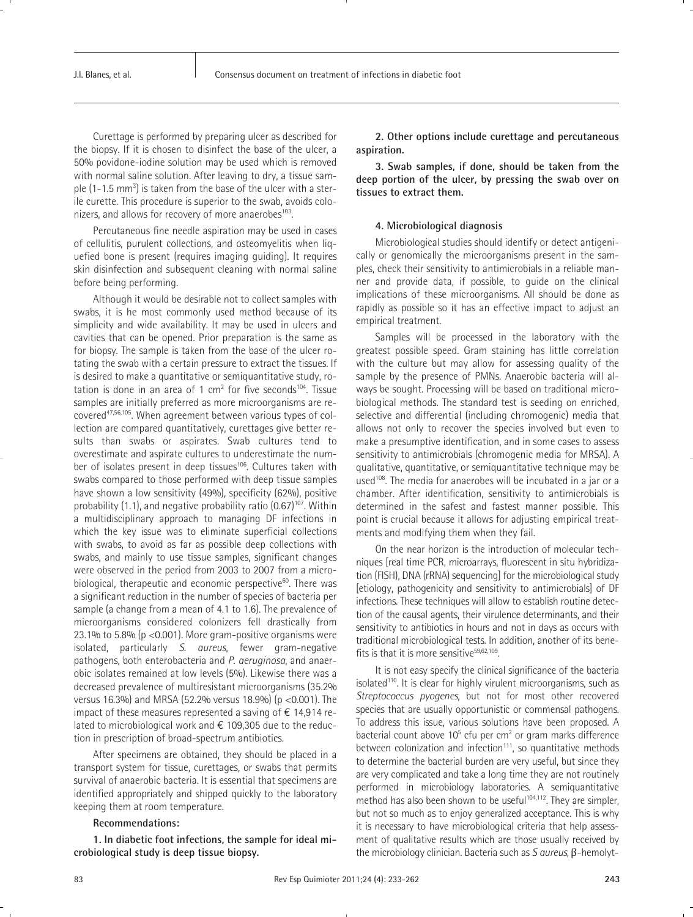Curettage is performed by preparing ulcer as described for the biopsy. If it is chosen to disinfect the base of the ulcer, a 50% povidone-iodine solution may be used which is removed with normal saline solution. After leaving to dry, a tissue sample (1-1.5 mm$^3$) is taken from the base of the ulcer with a sterile curette. This procedure is superior to the swab, avoids colonizers, and allows for recovery of more anaerobes[103].

Percutaneous fine needle aspiration may be used in cases of cellulitis, purulent collections, and osteomyelitis when liquefied bone is present (requires imaging guiding). It requires skin disinfection and subsequent cleaning with normal saline before being performing.

Although it would be desirable not to collect samples with swabs, it is he most commonly used method because of its simplicity and wide availability. It may be used in ulcers and cavities that can be opened. Prior preparation is the same as for biopsy. The sample is taken from the base of the ulcer rotating the swab with a certain pressure to extract the tissues. If is desired to make a quantitative or semiquantitative study, rotation is done in an area of 1 cm$^2$ for five seconds[104]. Tissue samples are initially preferred as more microorganisms are recovered[47,56,105]. When agreement between various types of collection are compared quantitatively, curettages give better results than swabs or aspirates. Swab cultures tend to overestimate and aspirate cultures to underestimate the number of isolates present in deep tissues[106]. Cultures taken with swabs compared to those performed with deep tissue samples have shown a low sensitivity (49%), specificity (62%), positive probability (1.1), and negative probability ratio (0.67)[107]. Within a multidisciplinary approach to managing DF infections in which the key issue was to eliminate superficial collections with swabs, to avoid as far as possible deep collections with swabs, and mainly to use tissue samples, significant changes were observed in the period from 2003 to 2007 from a microbiological, therapeutic and economic perspective[60]. There was a significant reduction in the number of species of bacteria per sample (a change from a mean of 4.1 to 1.6). The prevalence of microorganisms considered colonizers fell drastically from 23.1% to 5.8% ($p$ <0.001). More gram-positive organisms were isolated, particularly *S. aureus*, fewer gram-negative pathogens, both enterobacteria and *P. aeruginosa*, and anaerobic isolates remained at low levels (5%). Likewise there was a decreased prevalence of multiresistant microorganisms (35.2% versus 16.3%) and MRSA (52.2% versus 18.9%) ($p$ <0.001). The impact of these measures represented a saving of € 14,914 related to microbiological work and € 109,305 due to the reduction in prescription of broad-spectrum antibiotics.

After specimens are obtained, they should be placed in a transport system for tissue, curettages, or swabs that permits survival of anaerobic bacteria. It is essential that specimens are identified appropriately and shipped quickly to the laboratory keeping them at room temperature.

**Recommendations:**

**1. In diabetic foot infections, the sample for ideal microbiological study is deep tissue biopsy.**

**2. Other options include curettage and percutaneous aspiration.**

**3. Swab samples, if done, should be taken from the deep portion of the ulcer, by pressing the swab over on tissues to extract them.**

#### 4. Microbiological diagnosis

Microbiological studies should identify or detect antigenically or genomically the microorganisms present in the samples, check their sensitivity to antimicrobials in a reliable manner and provide data, if possible, to guide on the clinical implications of these microorganisms. All should be done as rapidly as possible so it has an effective impact to adjust an empirical treatment.

Samples will be processed in the laboratory with the greatest possible speed. Gram staining has little correlation with the culture but may allow for assessing quality of the sample by the presence of PMNs. Anaerobic bacteria will always be sought. Processing will be based on traditional microbiological methods. The standard test is seeding on enriched, selective and differential (including chromogenic) media that allows not only to recover the species involved but even to make a presumptive identification, and in some cases to assess sensitivity to antimicrobials (chromogenic media for MRSA). A qualitative, quantitative, or semiquantitative technique may be used[108]. The media for anaerobes will be incubated in a jar or a chamber. After identification, sensitivity to antimicrobials is determined in the safest and fastest manner possible. This point is crucial because it allows for adjusting empirical treatments and modifying them when they fail.

On the near horizon is the introduction of molecular techniques [real time PCR, microarrays, fluorescent in situ hybridization (FISH), DNA (rRNA) sequencing] for the microbiological study [etiology, pathogenicity and sensitivity to antimicrobials] of DF infections. These techniques will allow to establish routine detection of the causal agents, their virulence determinants, and their sensitivity to antibiotics in hours and not in days as occurs with traditional microbiological tests. In addition, another of its benefits is that it is more sensitive[59,62,109].

It is not easy specify the clinical significance of the bacteria isolated[110]. It is clear for highly virulent microorganisms, such as *Streptococcus pyogenes*, but not for most other recovered species that are usually opportunistic or commensal pathogens. To address this issue, various solutions have been proposed. A bacterial count above $10^5$ cfu per cm$^2$ or gram marks difference between colonization and infection[111], so quantitative methods to determine the bacterial burden are very useful, but since they are very complicated and take a long time they are not routinely performed in microbiology laboratories. A semiquantitative method has also been shown to be useful[104,112]. They are simpler, but not so much as to enjoy generalized acceptance. This is why it is necessary to have microbiological criteria that help assessment of qualitative results which are those usually received by the microbiology clinician. Bacteria such as *S aureus*, β-hemolyt-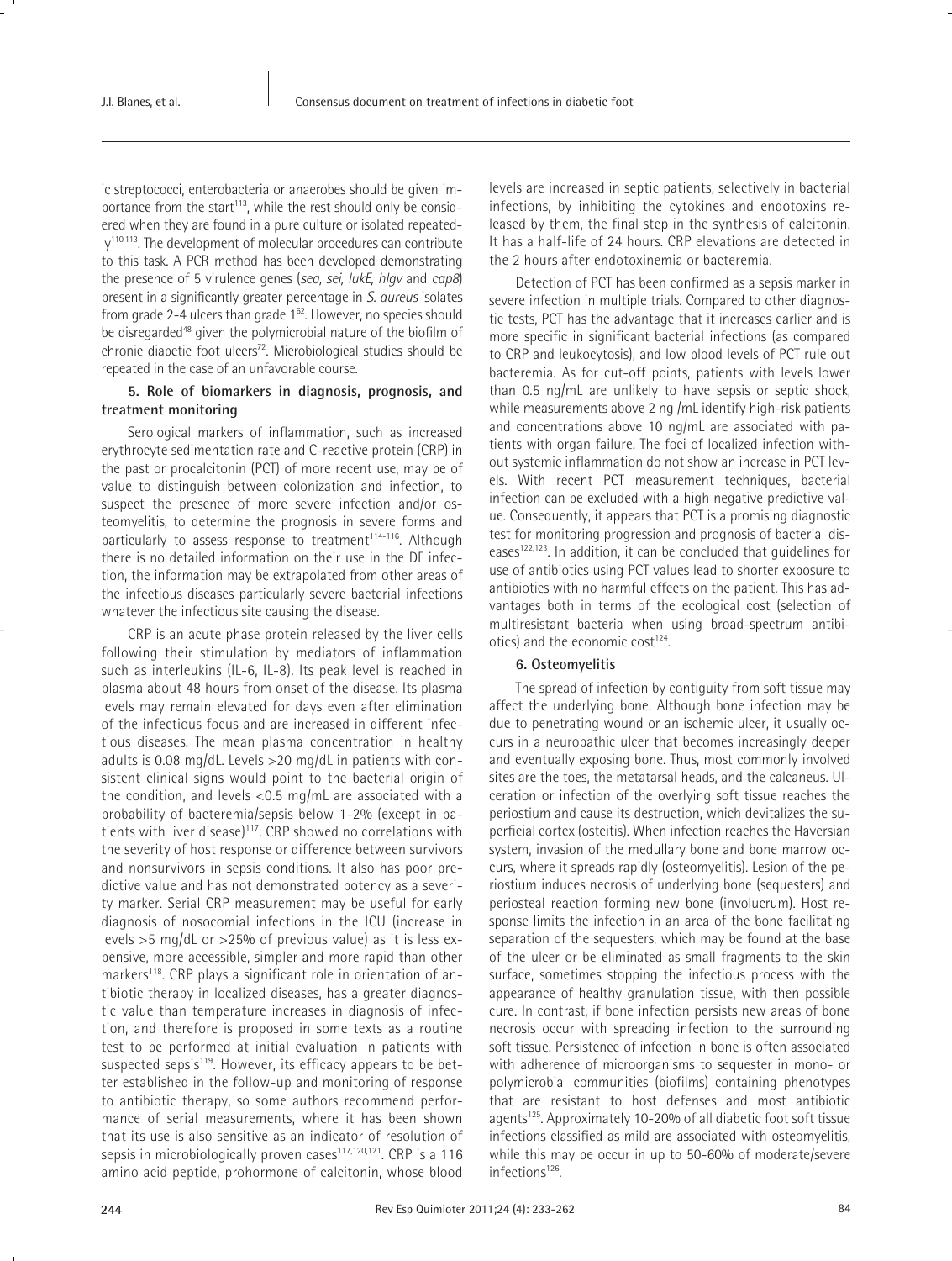ic streptococci, enterobacteria or anaerobes should be given importance from the start[113], while the rest should only be considered when they are found in a pure culture or isolated repeatedly[110,113]. The development of molecular procedures can contribute to this task. A PCR method has been developed demonstrating the presence of 5 virulence genes (*sea, sei, lukE, hlgv* and *cap8*) present in a significantly greater percentage in *S. aureus* isolates from grade 2-4 ulcers than grade 1[62]. However, no species should be disregarded[48] given the polymicrobial nature of the biofilm of chronic diabetic foot ulcers[72]. Microbiological studies should be repeated in the case of an unfavorable course.

### 5. Role of biomarkers in diagnosis, prognosis, and treatment monitoring

Serological markers of inflammation, such as increased erythrocyte sedimentation rate and C-reactive protein (CRP) in the past or procalcitonin (PCT) of more recent use, may be of value to distinguish between colonization and infection, to suspect the presence of more severe infection and/or osteomyelitis, to determine the prognosis in severe forms and particularly to assess response to treatment[114-116]. Although there is no detailed information on their use in the DF infection, the information may be extrapolated from other areas of the infectious diseases particularly severe bacterial infections whatever the infectious site causing the disease.

CRP is an acute phase protein released by the liver cells following their stimulation by mediators of inflammation such as interleukins (IL-6, IL-8). Its peak level is reached in plasma about 48 hours from onset of the disease. Its plasma levels may remain elevated for days even after elimination of the infectious focus and are increased in different infectious diseases. The mean plasma concentration in healthy adults is 0.08 mg/dL. Levels >20 mg/dL in patients with consistent clinical signs would point to the bacterial origin of the condition, and levels <0.5 mg/mL are associated with a probability of bacteremia/sepsis below 1-2% (except in patients with liver disease)[117]. CRP showed no correlations with the severity of host response or difference between survivors and nonsurvivors in sepsis conditions. It also has poor predictive value and has not demonstrated potency as a severity marker. Serial CRP measurement may be useful for early diagnosis of nosocomial infections in the ICU (increase in levels >5 mg/dL or >25% of previous value) as it is less expensive, more accessible, simpler and more rapid than other markers[118]. CRP plays a significant role in orientation of antibiotic therapy in localized diseases, has a greater diagnostic value than temperature increases in diagnosis of infection, and therefore is proposed in some texts as a routine test to be performed at initial evaluation in patients with suspected sepsis[119]. However, its efficacy appears to be better established in the follow-up and monitoring of response to antibiotic therapy, so some authors recommend performance of serial measurements, where it has been shown that its use is also sensitive as an indicator of resolution of sepsis in microbiologically proven cases[117,120,121]. CRP is a 116 amino acid peptide, prohormone of calcitonin, whose blood levels are increased in septic patients, selectively in bacterial infections, by inhibiting the cytokines and endotoxins released by them, the final step in the synthesis of calcitonin. It has a half-life of 24 hours. CRP elevations are detected in the 2 hours after endotoxinemia or bacteremia.

Detection of PCT has been confirmed as a sepsis marker in severe infection in multiple trials. Compared to other diagnostic tests, PCT has the advantage that it increases earlier and is more specific in significant bacterial infections (as compared to CRP and leukocytosis), and low blood levels of PCT rule out bacteremia. As for cut-off points, patients with levels lower than 0.5 ng/mL are unlikely to have sepsis or septic shock, while measurements above 2 ng /mL identify high-risk patients and concentrations above 10 ng/mL are associated with patients with organ failure. The foci of localized infection without systemic inflammation do not show an increase in PCT levels. With recent PCT measurement techniques, bacterial infection can be excluded with a high negative predictive value. Consequently, it appears that PCT is a promising diagnostic test for monitoring progression and prognosis of bacterial diseases[122,123]. In addition, it can be concluded that guidelines for use of antibiotics using PCT values lead to shorter exposure to antibiotics with no harmful effects on the patient. This has advantages both in terms of the ecological cost (selection of multiresistant bacteria when using broad-spectrum antibiotics) and the economic cost[124].

### 6. Osteomyelitis

The spread of infection by contiguity from soft tissue may affect the underlying bone. Although bone infection may be due to penetrating wound or an ischemic ulcer, it usually occurs in a neuropathic ulcer that becomes increasingly deeper and eventually exposing bone. Thus, most commonly involved sites are the toes, the metatarsal heads, and the calcaneus. Ulceration or infection of the overlying soft tissue reaches the periostium and cause its destruction, which devitalizes the superficial cortex (osteitis). When infection reaches the Haversian system, invasion of the medullary bone and bone marrow occurs, where it spreads rapidly (osteomyelitis). Lesion of the periostium induces necrosis of underlying bone (sequesters) and periosteal reaction forming new bone (involucrum). Host response limits the infection in an area of the bone facilitating separation of the sequesters, which may be found at the base of the ulcer or be eliminated as small fragments to the skin surface, sometimes stopping the infectious process with the appearance of healthy granulation tissue, with then possible cure. In contrast, if bone infection persists new areas of bone necrosis occur with spreading infection to the surrounding soft tissue. Persistence of infection in bone is often associated with adherence of microorganisms to sequester in mono- or polymicrobial communities (biofilms) containing phenotypes that are resistant to host defenses and most antibiotic agents[125]. Approximately 10-20% of all diabetic foot soft tissue infections classified as mild are associated with osteomyelitis, while this may be occur in up to 50-60% of moderate/severe infections[126].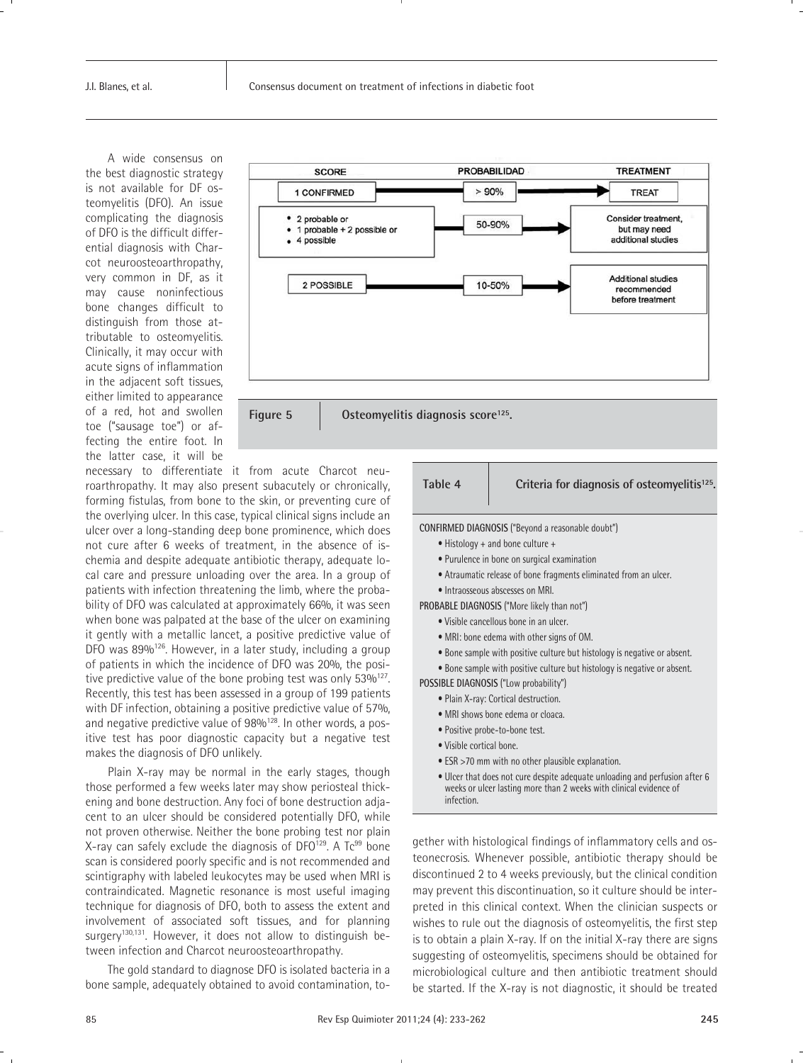A wide consensus on the best diagnostic strategy is not available for DF osteomyelitis (DFO). An issue complicating the diagnosis of DFO is the difficult differential diagnosis with Charcot neuroosteoarthropathy, very common in DF, as it may cause noninfectious bone changes difficult to distinguish from those attributable to osteomyelitis. Clinically, it may occur with acute signs of inflammation in the adjacent soft tissues, either limited to appearance of a red, hot and swollen toe ("sausage toe") or affecting the entire foot. In the latter case, it will be necessary to differentiate it from acute Charcot neuroarthropathy. It may also present subacutely or chronically, forming fistulas, from bone to the skin, or preventing cure of the overlying ulcer. In this case, typical clinical signs include an ulcer over a long-standing deep bone prominence, which does not cure after 6 weeks of treatment, in the absence of ischemia and despite adequate antibiotic therapy, adequate local care and pressure unloading over the area. In a group of patients with infection threatening the limb, where the probability of DFO was calculated at approximately 66%, it was seen when bone was palpated at the base of the ulcer on examining it gently with a metallic lancet, a positive predictive value of DFO was 89%[126]. However, in a later study, including a group of patients in which the incidence of DFO was 20%, the positive predictive value of the bone probing test was only 53%[127]. Recently, this test has been assessed in a group of 199 patients with DF infection, obtaining a positive predictive value of 57%, and negative predictive value of 98%[128]. In other words, a positive test has poor diagnostic capacity but a negative test makes the diagnosis of DFO unlikely.

Plain X-ray may be normal in the early stages, though those performed a few weeks later may show periosteal thickening and bone destruction. Any foci of bone destruction adjacent to an ulcer should be considered potentially DFO, while not proven otherwise. Neither the bone probing test nor plain X-ray can safely exclude the diagnosis of DFO[129]. A $Tc^{99}$ bone scan is considered poorly specific and is not recommended and scintigraphy with labeled leukocytes may be used when MRI is contraindicated. Magnetic resonance is most useful imaging technique for diagnosis of DFO, both to assess the extent and involvement of associated soft tissues, and for planning surgery[130,131]. However, it does not allow to distinguish between infection and Charcot neuroosteoarthropathy.

The gold standard to diagnose DFO is isolated bacteria in a bone sample, adequately obtained to avoid contamination, together with histological findings of inflammatory cells and osteonecrosis. Whenever possible, antibiotic therapy should be discontinued 2 to 4 weeks previously, but the clinical condition may prevent this discontinuation, so it culture should be interpreted in this clinical context. When the clinician suspects or wishes to rule out the diagnosis of osteomyelitis, the first step is to obtain a plain X-ray. If on the initial X-ray there are signs suggesting of osteomyelitis, specimens should be obtained for microbiological culture and then antibiotic treatment should be started. If the X-ray is not diagnostic, it should be treated

| SCORE | PROBABILIDAD | TREATMENT |
|---|---|---|
| 1 CONFIRMED | > 90% | TREAT |
| • 2 probable or<br>• 1 probable + 2 possible or<br>• 4 possible | 50-90% | Consider treatment, but may need additional studies |
| 2 POSSIBLE | 10-50% | Additional studies recommended before treatment |

Figure 5 Osteomyelitis diagnosis score[125].

**Table 4** Criteria for diagnosis of osteomyelitis[125].

CONFIRMED DIAGNOSIS ("Beyond a reasonable doubt")

- Histology + and bone culture +
- Purulence in bone on surgical examination
- Atraumatic release of bone fragments eliminated from an ulcer.
- Intraosseous abscesses on MRI.

PROBABLE DIAGNOSIS ("More likely than not")

- Visible cancellous bone in an ulcer.
- MRI: bone edema with other signs of OM.
- Bone sample with positive culture but histology is negative or absent.
- Bone sample with positive culture but histology is negative or absent.

POSSIBLE DIAGNOSIS ("Low probability")

- Plain X-ray: Cortical destruction.
- MRI shows bone edema or cloaca.
- Positive probe-to-bone test.
- Visible cortical bone.
- ESR >70 mm with no other plausible explanation.
- Ulcer that does not cure despite adequate unloading and perfusion after 6 weeks or ulcer lasting more than 2 weeks with clinical evidence of infection.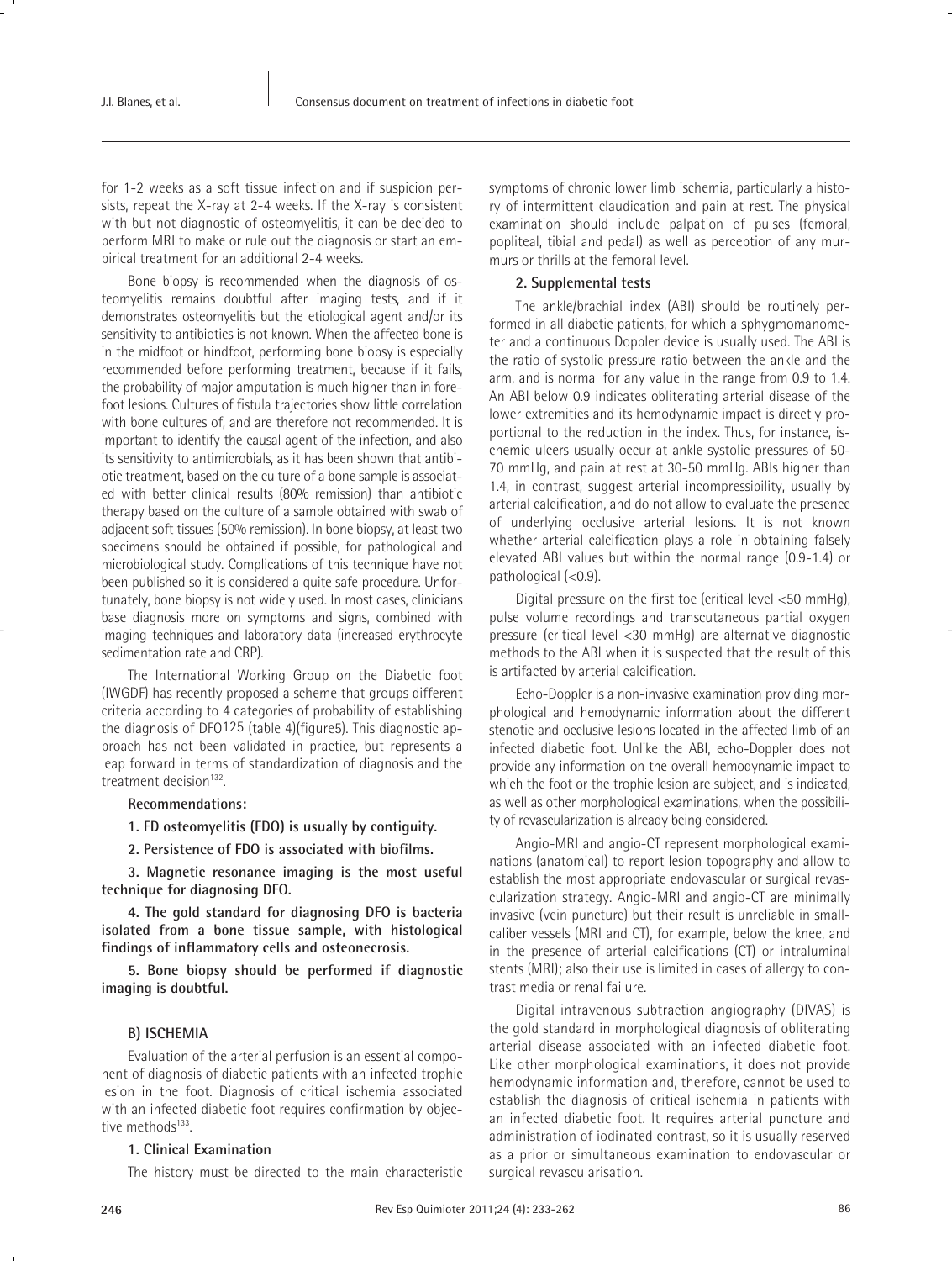for 1-2 weeks as a soft tissue infection and if suspicion persists, repeat the X-ray at 2-4 weeks. If the X-ray is consistent with but not diagnostic of osteomyelitis, it can be decided to perform MRI to make or rule out the diagnosis or start an empirical treatment for an additional 2-4 weeks.

Bone biopsy is recommended when the diagnosis of osteomyelitis remains doubtful after imaging tests, and if it demonstrates osteomyelitis but the etiological agent and/or its sensitivity to antibiotics is not known. When the affected bone is in the midfoot or hindfoot, performing bone biopsy is especially recommended before performing treatment, because if it fails, the probability of major amputation is much higher than in forefoot lesions. Cultures of fistula trajectories show little correlation with bone cultures of, and are therefore not recommended. It is important to identify the causal agent of the infection, and also its sensitivity to antimicrobials, as it has been shown that antibiotic treatment, based on the culture of a bone sample is associated with better clinical results (80% remission) than antibiotic therapy based on the culture of a sample obtained with swab of adjacent soft tissues (50% remission). In bone biopsy, at least two specimens should be obtained if possible, for pathological and microbiological study. Complications of this technique have not been published so it is considered a quite safe procedure. Unfortunately, bone biopsy is not widely used. In most cases, clinicians base diagnosis more on symptoms and signs, combined with imaging techniques and laboratory data (increased erythrocyte sedimentation rate and CRP).

The International Working Group on the Diabetic foot (IWGDF) has recently proposed a scheme that groups different criteria according to 4 categories of probability of establishing the diagnosis of DFO125 (table 4)(figure5). This diagnostic approach has not been validated in practice, but represents a leap forward in terms of standardization of diagnosis and the treatment decision[132].

**Recommendations:**

**1. FD osteomyelitis (FDO) is usually by contiguity.**

**2. Persistence of FDO is associated with biofilms.**

**3. Magnetic resonance imaging is the most useful technique for diagnosing DFO.**

**4. The gold standard for diagnosing DFO is bacteria isolated from a bone tissue sample, with histological findings of inflammatory cells and osteonecrosis.**

**5. Bone biopsy should be performed if diagnostic imaging is doubtful.**

### B) ISCHEMIA

Evaluation of the arterial perfusion is an essential component of diagnosis of diabetic patients with an infected trophic lesion in the foot. Diagnosis of critical ischemia associated with an infected diabetic foot requires confirmation by objective methods[133].

#### 1. Clinical Examination

The history must be directed to the main characteristic symptoms of chronic lower limb ischemia, particularly a history of intermittent claudication and pain at rest. The physical examination should include palpation of pulses (femoral, popliteal, tibial and pedal) as well as perception of any murmurs or thrills at the femoral level.

#### 2. Supplemental tests

The ankle/brachial index (ABI) should be routinely performed in all diabetic patients, for which a sphygmomanometer and a continuous Doppler device is usually used. The ABI is the ratio of systolic pressure ratio between the ankle and the arm, and is normal for any value in the range from 0.9 to 1.4. An ABI below 0.9 indicates obliterating arterial disease of the lower extremities and its hemodynamic impact is directly proportional to the reduction in the index. Thus, for instance, ischemic ulcers usually occur at ankle systolic pressures of 50-70 mmHg, and pain at rest at 30-50 mmHg. ABIs higher than 1.4, in contrast, suggest arterial incompressibility, usually by arterial calcification, and do not allow to evaluate the presence of underlying occlusive arterial lesions. It is not known whether arterial calcification plays a role in obtaining falsely elevated ABI values but within the normal range (0.9-1.4) or pathological (<0.9).

Digital pressure on the first toe (critical level <50 mmHg), pulse volume recordings and transcutaneous partial oxygen pressure (critical level <30 mmHg) are alternative diagnostic methods to the ABI when it is suspected that the result of this is artifacted by arterial calcification.

Echo-Doppler is a non-invasive examination providing morphological and hemodynamic information about the different stenotic and occlusive lesions located in the affected limb of an infected diabetic foot. Unlike the ABI, echo-Doppler does not provide any information on the overall hemodynamic impact to which the foot or the trophic lesion are subject, and is indicated, as well as other morphological examinations, when the possibility of revascularization is already being considered.

Angio-MRI and angio-CT represent morphological examinations (anatomical) to report lesion topography and allow to establish the most appropriate endovascular or surgical revascularization strategy. Angio-MRI and angio-CT are minimally invasive (vein puncture) but their result is unreliable in small-caliber vessels (MRI and CT), for example, below the knee, and in the presence of arterial calcifications (CT) or intraluminal stents (MRI); also their use is limited in cases of allergy to contrast media or renal failure.

Digital intravenous subtraction angiography (DIVAS) is the gold standard in morphological diagnosis of obliterating arterial disease associated with an infected diabetic foot. Like other morphological examinations, it does not provide hemodynamic information and, therefore, cannot be used to establish the diagnosis of critical ischemia in patients with an infected diabetic foot. It requires arterial puncture and administration of iodinated contrast, so it is usually reserved as a prior or simultaneous examination to endovascular or surgical revascularisation.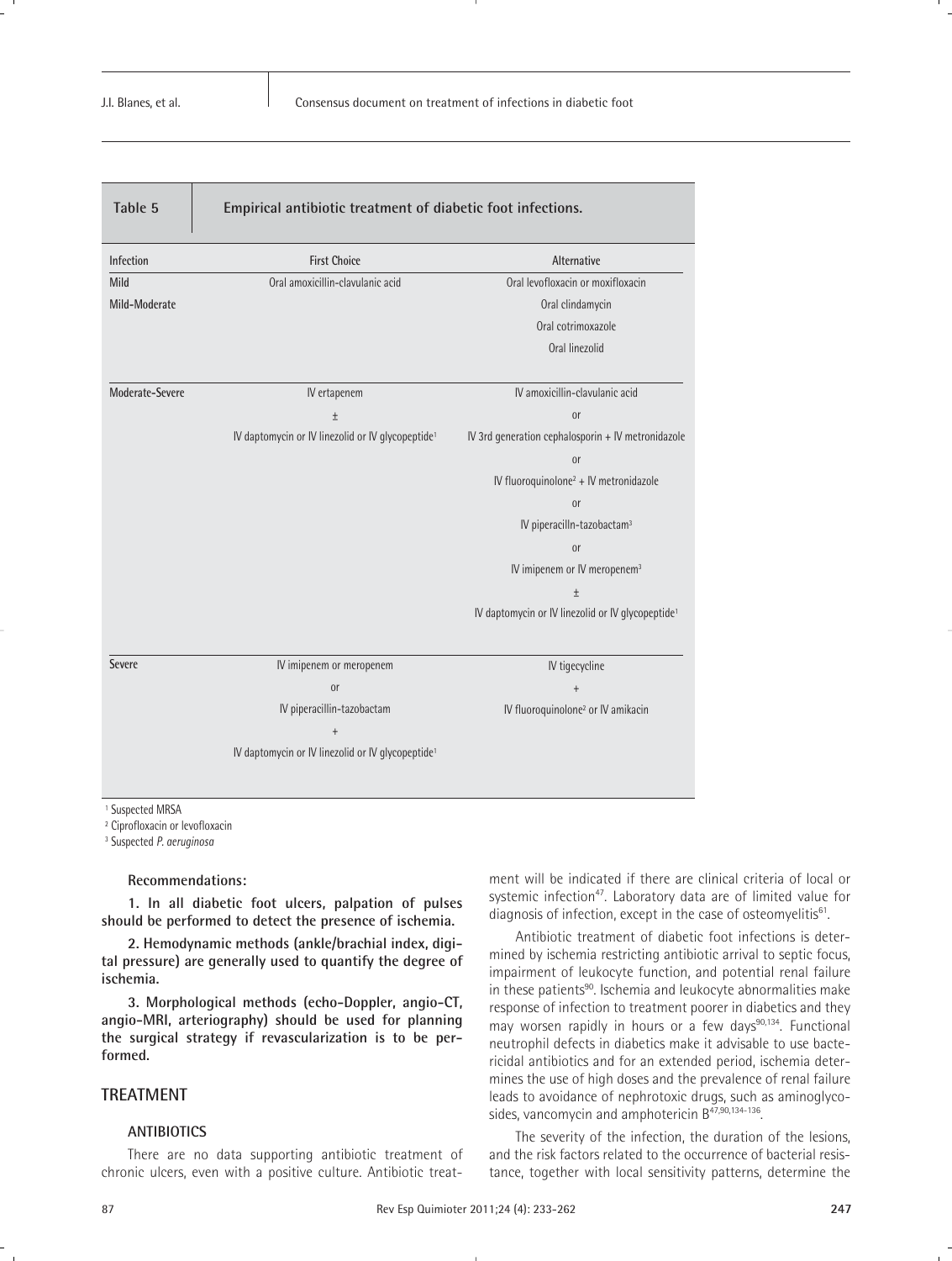| Table 5 | Empirical antibiotic treatment of diabetic foot infections. | |
|---|---|---|
| **Infection** | **First Choice** | **Alternative** |
| **Mild** | Oral amoxicillin-clavulanic acid | Oral levofloxacin or moxifloxacin |
| **Mild-Moderate** | | Oral clindamycin |
| | | Oral cotrimoxazole |
| | | Oral linezolid |
| **Moderate-Severe** | IV ertapenem | IV amoxicillin-clavulanic acid |
| | ± | or |
| | IV daptomycin or IV linezolid or IV glycopeptide[1] | IV 3rd generation cephalosporin + IV metronidazole |
| | | or |
| | | IV fluoroquinolone[2] + IV metronidazole |
| | | or |
| | | IV piperacilln-tazobactam[3] |
| | | or |
| | | IV imipenem or IV meropenem[3] |
| | | ± |
| | | IV daptomycin or IV linezolid or IV glycopeptide[1] |
| **Severe** | IV imipenem or meropenem | IV tigecycline |
| | or | + |
| | IV piperacillin-tazobactam | IV fluoroquinolone[2] or IV amikacin |
| | + | |
| | IV daptomycin or IV linezolid or IV glycopeptide[1] | |

[1] Suspected MRSA

[2] Ciprofloxacin or levofloxacin

[3] Suspected *P. aeruginosa*

**Recommendations:**

**1. In all diabetic foot ulcers, palpation of pulses should be performed to detect the presence of ischemia.**

**2. Hemodynamic methods (ankle/brachial index, digital pressure) are generally used to quantify the degree of ischemia.**

**3. Morphological methods (echo-Doppler, angio-CT, angio-MRI, arteriography) should be used for planning the surgical strategy if revascularization is to be performed.**

## TREATMENT

### ANTIBIOTICS

There are no data supporting antibiotic treatment of chronic ulcers, even with a positive culture. Antibiotic treatment will be indicated if there are clinical criteria of local or systemic infection[47]. Laboratory data are of limited value for diagnosis of infection, except in the case of osteomyelitis[61].

Antibiotic treatment of diabetic foot infections is determined by ischemia restricting antibiotic arrival to septic focus, impairment of leukocyte function, and potential renal failure in these patients[90]. Ischemia and leukocyte abnormalities make response of infection to treatment poorer in diabetics and they may worsen rapidly in hours or a few days[90,134]. Functional neutrophil defects in diabetics make it advisable to use bactericidal antibiotics and for an extended period, ischemia determines the use of high doses and the prevalence of renal failure leads to avoidance of nephrotoxic drugs, such as aminoglycosides, vancomycin and amphotericin B[47,90,134-136].

The severity of the infection, the duration of the lesions, and the risk factors related to the occurrence of bacterial resistance, together with local sensitivity patterns, determine the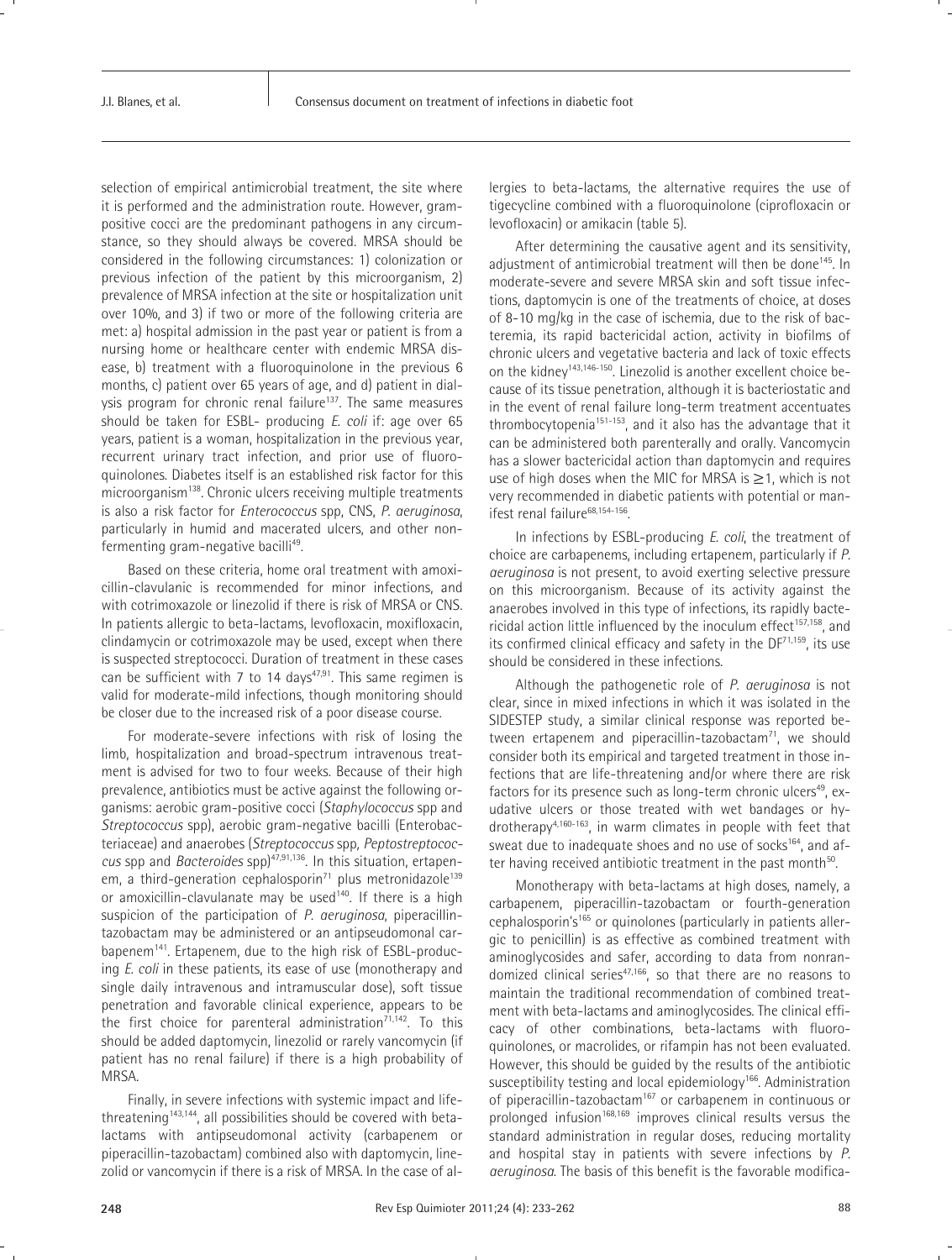selection of empirical antimicrobial treatment, the site where it is performed and the administration route. However, gram-positive cocci are the predominant pathogens in any circumstance, so they should always be covered. MRSA should be considered in the following circumstances: 1) colonization or previous infection of the patient by this microorganism, 2) prevalence of MRSA infection at the site or hospitalization unit over 10%, and 3) if two or more of the following criteria are met: a) hospital admission in the past year or patient is from a nursing home or healthcare center with endemic MRSA disease, b) treatment with a fluoroquinolone in the previous 6 months, c) patient over 65 years of age, and d) patient in dialysis program for chronic renal failure[137]. The same measures should be taken for ESBL- producing *E. coli* if: age over 65 years, patient is a woman, hospitalization in the previous year, recurrent urinary tract infection, and prior use of fluoroquinolones. Diabetes itself is an established risk factor for this microorganism[138]. Chronic ulcers receiving multiple treatments is also a risk factor for *Enterococcus* spp, CNS, *P. aeruginosa*, particularly in humid and macerated ulcers, and other non-fermenting gram-negative bacilli[49].

Based on these criteria, home oral treatment with amoxicillin-clavulanic is recommended for minor infections, and with cotrimoxazole or linezolid if there is risk of MRSA or CNS. In patients allergic to beta-lactams, levofloxacin, moxifloxacin, clindamycin or cotrimoxazole may be used, except when there is suspected streptococci. Duration of treatment in these cases can be sufficient with 7 to 14 days[47,91]. This same regimen is valid for moderate-mild infections, though monitoring should be closer due to the increased risk of a poor disease course.

For moderate-severe infections with risk of losing the limb, hospitalization and broad-spectrum intravenous treatment is advised for two to four weeks. Because of their high prevalence, antibiotics must be active against the following organisms: aerobic gram-positive cocci (*Staphylococcus* spp and *Streptococcus* spp), aerobic gram-negative bacilli (Enterobacteriaceae) and anaerobes (*Streptococcus* spp, *Peptostreptococcus* spp and *Bacteroides* spp)[47,91,136]. In this situation, ertapenem, a third-generation cephalosporin[71] plus metronidazole[139] or amoxicillin-clavulanate may be used[140]. If there is a high suspicion of the participation of *P. aeruginosa*, piperacillin-tazobactam may be administered or an antipseudomonal carbapenem[141]. Ertapenem, due to the high risk of ESBL-producing *E. coli* in these patients, its ease of use (monotherapy and single daily intravenous and intramuscular dose), soft tissue penetration and favorable clinical experience, appears to be the first choice for parenteral administration[71,142]. To this should be added daptomycin, linezolid or rarely vancomycin (if patient has no renal failure) if there is a high probability of MRSA.

Finally, in severe infections with systemic impact and life-threatening[143,144], all possibilities should be covered with beta-lactams with antipseudomonal activity (carbapenem or piperacillin-tazobactam) combined also with daptomycin, linezolid or vancomycin if there is a risk of MRSA. In the case of allergies to beta-lactams, the alternative requires the use of tigecycline combined with a fluoroquinolone (ciprofloxacin or levofloxacin) or amikacin (table 5).

After determining the causative agent and its sensitivity, adjustment of antimicrobial treatment will then be done[145]. In moderate-severe and severe MRSA skin and soft tissue infections, daptomycin is one of the treatments of choice, at doses of 8-10 mg/kg in the case of ischemia, due to the risk of bacteremia, its rapid bactericidal action, activity in biofilms of chronic ulcers and vegetative bacteria and lack of toxic effects on the kidney[143,146-150]. Linezolid is another excellent choice because of its tissue penetration, although it is bacteriostatic and in the event of renal failure long-term treatment accentuates thrombocytopenia[151-153], and it also has the advantage that it can be administered both parenterally and orally. Vancomycin has a slower bactericidal action than daptomycin and requires use of high doses when the MIC for MRSA is ≥1, which is not very recommended in diabetic patients with potential or manifest renal failure[68,154-156].

In infections by ESBL-producing *E. coli*, the treatment of choice are carbapenems, including ertapenem, particularly if *P. aeruginosa* is not present, to avoid exerting selective pressure on this microorganism. Because of its activity against the anaerobes involved in this type of infections, its rapidly bactericidal action little influenced by the inoculum effect[157,158], and its confirmed clinical efficacy and safety in the DF[71,159], its use should be considered in these infections.

Although the pathogenetic role of *P. aeruginosa* is not clear, since in mixed infections in which it was isolated in the SIDESTEP study, a similar clinical response was reported between ertapenem and piperacillin-tazobactam[71], we should consider both its empirical and targeted treatment in those infections that are life-threatening and/or where there are risk factors for its presence such as long-term chronic ulcers[49], exudative ulcers or those treated with wet bandages or hydrotherapy[4,160-163], in warm climates in people with feet that sweat due to inadequate shoes and no use of socks[164], and after having received antibiotic treatment in the past month[50].

Monotherapy with beta-lactams at high doses, namely, a carbapenem, piperacillin-tazobactam or fourth-generation cephalosporin's[165] or quinolones (particularly in patients allergic to penicillin) is as effective as combined treatment with aminoglycosides and safer, according to data from nonrandomized clinical series[47,166], so that there are no reasons to maintain the traditional recommendation of combined treatment with beta-lactams and aminoglycosides. The clinical efficacy of other combinations, beta-lactams with fluoroquinolones, or macrolides, or rifampin has not been evaluated. However, this should be guided by the results of the antibiotic susceptibility testing and local epidemiology[166]. Administration of piperacillin-tazobactam[167] or carbapenem in continuous or prolonged infusion[168,169] improves clinical results versus the standard administration in regular doses, reducing mortality and hospital stay in patients with severe infections by *P. aeruginosa*. The basis of this benefit is the favorable modifica-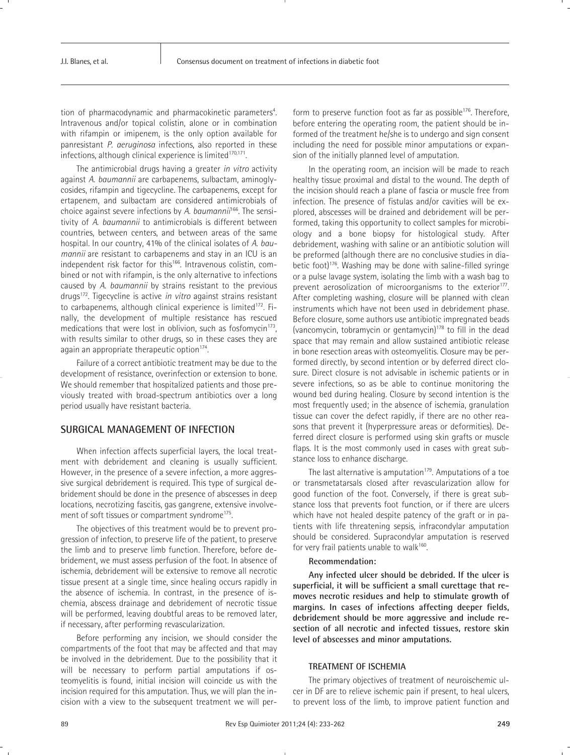tion of pharmacodynamic and pharmacokinetic parameters[4]. Intravenous and/or topical colistin, alone or in combination with rifampin or imipenem, is the only option available for panresistant *P. aeruginosa* infections, also reported in these infections, although clinical experience is limited[170,171].

The antimicrobial drugs having a greater *in vitro* activity against *A. baumannii* are carbapenems, sulbactam, aminoglycosides, rifampin and tigecycline. The carbapenems, except for ertapenem, and sulbactam are considered antimicrobials of choice against severe infections by *A. baumannii*[166]. The sensitivity of *A. baumannii* to antimicrobials is different between countries, between centers, and between areas of the same hospital. In our country, 41% of the clinical isolates of *A. baumannii* are resistant to carbapenems and stay in an ICU is an independent risk factor for this[166]. Intravenous colistin, combined or not with rifampin, is the only alternative to infections caused by *A. baumannii* by strains resistant to the previous drugs[172]. Tigecycline is active *in vitro* against strains resistant to carbapenems, although clinical experience is limited[172]. Finally, the development of multiple resistance has rescued medications that were lost in oblivion, such as fosfomycin[173], with results similar to other drugs, so in these cases they are again an appropriate therapeutic option[174].

Failure of a correct antibiotic treatment may be due to the development of resistance, overinfection or extension to bone. We should remember that hospitalized patients and those previously treated with broad-spectrum antibiotics over a long period usually have resistant bacteria.

## SURGICAL MANAGEMENT OF INFECTION

When infection affects superficial layers, the local treatment with debridement and cleaning is usually sufficient. However, in the presence of a severe infection, a more aggressive surgical debridement is required. This type of surgical debridement should be done in the presence of abscesses in deep locations, necrotizing fascitis, gas gangrene, extensive involvement of soft tissues or compartment syndrome[175].

The objectives of this treatment would be to prevent progression of infection, to preserve life of the patient, to preserve the limb and to preserve limb function. Therefore, before debridement, we must assess perfusion of the foot. In absence of ischemia, debridement will be extensive to remove all necrotic tissue present at a single time, since healing occurs rapidly in the absence of ischemia. In contrast, in the presence of ischemia, abscess drainage and debridement of necrotic tissue will be performed, leaving doubtful areas to be removed later, if necessary, after performing revascularization.

Before performing any incision, we should consider the compartments of the foot that may be affected and that may be involved in the debridement. Due to the possibility that it will be necessary to perform partial amputations if osteomyelitis is found, initial incision will coincide us with the incision required for this amputation. Thus, we will plan the incision with a view to the subsequent treatment we will perform to preserve function foot as far as possible[176]. Therefore, before entering the operating room, the patient should be informed of the treatment he/she is to undergo and sign consent including the need for possible minor amputations or expansion of the initially planned level of amputation.

In the operating room, an incision will be made to reach healthy tissue proximal and distal to the wound. The depth of the incision should reach a plane of fascia or muscle free from infection. The presence of fistulas and/or cavities will be explored, abscesses will be drained and debridement will be performed, taking this opportunity to collect samples for microbiology and a bone biopsy for histological study. After debridement, washing with saline or an antibiotic solution will be preformed (although there are no conclusive studies in diabetic foot)[176]. Washing may be done with saline-filled syringe or a pulse lavage system, isolating the limb with a wash bag to prevent aerosolization of microorganisms to the exterior[177]. After completing washing, closure will be planned with clean instruments which have not been used in debridement phase. Before closure, some authors use antibiotic impregnated beads (vancomycin, tobramycin or gentamycin)[178] to fill in the dead space that may remain and allow sustained antibiotic release in bone resection areas with osteomyelitis. Closure may be performed directly, by second intention or by deferred direct closure. Direct closure is not advisable in ischemic patients or in severe infections, so as be able to continue monitoring the wound bed during healing. Closure by second intention is the most frequently used; in the absence of ischemia, granulation tissue can cover the defect rapidly, if there are no other reasons that prevent it (hyperpressure areas or deformities). Deferred direct closure is performed using skin grafts or muscle flaps. It is the most commonly used in cases with great substance loss to enhance discharge.

The last alternative is amputation[179]. Amputations of a toe or transmetatarsals closed after revascularization allow for good function of the foot. Conversely, if there is great substance loss that prevents foot function, or if there are ulcers which have not healed despite patency of the graft or in patients with life threatening sepsis, infracondylar amputation should be considered. Supracondylar amputation is reserved for very frail patients unable to walk[160].

**Recommendation:**

**Any infected ulcer should be debrided. If the ulcer is superficial, it will be sufficient a small curettage that removes necrotic residues and help to stimulate growth of margins. In cases of infections affecting deeper fields, debridement should be more aggressive and include resection of all necrotic and infected tissues, restore skin level of abscesses and minor amputations.**

### TREATMENT OF ISCHEMIA

The primary objectives of treatment of neuroischemic ulcer in DF are to relieve ischemic pain if present, to heal ulcers, to prevent loss of the limb, to improve patient function and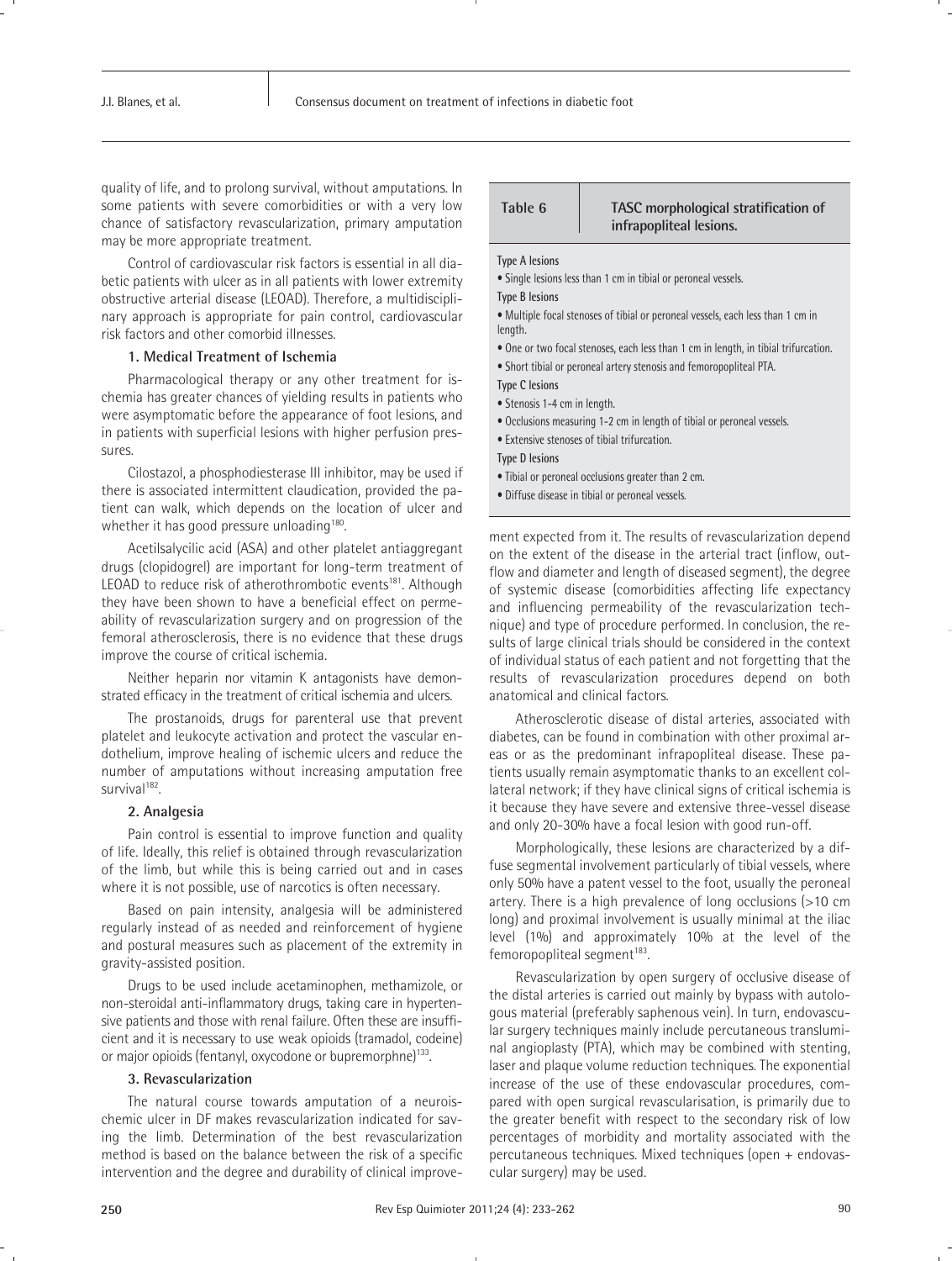quality of life, and to prolong survival, without amputations. In some patients with severe comorbidities or with a very low chance of satisfactory revascularization, primary amputation may be more appropriate treatment.

Control of cardiovascular risk factors is essential in all diabetic patients with ulcer as in all patients with lower extremity obstructive arterial disease (LEOAD). Therefore, a multidisciplinary approach is appropriate for pain control, cardiovascular risk factors and other comorbid illnesses.

### 1. Medical Treatment of Ischemia

Pharmacological therapy or any other treatment for ischemia has greater chances of yielding results in patients who were asymptomatic before the appearance of foot lesions, and in patients with superficial lesions with higher perfusion pressures.

Cilostazol, a phosphodiesterase III inhibitor, may be used if there is associated intermittent claudication, provided the patient can walk, which depends on the location of ulcer and whether it has good pressure unloading[180].

Acetilsalycilic acid (ASA) and other platelet antiaggregant drugs (clopidogrel) are important for long-term treatment of LEOAD to reduce risk of atherothrombotic events[181]. Although they have been shown to have a beneficial effect on permeability of revascularization surgery and on progression of the femoral atherosclerosis, there is no evidence that these drugs improve the course of critical ischemia.

Neither heparin nor vitamin K antagonists have demonstrated efficacy in the treatment of critical ischemia and ulcers.

The prostanoids, drugs for parenteral use that prevent platelet and leukocyte activation and protect the vascular endothelium, improve healing of ischemic ulcers and reduce the number of amputations without increasing amputation free survival[182].

### 2. Analgesia

Pain control is essential to improve function and quality of life. Ideally, this relief is obtained through revascularization of the limb, but while this is being carried out and in cases where it is not possible, use of narcotics is often necessary.

Based on pain intensity, analgesia will be administered regularly instead of as needed and reinforcement of hygiene and postural measures such as placement of the extremity in gravity-assisted position.

Drugs to be used include acetaminophen, methamizole, or non-steroidal anti-inflammatory drugs, taking care in hypertensive patients and those with renal failure. Often these are insufficient and it is necessary to use weak opioids (tramadol, codeine) or major opioids (fentanyl, oxycodone or bupremorphne)[133].

### 3. Revascularization

The natural course towards amputation of a neuroischemic ulcer in DF makes revascularization indicated for saving the limb. Determination of the best revascularization method is based on the balance between the risk of a specific intervention and the degree and durability of clinical improvement expected from it. The results of revascularization depend on the extent of the disease in the arterial tract (inflow, outflow and diameter and length of diseased segment), the degree of systemic disease (comorbidities affecting life expectancy and influencing permeability of the revascularization technique) and type of procedure performed. In conclusion, the results of large clinical trials should be considered in the context of individual status of each patient and not forgetting that the results of revascularization procedures depend on both anatomical and clinical factors.

**Table 6. TASC morphological stratification of infrapopliteal lesions.**

**Type A lesions**
- Single lesions less than 1 cm in tibial or peroneal vessels.

**Type B lesions**
- Multiple focal stenoses of tibial or peroneal vessels, each less than 1 cm in length.
- One or two focal stenoses, each less than 1 cm in length, in tibial trifurcation.
- Short tibial or peroneal artery stenosis and femoropopliteal PTA.

**Type C lesions**
- Stenosis 1-4 cm in length.
- Occlusions measuring 1-2 cm in length of tibial or peroneal vessels.
- Extensive stenoses of tibial trifurcation.

**Type D lesions**
- Tibial or peroneal occlusions greater than 2 cm.
- Diffuse disease in tibial or peroneal vessels.

Atherosclerotic disease of distal arteries, associated with diabetes, can be found in combination with other proximal areas or as the predominant infrapopliteal disease. These patients usually remain asymptomatic thanks to an excellent collateral network; if they have clinical signs of critical ischemia is it because they have severe and extensive three-vessel disease and only 20-30% have a focal lesion with good run-off.

Morphologically, these lesions are characterized by a diffuse segmental involvement particularly of tibial vessels, where only 50% have a patent vessel to the foot, usually the peroneal artery. There is a high prevalence of long occlusions (>10 cm long) and proximal involvement is usually minimal at the iliac level (1%) and approximately 10% at the level of the femoropopliteal segment[183].

Revascularization by open surgery of occlusive disease of the distal arteries is carried out mainly by bypass with autologous material (preferably saphenous vein). In turn, endovascular surgery techniques mainly include percutaneous transluminal angioplasty (PTA), which may be combined with stenting, laser and plaque volume reduction techniques. The exponential increase of the use of these endovascular procedures, compared with open surgical revascularisation, is primarily due to the greater benefit with respect to the secondary risk of low percentages of morbidity and mortality associated with the percutaneous techniques. Mixed techniques (open + endovascular surgery) may be used.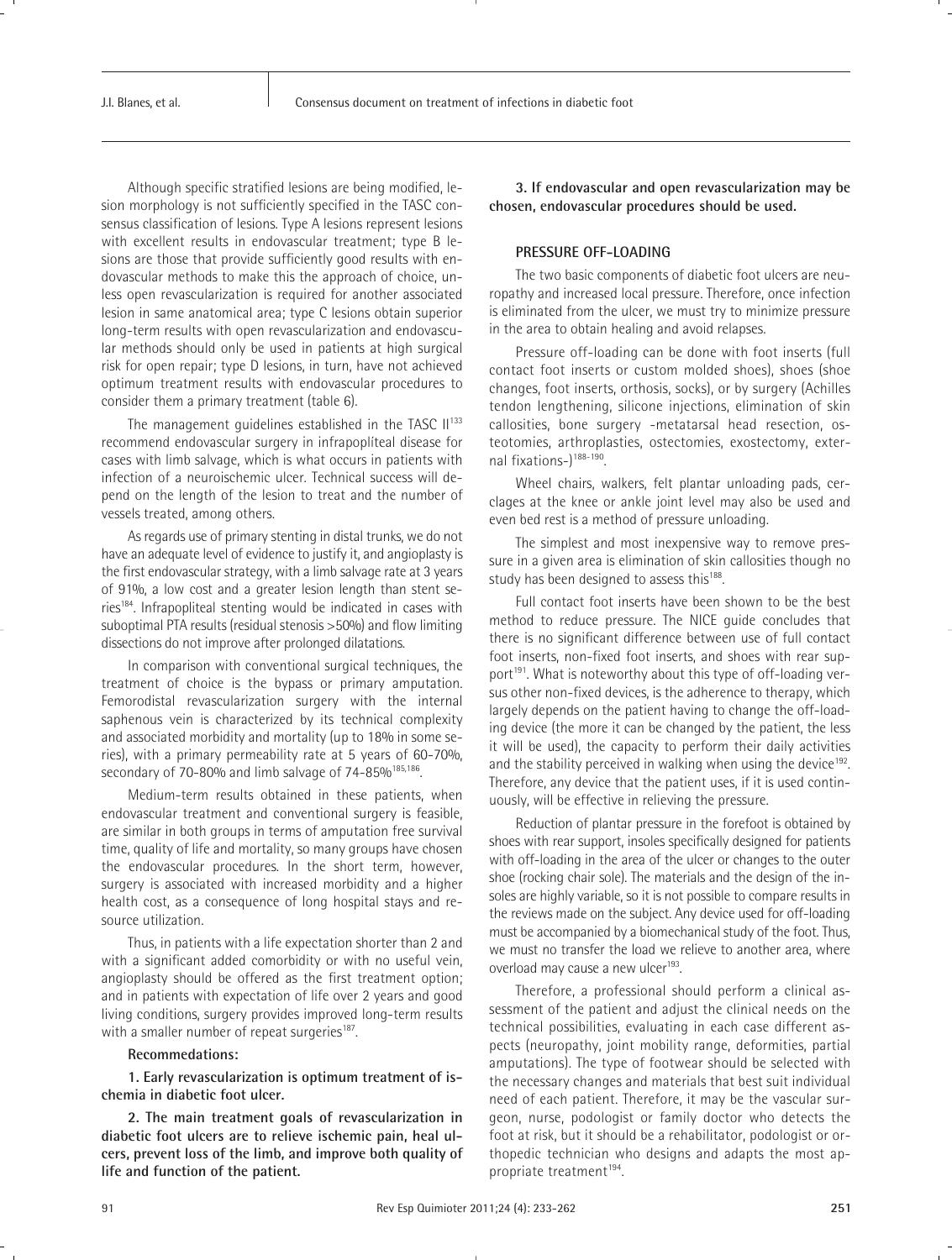Although specific stratified lesions are being modified, lesion morphology is not sufficiently specified in the TASC consensus classification of lesions. Type A lesions represent lesions with excellent results in endovascular treatment; type B lesions are those that provide sufficiently good results with endovascular methods to make this the approach of choice, unless open revascularization is required for another associated lesion in same anatomical area; type C lesions obtain superior long-term results with open revascularization and endovascular methods should only be used in patients at high surgical risk for open repair; type D lesions, in turn, have not achieved optimum treatment results with endovascular procedures to consider them a primary treatment (table 6).

The management guidelines established in the TASC II[133] recommend endovascular surgery in infrapoplíteal disease for cases with limb salvage, which is what occurs in patients with infection of a neuroischemic ulcer. Technical success will depend on the length of the lesion to treat and the number of vessels treated, among others.

As regards use of primary stenting in distal trunks, we do not have an adequate level of evidence to justify it, and angioplasty is the first endovascular strategy, with a limb salvage rate at 3 years of 91%, a low cost and a greater lesion length than stent series[184]. Infrapopliteal stenting would be indicated in cases with suboptimal PTA results (residual stenosis >50%) and flow limiting dissections do not improve after prolonged dilatations.

In comparison with conventional surgical techniques, the treatment of choice is the bypass or primary amputation. Femorodistal revascularization surgery with the internal saphenous vein is characterized by its technical complexity and associated morbidity and mortality (up to 18% in some series), with a primary permeability rate at 5 years of 60-70%, secondary of 70-80% and limb salvage of 74-85%[185,186].

Medium-term results obtained in these patients, when endovascular treatment and conventional surgery is feasible, are similar in both groups in terms of amputation free survival time, quality of life and mortality, so many groups have chosen the endovascular procedures. In the short term, however, surgery is associated with increased morbidity and a higher health cost, as a consequence of long hospital stays and resource utilization.

Thus, in patients with a life expectation shorter than 2 and with a significant added comorbidity or with no useful vein, angioplasty should be offered as the first treatment option; and in patients with expectation of life over 2 years and good living conditions, surgery provides improved long-term results with a smaller number of repeat surgeries[187].

**Recommendations:**

**1. Early revascularization is optimum treatment of ischemia in diabetic foot ulcer.**

**2. The main treatment goals of revascularization in diabetic foot ulcers are to relieve ischemic pain, heal ulcers, prevent loss of the limb, and improve both quality of life and function of the patient.**

**3. If endovascular and open revascularization may be chosen, endovascular procedures should be used.**

## PRESSURE OFF-LOADING

The two basic components of diabetic foot ulcers are neuropathy and increased local pressure. Therefore, once infection is eliminated from the ulcer, we must try to minimize pressure in the area to obtain healing and avoid relapses.

Pressure off-loading can be done with foot inserts (full contact foot inserts or custom molded shoes), shoes (shoe changes, foot inserts, orthosis, socks), or by surgery (Achilles tendon lengthening, silicone injections, elimination of skin callosities, bone surgery -metatarsal head resection, osteotomies, arthroplasties, ostectomies, exostectomy, external fixations-)[188-190].

Wheel chairs, walkers, felt plantar unloading pads, cerclages at the knee or ankle joint level may also be used and even bed rest is a method of pressure unloading.

The simplest and most inexpensive way to remove pressure in a given area is elimination of skin callosities though no study has been designed to assess this[188].

Full contact foot inserts have been shown to be the best method to reduce pressure. The NICE guide concludes that there is no significant difference between use of full contact foot inserts, non-fixed foot inserts, and shoes with rear support[191]. What is noteworthy about this type of off-loading versus other non-fixed devices, is the adherence to therapy, which largely depends on the patient having to change the off-loading device (the more it can be changed by the patient, the less it will be used), the capacity to perform their daily activities and the stability perceived in walking when using the device[192]. Therefore, any device that the patient uses, if it is used continuously, will be effective in relieving the pressure.

Reduction of plantar pressure in the forefoot is obtained by shoes with rear support, insoles specifically designed for patients with off-loading in the area of the ulcer or changes to the outer shoe (rocking chair sole). The materials and the design of the insoles are highly variable, so it is not possible to compare results in the reviews made on the subject. Any device used for off-loading must be accompanied by a biomechanical study of the foot. Thus, we must no transfer the load we relieve to another area, where overload may cause a new ulcer[193].

Therefore, a professional should perform a clinical assessment of the patient and adjust the clinical needs on the technical possibilities, evaluating in each case different aspects (neuropathy, joint mobility range, deformities, partial amputations). The type of footwear should be selected with the necessary changes and materials that best suit individual need of each patient. Therefore, it may be the vascular surgeon, nurse, podologist or family doctor who detects the foot at risk, but it should be a rehabilitator, podologist or orthopedic technician who designs and adapts the most appropriate treatment[194].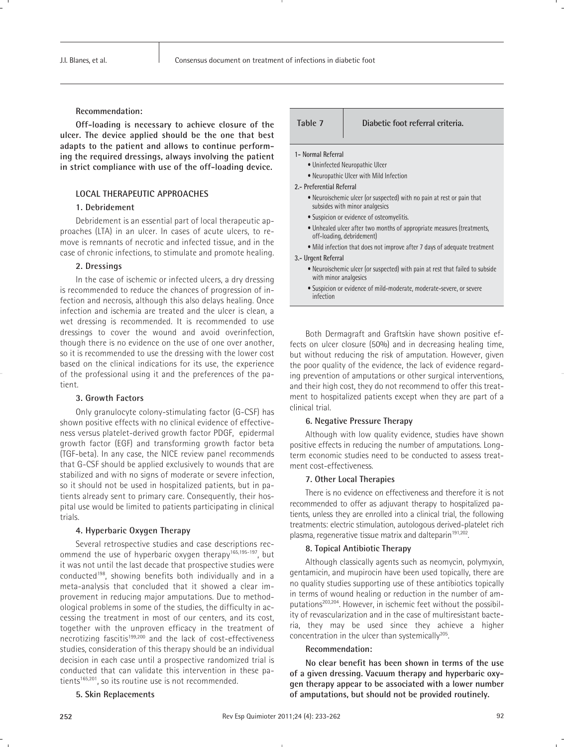**Recommendation:**

**Off-loading is necessary to achieve closure of the ulcer. The device applied should be the one that best adapts to the patient and allows to continue performing the required dressings, always involving the patient in strict compliance with use of the off-loading device.**

## LOCAL THERAPEUTIC APPROACHES

### 1. Debridement

Debridement is an essential part of local therapeutic approaches (LTA) in an ulcer. In cases of acute ulcers, to remove is remnants of necrotic and infected tissue, and in the case of chronic infections, to stimulate and promote healing.

### 2. Dressings

In the case of ischemic or infected ulcers, a dry dressing is recommended to reduce the chances of progression of infection and necrosis, although this also delays healing. Once infection and ischemia are treated and the ulcer is clean, a wet dressing is recommended. It is recommended to use dressings to cover the wound and avoid overinfection, though there is no evidence on the use of one over another, so it is recommended to use the dressing with the lower cost based on the clinical indications for its use, the experience of the professional using it and the preferences of the patient.

### 3. Growth Factors

Only granulocyte colony-stimulating factor (G-CSF) has shown positive effects with no clinical evidence of effectiveness versus platelet-derived growth factor PDGF, epidermal growth factor (EGF) and transforming growth factor beta (TGF-beta). In any case, the NICE review panel recommends that G-CSF should be applied exclusively to wounds that are stabilized and with no signs of moderate or severe infection, so it should not be used in hospitalized patients, but in patients already sent to primary care. Consequently, their hospital use would be limited to patients participating in clinical trials.

### 4. Hyperbaric Oxygen Therapy

Several retrospective studies and case descriptions recommend the use of hyperbaric oxygen therapy[165,195-197], but it was not until the last decade that prospective studies were conducted[198], showing benefits both individually and in a meta-analysis that concluded that it showed a clear improvement in reducing major amputations. Due to methodological problems in some of the studies, the difficulty in accessing the treatment in most of our centers, and its cost, together with the unproven efficacy in the treatment of necrotizing fascitis[199,200] and the lack of cost-effectiveness studies, consideration of this therapy should be an individual decision in each case until a prospective randomized trial is conducted that can validate this intervention in these patients[165,201], so its routine use is not recommended.

### 5. Skin Replacements

| Table 7 | Diabetic foot referral criteria. |
|---|---|
| **1- Normal Referral** | |
| • Uninfected Neuropathic Ulcer | |
| • Neuropathic Ulcer with Mild Infection | |
| **2.- Preferential Referral** | |
| • Neuroischemic ulcer (or suspected) with no pain at rest or pain that subsides with minor analgesics | |
| • Suspicion or evidence of osteomyelitis. | |
| • Unhealed ulcer after two months of appropriate measures (treatments, off-loading, debridement) | |
| • Mild infection that does not improve after 7 days of adequate treatment | |
| **3.- Urgent Referral** | |
| • Neuroischemic ulcer (or suspected) with pain at rest that failed to subside with minor analgesics | |
| • Suspicion or evidence of mild-moderate, moderate-severe, or severe infection | |

Both Dermagraft and Graftskin have shown positive effects on ulcer closure (50%) and in decreasing healing time, but without reducing the risk of amputation. However, given the poor quality of the evidence, the lack of evidence regarding prevention of amputations or other surgical interventions, and their high cost, they do not recommend to offer this treatment to hospitalized patients except when they are part of a clinical trial.

### 6. Negative Pressure Therapy

Although with low quality evidence, studies have shown positive effects in reducing the number of amputations. Long-term economic studies need to be conducted to assess treatment cost-effectiveness.

### 7. Other Local Therapies

There is no evidence on effectiveness and therefore it is not recommended to offer as adjuvant therapy to hospitalized patients, unless they are enrolled into a clinical trial, the following treatments: electric stimulation, autologous derived-platelet rich plasma, regenerative tissue matrix and dalteparin[191,202].

### 8. Topical Antibiotic Therapy

Although classically agents such as neomycin, polymyxin, gentamicin, and mupirocin have been used topically, there are no quality studies supporting use of these antibiotics topically in terms of wound healing or reduction in the number of amputations[203,204]. However, in ischemic feet without the possibility of revascularization and in the case of multiresistant bacteria, they may be used since they achieve a higher concentration in the ulcer than systemically[205].

**Recommendation:**

**No clear benefit has been shown in terms of the use of a given dressing. Vacuum therapy and hyperbaric oxygen therapy appear to be associated with a lower number of amputations, but should not be provided routinely.**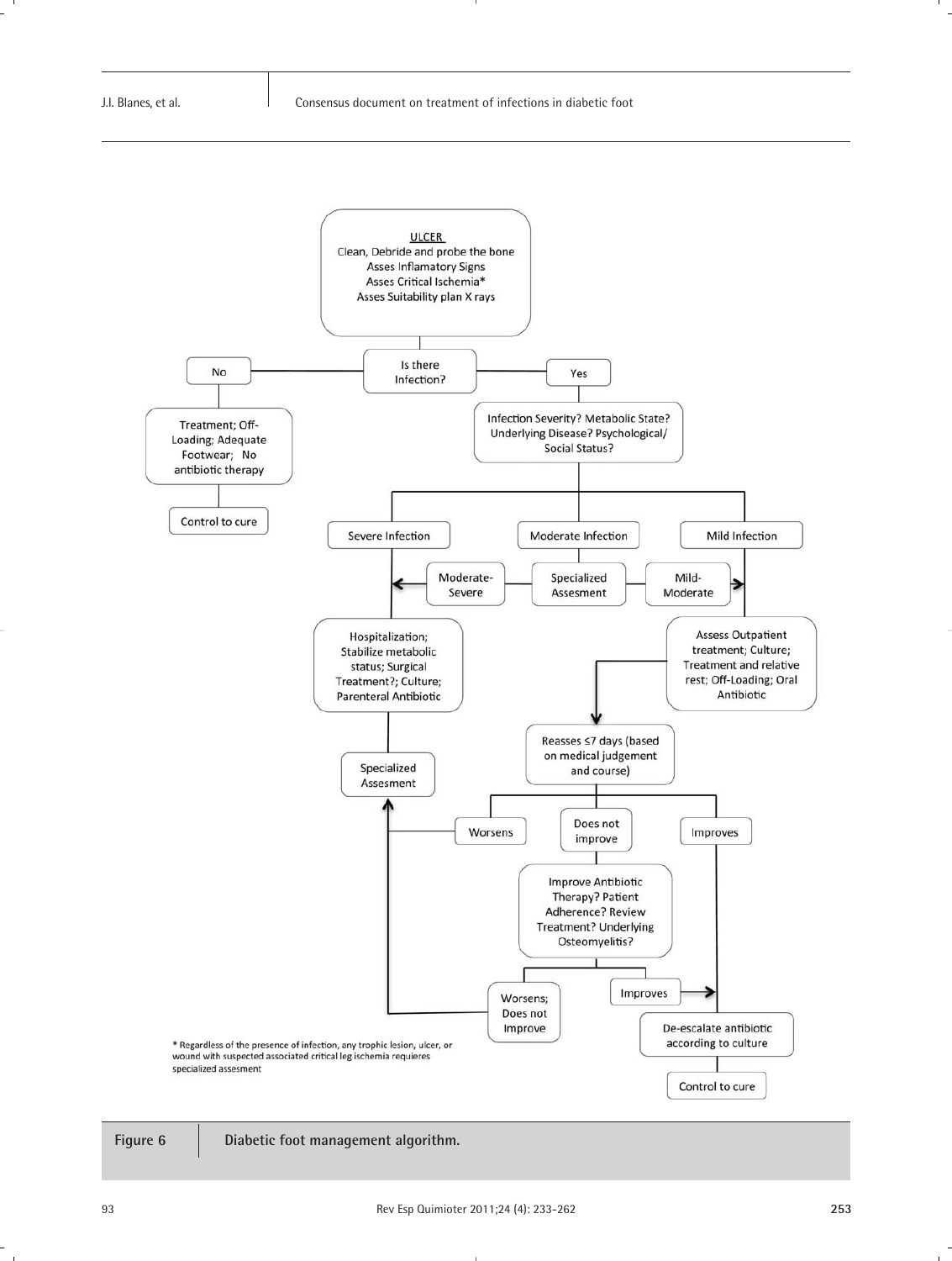ULCER
Clean, Debride and probe the bone
Asses Inflamatory Signs
Asses Critical Ischemia*
Asses Suitability plan X rays

Is there Infection?

No → Treatment; Off-Loading; Adequate Footwear; No antibiotic therapy → Control to cure

Yes → Infection Severity? Metabolic State? Underlying Disease? Psychological/ Social Status?

- Severe Infection
- Moderate Infection → Specialized Assesment → Moderate-Severe / Mild-Moderate
- Mild Infection

Severe Infection → Hospitalization; Stabilize metabolic status; Surgical Treatment?; Culture; Parenteral Antibiotic → Specialized Assesment

Mild Infection → Assess Outpatient treatment; Culture; Treatment and relative rest; Off-Loading; Oral Antibiotic → Reasses ≤7 days (based on medical judgement and course)

- Worsens → Specialized Assesment
- Does not improve → Improve Antibiotic Therapy? Patient Adherence? Review Treatment? Underlying Osteomyelitis?
  - Worsens; Does not Improve → Specialized Assesment
  - Improves → De-escalate antibiotic according to culture
- Improves → De-escalate antibiotic according to culture → Control to cure

\* Regardless of the presence of infection, any trophic lesion, ulcer, or wound with suspected associated critical leg ischemia requieres specialized assesment

**Figure 6** Diabetic foot management algorithm.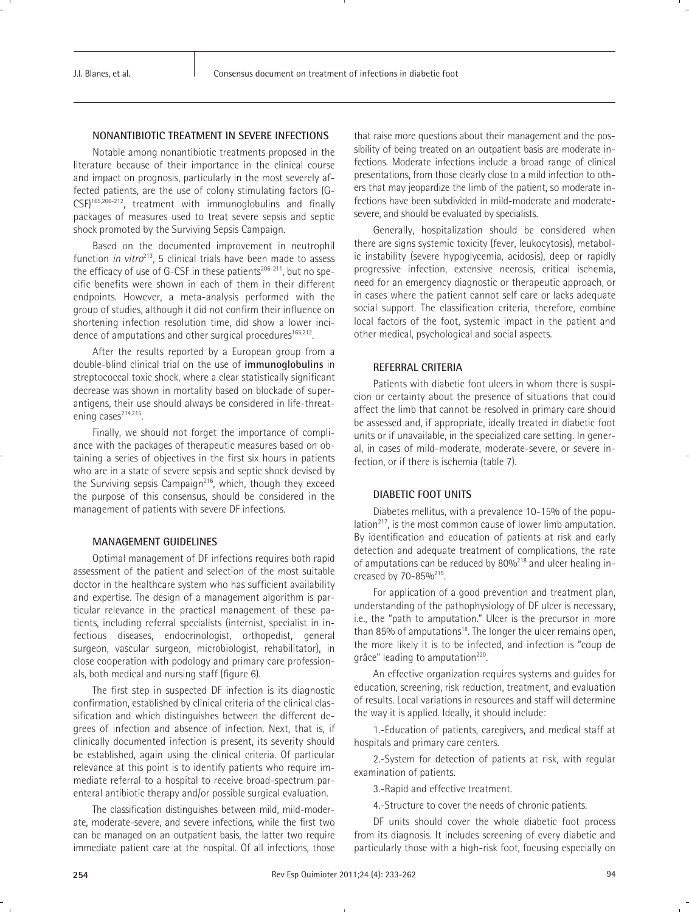## NONANTIBIOTIC TREATMENT IN SEVERE INFECTIONS

Notable among nonantibiotic treatments proposed in the literature because of their importance in the clinical course and impact on prognosis, particularly in the most severely affected patients, are the use of colony stimulating factors (G-CSF)[165,206-212], treatment with immunoglobulins and finally packages of measures used to treat severe sepsis and septic shock promoted by the Surviving Sepsis Campaign.

Based on the documented improvement in neutrophil function *in vitro*[213], 5 clinical trials have been made to assess the efficacy of use of G-CSF in these patients[206-211], but no specific benefits were shown in each of them in their different endpoints. However, a meta-analysis performed with the group of studies, although it did not confirm their influence on shortening infection resolution time, did show a lower incidence of amputations and other surgical procedures[165,212].

After the results reported by a European group from a double-blind clinical trial on the use of **immunoglobulins** in streptococcal toxic shock, where a clear statistically significant decrease was shown in mortality based on blockade of superantigens, their use should always be considered in life-threatening cases[214,215].

Finally, we should not forget the importance of compliance with the packages of therapeutic measures based on obtaining a series of objectives in the first six hours in patients who are in a state of severe sepsis and septic shock devised by the Surviving sepsis Campaign[216], which, though they exceed the purpose of this consensus, should be considered in the management of patients with severe DF infections.

## MANAGEMENT GUIDELINES

Optimal management of DF infections requires both rapid assessment of the patient and selection of the most suitable doctor in the healthcare system who has sufficient availability and expertise. The design of a management algorithm is particular relevance in the practical management of these patients, including referral specialists (internist, specialist in infectious diseases, endocrinologist, orthopedist, general surgeon, vascular surgeon, microbiologist, rehabilitator), in close cooperation with podology and primary care professionals, both medical and nursing staff (figure 6).

The first step in suspected DF infection is its diagnostic confirmation, established by clinical criteria of the clinical classification and which distinguishes between the different degrees of infection and absence of infection. Next, that is, if clinically documented infection is present, its severity should be established, again using the clinical criteria. Of particular relevance at this point is to identify patients who require immediate referral to a hospital to receive broad-spectrum parenteral antibiotic therapy and/or possible surgical evaluation.

The classification distinguishes between mild, mild-moderate, moderate-severe, and severe infections, while the first two can be managed on an outpatient basis, the latter two require immediate patient care at the hospital. Of all infections, those that raise more questions about their management and the possibility of being treated on an outpatient basis are moderate infections. Moderate infections include a broad range of clinical presentations, from those clearly close to a mild infection to others that may jeopardize the limb of the patient, so moderate infections have been subdivided in mild-moderate and moderate-severe, and should be evaluated by specialists.

Generally, hospitalization should be considered when there are signs systemic toxicity (fever, leukocytosis), metabolic instability (severe hypoglycemia, acidosis), deep or rapidly progressive infection, extensive necrosis, critical ischemia, need for an emergency diagnostic or therapeutic approach, or in cases where the patient cannot self care or lacks adequate social support. The classification criteria, therefore, combine local factors of the foot, systemic impact in the patient and other medical, psychological and social aspects.

## REFERRAL CRITERIA

Patients with diabetic foot ulcers in whom there is suspicion or certainty about the presence of situations that could affect the limb that cannot be resolved in primary care should be assessed and, if appropriate, ideally treated in diabetic foot units or if unavailable, in the specialized care setting. In general, in cases of mild-moderate, moderate-severe, or severe infection, or if there is ischemia (table 7).

## DIABETIC FOOT UNITS

Diabetes mellitus, with a prevalence 10-15% of the population[217], is the most common cause of lower limb amputation. By identification and education of patients at risk and early detection and adequate treatment of complications, the rate of amputations can be reduced by 80%[218] and ulcer healing increased by 70-85%[219].

For application of a good prevention and treatment plan, understanding of the pathophysiology of DF ulcer is necessary, i.e., the "path to amputation." Ulcer is the precursor in more than 85% of amputations[18]. The longer the ulcer remains open, the more likely it is to be infected, and infection is "coup de grâce" leading to amputation[220].

An effective organization requires systems and guides for education, screening, risk reduction, treatment, and evaluation of results. Local variations in resources and staff will determine the way it is applied. Ideally, it should include:

1.-Education of patients, caregivers, and medical staff at hospitals and primary care centers.

2.-System for detection of patients at risk, with regular examination of patients.

3.-Rapid and effective treatment.

4.-Structure to cover the needs of chronic patients.

DF units should cover the whole diabetic foot process from its diagnosis. It includes screening of every diabetic and particularly those with a high-risk foot, focusing especially on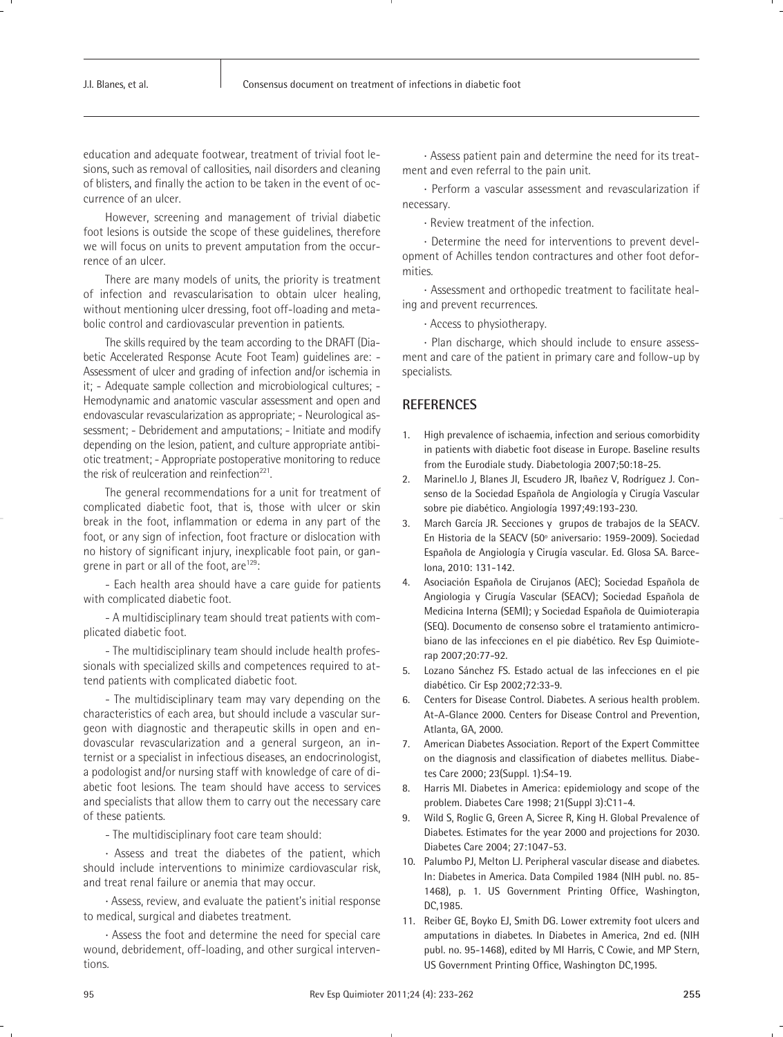education and adequate footwear, treatment of trivial foot lesions, such as removal of callosities, nail disorders and cleaning of blisters, and finally the action to be taken in the event of occurrence of an ulcer.

However, screening and management of trivial diabetic foot lesions is outside the scope of these guidelines, therefore we will focus on units to prevent amputation from the occurrence of an ulcer.

There are many models of units, the priority is treatment of infection and revascularisation to obtain ulcer healing, without mentioning ulcer dressing, foot off-loading and metabolic control and cardiovascular prevention in patients.

The skills required by the team according to the DRAFT (Diabetic Accelerated Response Acute Foot Team) guidelines are: - Assessment of ulcer and grading of infection and/or ischemia in it; - Adequate sample collection and microbiological cultures; - Hemodynamic and anatomic vascular assessment and open and endovascular revascularization as appropriate; - Neurological assessment; - Debridement and amputations; - Initiate and modify depending on the lesion, patient, and culture appropriate antibiotic treatment; - Appropriate postoperative monitoring to reduce the risk of reulceration and reinfection[221].

The general recommendations for a unit for treatment of complicated diabetic foot, that is, those with ulcer or skin break in the foot, inflammation or edema in any part of the foot, or any sign of infection, foot fracture or dislocation with no history of significant injury, inexplicable foot pain, or gangrene in part or all of the foot, are[129]:

- Each health area should have a care guide for patients with complicated diabetic foot.

- A multidisciplinary team should treat patients with complicated diabetic foot.

- The multidisciplinary team should include health professionals with specialized skills and competences required to attend patients with complicated diabetic foot.

- The multidisciplinary team may vary depending on the characteristics of each area, but should include a vascular surgeon with diagnostic and therapeutic skills in open and endovascular revascularization and a general surgeon, an internist or a specialist in infectious diseases, an endocrinologist, a podologist and/or nursing staff with knowledge of care of diabetic foot lesions. The team should have access to services and specialists that allow them to carry out the necessary care of these patients.

- The multidisciplinary foot care team should:

· Assess and treat the diabetes of the patient, which should include interventions to minimize cardiovascular risk, and treat renal failure or anemia that may occur.

· Assess, review, and evaluate the patient's initial response to medical, surgical and diabetes treatment.

· Assess the foot and determine the need for special care wound, debridement, off-loading, and other surgical interventions.

· Assess patient pain and determine the need for its treatment and even referral to the pain unit.

· Perform a vascular assessment and revascularization if necessary.

· Review treatment of the infection.

· Determine the need for interventions to prevent development of Achilles tendon contractures and other foot deformities.

· Assessment and orthopedic treatment to facilitate healing and prevent recurrences.

· Access to physiotherapy.

· Plan discharge, which should include to ensure assessment and care of the patient in primary care and follow-up by specialists.

## REFERENCES

1. High prevalence of ischaemia, infection and serious comorbidity in patients with diabetic foot disease in Europe. Baseline results from the Eurodiale study. Diabetologia 2007;50:18-25.
2. Marinel.lo J, Blanes JI, Escudero JR, Ibañez V, Rodríguez J. Consenso de la Sociedad Española de Angiología y Cirugía Vascular sobre pie diabético. Angiología 1997;49:193-230.
3. March García JR. Secciones y grupos de trabajos de la SEACV. En Historia de la SEACV (50º aniversario: 1959-2009). Sociedad Española de Angiología y Cirugía vascular. Ed. Glosa SA. Barcelona, 2010: 131-142.
4. Asociación Española de Cirujanos (AEC); Sociedad Española de Angiologia y Cirugía Vascular (SEACV); Sociedad Española de Medicina Interna (SEMI); y Sociedad Española de Quimioterapia (SEQ). Documento de consenso sobre el tratamiento antimicrobiano de las infecciones en el pie diabético. Rev Esp Quimioterap 2007;20:77-92.
5. Lozano Sánchez FS. Estado actual de las infecciones en el pie diabético. Cir Esp 2002;72:33-9.
6. Centers for Disease Control. Diabetes. A serious health problem. At-A-Glance 2000. Centers for Disease Control and Prevention, Atlanta, GA, 2000.
7. American Diabetes Association. Report of the Expert Committee on the diagnosis and classification of diabetes mellitus. Diabetes Care 2000; 23(Suppl. 1):S4-19.
8. Harris MI. Diabetes in America: epidemiology and scope of the problem. Diabetes Care 1998; 21(Suppl 3):C11-4.
9. Wild S, Roglic G, Green A, Sicree R, King H. Global Prevalence of Diabetes. Estimates for the year 2000 and projections for 2030. Diabetes Care 2004; 27:1047-53.
10. Palumbo PJ, Melton LJ. Peripheral vascular disease and diabetes. In: Diabetes in America. Data Compiled 1984 (NIH publ. no. 85-1468), p. 1. US Government Printing Office, Washington, DC,1985.
11. Reiber GE, Boyko EJ, Smith DG. Lower extremity foot ulcers and amputations in diabetes. In Diabetes in America, 2nd ed. (NIH publ. no. 95-1468), edited by MI Harris, C Cowie, and MP Stern, US Government Printing Office, Washington DC,1995.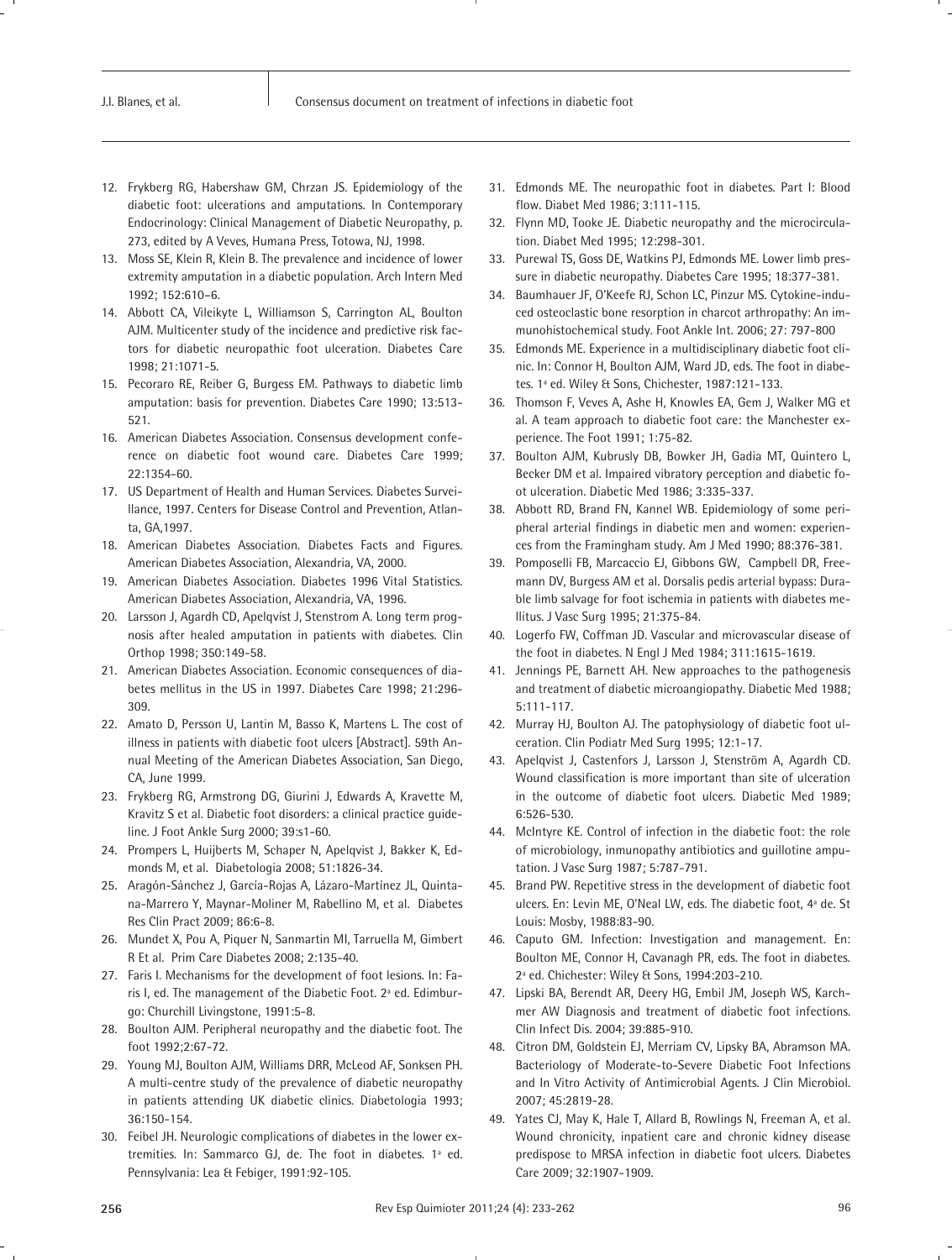12. Frykberg RG, Habershaw GM, Chrzan JS. Epidemiology of the diabetic foot: ulcerations and amputations. In Contemporary Endocrinology: Clinical Management of Diabetic Neuropathy, p. 273, edited by A Veves, Humana Press, Totowa, NJ, 1998.
13. Moss SE, Klein R, Klein B. The prevalence and incidence of lower extremity amputation in a diabetic population. Arch Intern Med 1992; 152:610–6.
14. Abbott CA, Vileikyte L, Williamson S, Carrington AL, Boulton AJM. Multicenter study of the incidence and predictive risk factors for diabetic neuropathic foot ulceration. Diabetes Care 1998; 21:1071-5.
15. Pecoraro RE, Reiber G, Burgess EM. Pathways to diabetic limb amputation: basis for prevention. Diabetes Care 1990; 13:513-521.
16. American Diabetes Association. Consensus development conference on diabetic foot wound care. Diabetes Care 1999; 22:1354-60.
17. US Department of Health and Human Services. Diabetes Surveillance, 1997. Centers for Disease Control and Prevention, Atlanta, GA,1997.
18. American Diabetes Association. Diabetes Facts and Figures. American Diabetes Association, Alexandria, VA, 2000.
19. American Diabetes Association. Diabetes 1996 Vital Statistics. American Diabetes Association, Alexandria, VA, 1996.
20. Larsson J, Agardh CD, Apelqvist J, Stenstrom A. Long term prognosis after healed amputation in patients with diabetes. Clin Orthop 1998; 350:149-58.
21. American Diabetes Association. Economic consequences of diabetes mellitus in the US in 1997. Diabetes Care 1998; 21:296-309.
22. Amato D, Persson U, Lantin M, Basso K, Martens L. The cost of illness in patients with diabetic foot ulcers [Abstract]. 59th Annual Meeting of the American Diabetes Association, San Diego, CA, June 1999.
23. Frykberg RG, Armstrong DG, Giurini J, Edwards A, Kravette M, Kravitz S et al. Diabetic foot disorders: a clinical practice guideline. J Foot Ankle Surg 2000; 39:s1-60.
24. Prompers L, Huijberts M, Schaper N, Apelqvist J, Bakker K, Edmonds M, et al. Diabetologia 2008; 51:1826-34.
25. Aragón-Sánchez J, García-Rojas A, Lázaro-Martínez JL, Quintana-Marrero Y, Maynar-Moliner M, Rabellino M, et al. Diabetes Res Clin Pract 2009; 86:6-8.
26. Mundet X, Pou A, Piquer N, Sanmartin MI, Tarruella M, Gimbert R Et al. Prim Care Diabetes 2008; 2:135-40.
27. Faris I. Mechanisms for the development of foot lesions. In: Faris I, ed. The management of the Diabetic Foot. 2ª ed. Edimburgo: Churchill Livingstone, 1991:5-8.
28. Boulton AJM. Peripheral neuropathy and the diabetic foot. The foot 1992;2:67-72.
29. Young MJ, Boulton AJM, Williams DRR, McLeod AF, Sonksen PH. A multi-centre study of the prevalence of diabetic neuropathy in patients attending UK diabetic clinics. Diabetologia 1993; 36:150-154.
30. Feibel JH. Neurologic complications of diabetes in the lower extremities. In: Sammarco GJ, de. The foot in diabetes. 1ª ed. Pennsylvania: Lea & Febiger, 1991:92-105.
31. Edmonds ME. The neuropathic foot in diabetes. Part I: Blood flow. Diabet Med 1986; 3:111-115.
32. Flynn MD, Tooke JE. Diabetic neuropathy and the microcirculation. Diabet Med 1995; 12:298-301.
33. Purewal TS, Goss DE, Watkins PJ, Edmonds ME. Lower limb pressure in diabetic neuropathy. Diabetes Care 1995; 18:377-381.
34. Baumhauer JF, O'Keefe RJ, Schon LC, Pinzur MS. Cytokine-induced osteoclastic bone resorption in charcot arthropathy: An immunohistochemical study. Foot Ankle Int. 2006; 27: 797-800
35. Edmonds ME. Experience in a multidisciplinary diabetic foot clinic. In: Connor H, Boulton AJM, Ward JD, eds. The foot in diabetes. 1ª ed. Wiley & Sons, Chichester, 1987:121-133.
36. Thomson F, Veves A, Ashe H, Knowles EA, Gem J, Walker MG et al. A team approach to diabetic foot care: the Manchester experience. The Foot 1991; 1:75-82.
37. Boulton AJM, Kubrusly DB, Bowker JH, Gadia MT, Quintero L, Becker DM et al. Impaired vibratory perception and diabetic foot ulceration. Diabetic Med 1986; 3:335-337.
38. Abbott RD, Brand FN, Kannel WB. Epidemiology of some peripheral arterial findings in diabetic men and women: experiences from the Framingham study. Am J Med 1990; 88:376-381.
39. Pomposelli FB, Marcaccio EJ, Gibbons GW, Campbell DR, Freemann DV, Burgess AM et al. Dorsalis pedis arterial bypass: Durable limb salvage for foot ischemia in patients with diabetes mellitus. J Vasc Surg 1995; 21:375-84.
40. Logerfo FW, Coffman JD. Vascular and microvascular disease of the foot in diabetes. N Engl J Med 1984; 311:1615-1619.
41. Jennings PE, Barnett AH. New approaches to the pathogenesis and treatment of diabetic microangiopathy. Diabetic Med 1988; 5:111-117.
42. Murray HJ, Boulton AJ. The patophysiology of diabetic foot ulceration. Clin Podiatr Med Surg 1995; 12:1-17.
43. Apelqvist J, Castenfors J, Larsson J, Stenström A, Agardh CD. Wound classification is more important than site of ulceration in the outcome of diabetic foot ulcers. Diabetic Med 1989; 6:526-530.
44. McIntyre KE. Control of infection in the diabetic foot: the role of microbiology, inmunopathy antibiotics and guillotine amputation. J Vasc Surg 1987; 5:787-791.
45. Brand PW. Repetitive stress in the development of diabetic foot ulcers. En: Levin ME, O'Neal LW, eds. The diabetic foot, 4ª de. St Louis: Mosby, 1988:83-90.
46. Caputo GM. Infection: Investigation and management. En: Boulton ME, Connor H, Cavanagh PR, eds. The foot in diabetes. 2ª ed. Chichester: Wiley & Sons, 1994:203-210.
47. Lipski BA, Berendt AR, Deery HG, Embil JM, Joseph WS, Karchmer AW Diagnosis and treatment of diabetic foot infections. Clin Infect Dis. 2004; 39:885-910.
48. Citron DM, Goldstein EJ, Merriam CV, Lipsky BA, Abramson MA. Bacteriology of Moderate-to-Severe Diabetic Foot Infections and In Vitro Activity of Antimicrobial Agents. J Clin Microbiol. 2007; 45:2819-28.
49. Yates CJ, May K, Hale T, Allard B, Rowlings N, Freeman A, et al. Wound chronicity, inpatient care and chronic kidney disease predispose to MRSA infection in diabetic foot ulcers. Diabetes Care 2009; 32:1907-1909.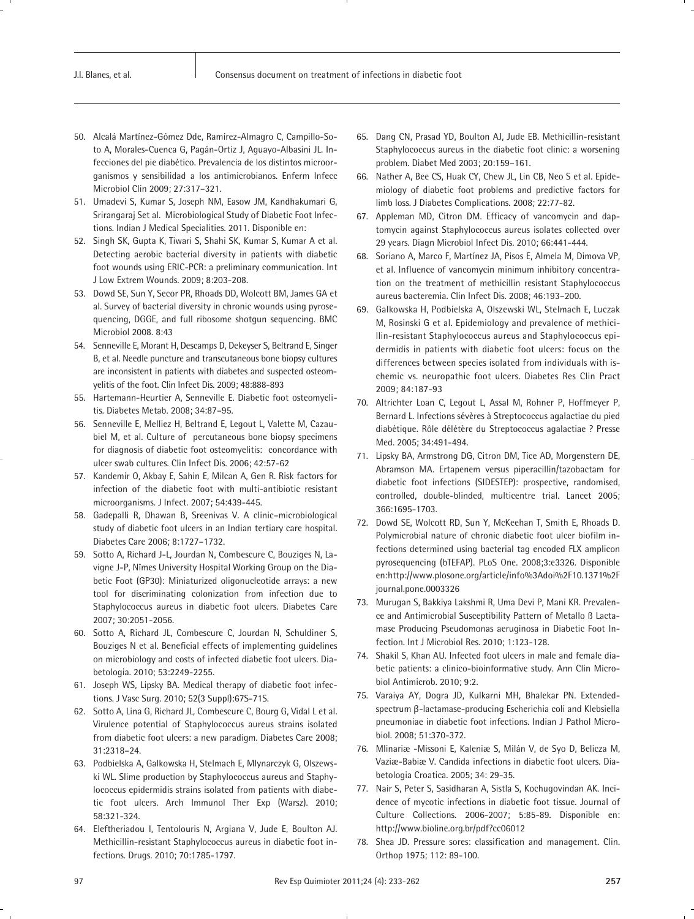50. Alcalá Martínez-Gómez Dde, Ramírez-Almagro C, Campillo-Soto A, Morales-Cuenca G, Pagán-Ortiz J, Aguayo-Albasini JL. Infecciones del pie diabético. Prevalencia de los distintos microorganismos y sensibilidad a los antimicrobianos. Enferm Infecc Microbiol Clin 2009; 27:317–321.
51. Umadevi S, Kumar S, Joseph NM, Easow JM, Kandhakumari G, Srirangaraj Set al. Microbiological Study of Diabetic Foot Infections. Indian J Medical Specialities. 2011. Disponible en:
52. Singh SK, Gupta K, Tiwari S, Shahi SK, Kumar S, Kumar A et al. Detecting aerobic bacterial diversity in patients with diabetic foot wounds using ERIC-PCR: a preliminary communication. Int J Low Extrem Wounds. 2009; 8:203-208.
53. Dowd SE, Sun Y, Secor PR, Rhoads DD, Wolcott BM, James GA et al. Survey of bacterial diversity in chronic wounds using pyrosequencing, DGGE, and full ribosome shotgun sequencing. BMC Microbiol 2008. 8:43
54. Senneville E, Morant H, Descamps D, Dekeyser S, Beltrand E, Singer B, et al. Needle puncture and transcutaneous bone biopsy cultures are inconsistent in patients with diabetes and suspected osteomyelitis of the foot. Clin Infect Dis. 2009; 48:888-893
55. Hartemann-Heurtier A, Senneville E. Diabetic foot osteomyelitis. Diabetes Metab. 2008; 34:87–95.
56. Senneville E, Melliez H, Beltrand E, Legout L, Valette M, Cazaubiel M, et al. Culture of percutaneous bone biopsy specimens for diagnosis of diabetic foot osteomyelitis: concordance with ulcer swab cultures. Clin Infect Dis. 2006; 42:57-62
57. Kandemir O, Akbay E, Sahin E, Milcan A, Gen R. Risk factors for infection of the diabetic foot with multi-antibiotic resistant microorganisms. J Infect. 2007; 54:439-445.
58. Gadepalli R, Dhawan B, Sreenivas V. A clinic–microbiological study of diabetic foot ulcers in an Indian tertiary care hospital. Diabetes Care 2006; 8:1727–1732.
59. Sotto A, Richard J-L, Jourdan N, Combescure C, Bouziges N, Lavigne J-P, Nîmes University Hospital Working Group on the Diabetic Foot (GP30): Miniaturized oligonucleotide arrays: a new tool for discriminating colonization from infection due to Staphylococcus aureus in diabetic foot ulcers. Diabetes Care 2007; 30:2051-2056.
60. Sotto A, Richard JL, Combescure C, Jourdan N, Schuldiner S, Bouziges N et al. Beneficial effects of implementing guidelines on microbiology and costs of infected diabetic foot ulcers. Diabetologia. 2010; 53:2249-2255.
61. Joseph WS, Lipsky BA. Medical therapy of diabetic foot infections. J Vasc Surg. 2010; 52(3 Suppl):67S-71S.
62. Sotto A, Lina G, Richard JL, Combescure C, Bourg G, Vidal L et al. Virulence potential of Staphylococcus aureus strains isolated from diabetic foot ulcers: a new paradigm. Diabetes Care 2008; 31:2318–24.
63. Podbielska A, Galkowska H, Stelmach E, Mlynarczyk G, Olszewski WL. Slime production by Staphylococcus aureus and Staphylococcus epidermidis strains isolated from patients with diabetic foot ulcers. Arch Immunol Ther Exp (Warsz). 2010; 58:321-324.
64. Eleftheriadou I, Tentolouris N, Argiana V, Jude E, Boulton AJ. Methicillin-resistant Staphylococcus aureus in diabetic foot infections. Drugs. 2010; 70:1785-1797.
65. Dang CN, Prasad YD, Boulton AJ, Jude EB. Methicillin-resistant Staphylococcus aureus in the diabetic foot clinic: a worsening problem. Diabet Med 2003; 20:159–161.
66. Nather A, Bee CS, Huak CY, Chew JL, Lin CB, Neo S et al. Epidemiology of diabetic foot problems and predictive factors for limb loss. J Diabetes Complications. 2008; 22:77-82.
67. Appleman MD, Citron DM. Efficacy of vancomycin and daptomycin against Staphylococcus aureus isolates collected over 29 years. Diagn Microbiol Infect Dis. 2010; 66:441-444.
68. Soriano A, Marco F, Martínez JA, Pisos E, Almela M, Dimova VP, et al. Influence of vancomycin minimum inhibitory concentration on the treatment of methicillin resistant Staphylococcus aureus bacteremia. Clin Infect Dis. 2008; 46:193–200.
69. Galkowska H, Podbielska A, Olszewski WL, Stelmach E, Luczak M, Rosinski G et al. Epidemiology and prevalence of methicillin-resistant Staphylococcus aureus and Staphylococcus epidermidis in patients with diabetic foot ulcers: focus on the differences between species isolated from individuals with ischemic vs. neuropathic foot ulcers. Diabetes Res Clin Pract 2009; 84:187-93
70. Altrichter Loan C, Legout L, Assal M, Rohner P, Hoffmeyer P, Bernard L. Infections sévères à Streptococcus agalactiae du pied diabétique. Rôle délétère du Streptococcus agalactiae ? Presse Med. 2005; 34:491-494.
71. Lipsky BA, Armstrong DG, Citron DM, Tice AD, Morgenstern DE, Abramson MA. Ertapenem versus piperacillin/tazobactam for diabetic foot infections (SIDESTEP): prospective, randomised, controlled, double-blinded, multicentre trial. Lancet 2005; 366:1695-1703.
72. Dowd SE, Wolcott RD, Sun Y, McKeehan T, Smith E, Rhoads D. Polymicrobial nature of chronic diabetic foot ulcer biofilm infections determined using bacterial tag encoded FLX amplicon pyrosequencing (bTEFAP). PLoS One. 2008;3:e3326. Disponible en:http://www.plosone.org/article/info%3Adoi%2F10.1371%2Fjournal.pone.0003326
73. Murugan S, Bakkiya Lakshmi R, Uma Devi P, Mani KR. Prevalence and Antimicrobial Susceptibility Pattern of Metallo ß Lactamase Producing Pseudomonas aeruginosa in Diabetic Foot Infection. Int J Microbiol Res. 2010; 1:123-128.
74. Shakil S, Khan AU. Infected foot ulcers in male and female diabetic patients: a clinico-bioinformative study. Ann Clin Microbiol Antimicrob. 2010; 9:2.
75. Varaiya AY, Dogra JD, Kulkarni MH, Bhalekar PN. Extended-spectrum β-lactamase-producing Escherichia coli and Klebsiella pneumoniae in diabetic foot infections. Indian J Pathol Microbiol. 2008; 51:370-372.
76. Mlinariæ -Missoni E, Kaleniæ S, Milán V, de Syo D, Belicza M, Vaziæ-Babiæ V. Candida infections in diabetic foot ulcers. Diabetologia Croatica. 2005; 34: 29-35.
77. Nair S, Peter S, Sasidharan A, Sistla S, Kochugovindan AK. Incidence of mycotic infections in diabetic foot tissue. Journal of Culture Collections. 2006-2007; 5:85-89. Disponible en: http://www.bioline.org.br/pdf?cc06012
78. Shea JD. Pressure sores: classification and management. Clin. Orthop 1975; 112: 89-100.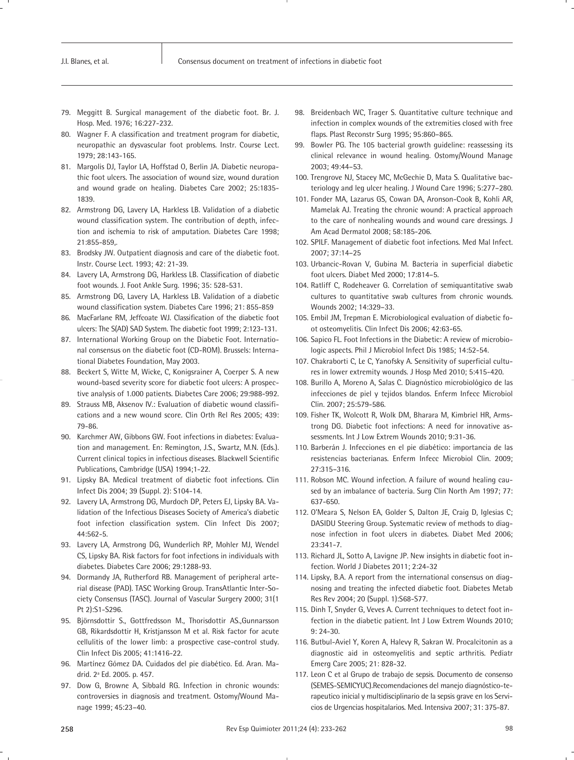79. Meggitt B. Surgical management of the diabetic foot. Br. J. Hosp. Med. 1976; 16:227-232.
80. Wagner F. A classification and treatment program for diabetic, neuropathic an dysvascular foot problems. Instr. Course Lect. 1979; 28:143-165.
81. Margolis DJ, Taylor LA, Hoffstad O, Berlin JA. Diabetic neuropathic foot ulcers. The association of wound size, wound duration and wound grade on healing. Diabetes Care 2002; 25:1835-1839.
82. Armstrong DG, Lavery LA, Harkless LB. Validation of a diabetic wound classification system. The contribution of depth, infection and ischemia to risk of amputation. Diabetes Care 1998; 21:855-859,.
83. Brodsky JW. Outpatient diagnosis and care of the diabetic foot. Instr. Course Lect. 1993; 42: 21-39.
84. Lavery LA, Armstrong DG, Harkless LB. Classification of diabetic foot wounds. J. Foot Ankle Surg. 1996; 35: 528-531.
85. Armstrong DG, Lavery LA, Harkless LB. Validation of a diabetic wound classification system. Diabetes Care 1996; 21: 855-859
86. MacFarlane RM, Jeffcoate WJ. Classification of the diabetic foot ulcers: The S(AD) SAD System. The diabetic foot 1999; 2:123-131.
87. International Working Group on the Diabetic Foot. International consensus on the diabetic foot (CD-ROM). Brussels: International Diabetes Foundation, May 2003.
88. Beckert S, Witte M, Wicke, C, Konigsrainer A, Coerper S. A new wound-based severity score for diabetic foot ulcers: A prospective analysis of 1.000 patients. Diabetes Care 2006; 29:988-992.
89. Strauss MB, Aksenov IV.: Evaluation of diabetic wound classifications and a new wound score. Clin Orth Rel Res 2005; 439: 79-86.
90. Karchmer AW, Gibbons GW. Foot infections in diabetes: Evaluation and management. En: Remington, J.S., Swartz, M.N. (Eds.). Current clinical topics in infectious diseases. Blackwell Scientific Publications, Cambridge (USA) 1994;1-22.
91. Lipsky BA. Medical treatment of diabetic foot infections. Clin Infect Dis 2004; 39 (Suppl. 2): S104-14.
92. Lavery LA, Armstrong DG, Murdoch DP, Peters EJ, Lipsky BA. Validation of the Infectious Diseases Society of America's diabetic foot infection classification system. Clin Infect Dis 2007; 44:562-5.
93. Lavery LA, Armstrong DG, Wunderlich RP, Mohler MJ, Wendel CS, Lipsky BA. Risk factors for foot infections in individuals with diabetes. Diabetes Care 2006; 29:1288-93.
94. Dormandy JA, Rutherford RB. Management of peripheral arterial disease (PAD). TASC Working Group. TransAtlantic Inter-Society Consensus (TASC). Journal of Vascular Surgery 2000; 31(1 Pt 2):S1-S296.
95. Björnsdottir S., Gottfredsson M., Thorisdottir AS.,Gunnarsson GB, Rikardsdottir H, Kristjansson M et al. Risk factor for acute cellulitis of the lower limb: a prospective case-control study. Clin Infect Dis 2005; 41:1416-22.
96. Martínez Gómez DA. Cuidados del pie diabético. Ed. Aran. Madrid. 2ª Ed. 2005. p. 457.
97. Dow G, Browne A, Sibbald RG. Infection in chronic wounds: controversies in diagnosis and treatment. Ostomy/Wound Manage 1999; 45:23–40.
98. Breidenbach WC, Trager S. Quantitative culture technique and infection in complex wounds of the extremities closed with free flaps. Plast Reconstr Surg 1995; 95:860–865.
99. Bowler PG. The 105 bacterial growth guideline: reassessing its clinical relevance in wound healing. Ostomy/Wound Manage 2003; 49:44–53.
100. Trengrove NJ, Stacey MC, McGechie D, Mata S. Qualitative bacteriology and leg ulcer healing. J Wound Care 1996; 5:277–280.
101. Fonder MA, Lazarus GS, Cowan DA, Aronson-Cook B, Kohli AR, Mamelak AJ. Treating the chronic wound: A practical approach to the care of nonhealing wounds and wound care dressings. J Am Acad Dermatol 2008; 58:185-206.
102. SPILF. Management of diabetic foot infections. Med Mal Infect. 2007; 37:14–25
103. Urbancic-Rovan V, Gubina M. Bacteria in superficial diabetic foot ulcers. Diabet Med 2000; 17:814–5.
104. Ratliff C, Rodeheaver G. Correlation of semiquantitative swab cultures to quantitative swab cultures from chronic wounds. Wounds 2002; 14:329–33.
105. Embil JM, Trepman E. Microbiological evaluation of diabetic foot osteomyelitis. Clin Infect Dis 2006; 42:63-65.
106. Sapico FL. Foot Infections in the Diabetic: A review of microbiologic aspects. Phil J Microbiol Infect Dis 1985; 14:52-54.
107. Chakraborti C, Le C, Yanofsky A. Sensitivity of superficial cultures in lower extremity wounds. J Hosp Med 2010; 5:415-420.
108. Burillo A, Moreno A, Salas C. Diagnóstico microbiológico de las infecciones de piel y tejidos blandos. Enferm Infecc Microbiol Clin. 2007; 25:579-586.
109. Fisher TK, Wolcott R, Wolk DM, Bharara M, Kimbriel HR, Armstrong DG. Diabetic foot infections: A need for innovative assessments. Int J Low Extrem Wounds 2010; 9:31-36.
110. Barberán J. Infecciones en el pie diabético: importancia de las resistencias bacterianas. Enferm Infecc Microbiol Clin. 2009; 27:315–316.
111. Robson MC. Wound infection. A failure of wound healing caused by an imbalance of bacteria. Surg Clin North Am 1997; 77: 637-650.
112. O'Meara S, Nelson EA, Golder S, Dalton JE, Craig D, Iglesias C; DASIDU Steering Group. Systematic review of methods to diagnose infection in foot ulcers in diabetes. Diabet Med 2006; 23:341-7.
113. Richard JL, Sotto A, Lavigne JP. New insights in diabetic foot infection. World J Diabetes 2011; 2:24-32
114. Lipsky, B.A. A report from the international consensus on diagnosing and treating the infected diabetic foot. Diabetes Metab Res Rev 2004; 20 (Suppl. 1):S68-S77.
115. Dinh T, Snyder G, Veves A. Current techniques to detect foot infection in the diabetic patient. Int J Low Extrem Wounds 2010; 9: 24-30.
116. Butbul-Aviel Y, Koren A, Halevy R, Sakran W. Procalcitonin as a diagnostic aid in osteomyelitis and septic arthritis. Pediatr Emerg Care 2005; 21: 828-32.
117. Leon C et al Grupo de trabajo de sepsis. Documento de consenso (SEMES-SEMICYUC).Recomendaciones del manejo diagnóstico-terapeutico inicial y multidisciplinario de la sepsis grave en los Servicios de Urgencias hospitalarios. Med. Intensiva 2007; 31: 375-87.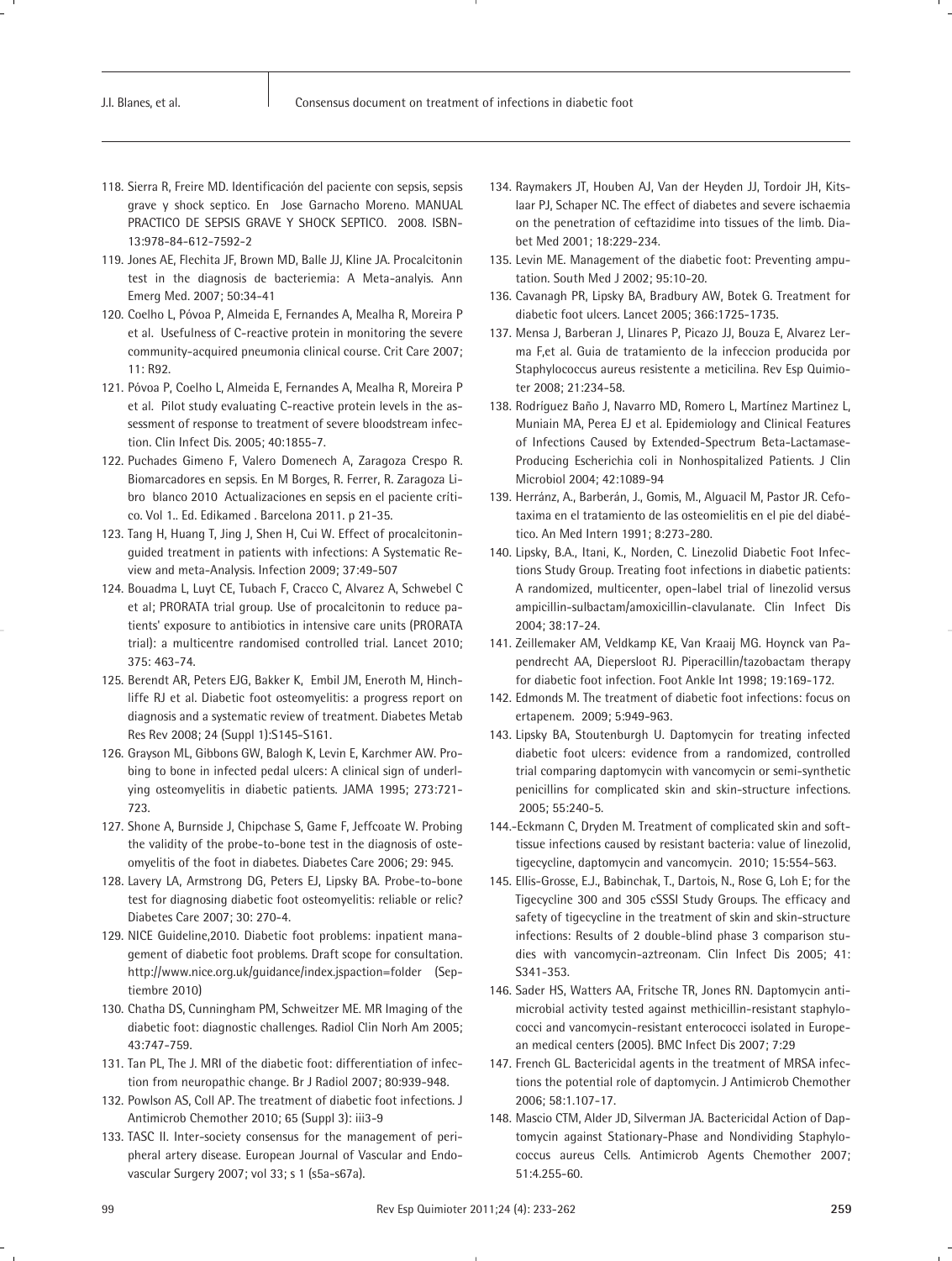118. Sierra R, Freire MD. Identificación del paciente con sepsis, sepsis grave y shock septico. En Jose Garnacho Moreno. MANUAL PRACTICO DE SEPSIS GRAVE Y SHOCK SEPTICO. 2008. ISBN-13:978-84-612-7592-2

119. Jones AE, Flechita JF, Brown MD, Balle JJ, Kline JA. Procalcitonin test in the diagnosis de bacteriemia: A Meta-analyis. Ann Emerg Med. 2007; 50:34-41

120. Coelho L, Póvoa P, Almeida E, Fernandes A, Mealha R, Moreira P et al. Usefulness of C-reactive protein in monitoring the severe community-acquired pneumonia clinical course. Crit Care 2007; 11: R92.

121. Póvoa P, Coelho L, Almeida E, Fernandes A, Mealha R, Moreira P et al. Pilot study evaluating C-reactive protein levels in the assessment of response to treatment of severe bloodstream infection. Clin Infect Dis. 2005; 40:1855-7.

122. Puchades Gimeno F, Valero Domenech A, Zaragoza Crespo R. Biomarcadores en sepsis. En M Borges, R. Ferrer, R. Zaragoza Libro blanco 2010 Actualizaciones en sepsis en el paciente crítico. Vol 1.. Ed. Edikamed . Barcelona 2011. p 21-35.

123. Tang H, Huang T, Jing J, Shen H, Cui W. Effect of procalcitonin-guided treatment in patients with infections: A Systematic Review and meta-Analysis. Infection 2009; 37:49-507

124. Bouadma L, Luyt CE, Tubach F, Cracco C, Alvarez A, Schwebel C et al; PRORATA trial group. Use of procalcitonin to reduce patients' exposure to antibiotics in intensive care units (PRORATA trial): a multicentre randomised controlled trial. Lancet 2010; 375: 463-74.

125. Berendt AR, Peters EJG, Bakker K, Embil JM, Eneroth M, Hinchliffe RJ et al. Diabetic foot osteomyelitis: a progress report on diagnosis and a systematic review of treatment. Diabetes Metab Res Rev 2008; 24 (Suppl 1):S145-S161.

126. Grayson ML, Gibbons GW, Balogh K, Levin E, Karchmer AW. Probing to bone in infected pedal ulcers: A clinical sign of underlying osteomyelitis in diabetic patients. JAMA 1995; 273:721-723.

127. Shone A, Burnside J, Chipchase S, Game F, Jeffcoate W. Probing the validity of the probe-to-bone test in the diagnosis of osteomyelitis of the foot in diabetes. Diabetes Care 2006; 29: 945.

128. Lavery LA, Armstrong DG, Peters EJ, Lipsky BA. Probe-to-bone test for diagnosing diabetic foot osteomyelitis: reliable or relic? Diabetes Care 2007; 30: 270-4.

129. NICE Guideline,2010. Diabetic foot problems: inpatient management of diabetic foot problems. Draft scope for consultation. http://www.nice.org.uk/guidance/index.jspaction=folder (Septiembre 2010)

130. Chatha DS, Cunningham PM, Schweitzer ME. MR Imaging of the diabetic foot: diagnostic challenges. Radiol Clin Norh Am 2005; 43:747-759.

131. Tan PL, The J. MRI of the diabetic foot: differentiation of infection from neuropathic change. Br J Radiol 2007; 80:939-948.

132. Powlson AS, Coll AP. The treatment of diabetic foot infections. J Antimicrob Chemother 2010; 65 (Suppl 3): iii3-9

133. TASC II. Inter-society consensus for the management of peripheral artery disease. European Journal of Vascular and Endovascular Surgery 2007; vol 33; s 1 (s5a-s67a).

134. Raymakers JT, Houben AJ, Van der Heyden JJ, Tordoir JH, Kitslaar PJ, Schaper NC. The effect of diabetes and severe ischaemia on the penetration of ceftazidime into tissues of the limb. Diabet Med 2001; 18:229-234.

135. Levin ME. Management of the diabetic foot: Preventing amputation. South Med J 2002; 95:10-20.

136. Cavanagh PR, Lipsky BA, Bradbury AW, Botek G. Treatment for diabetic foot ulcers. Lancet 2005; 366:1725-1735.

137. Mensa J, Barberan J, Llinares P, Picazo JJ, Bouza E, Alvarez Lerma F,et al. Guia de tratamiento de la infeccion producida por Staphylococcus aureus resistente a meticilina. Rev Esp Quimioter 2008; 21:234-58.

138. Rodríguez Baño J, Navarro MD, Romero L, Martínez Martínez L, Muniain MA, Perea EJ et al. Epidemiology and Clinical Features of Infections Caused by Extended-Spectrum Beta-Lactamase-Producing Escherichia coli in Nonhospitalized Patients. J Clin Microbiol 2004; 42:1089-94

139. Herránz, A., Barberán, J., Gomis, M., Alguacil M, Pastor JR. Cefotaxima en el tratamiento de las osteomielitis en el pie del diabético. An Med Intern 1991; 8:273-280.

140. Lipsky, B.A., Itani, K., Norden, C. Linezolid Diabetic Foot Infections Study Group. Treating foot infections in diabetic patients: A randomized, multicenter, open-label trial of linezolid versus ampicillin-sulbactam/amoxicillin-clavulanate. Clin Infect Dis 2004; 38:17-24.

141. Zeillemaker AM, Veldkamp KE, Van Kraaij MG. Hoynck van Papendrecht AA, Diepersloot RJ. Piperacillin/tazobactam therapy for diabetic foot infection. Foot Ankle Int 1998; 19:169-172.

142. Edmonds M. The treatment of diabetic foot infections: focus on ertapenem. 2009; 5:949-963.

143. Lipsky BA, Stoutenburgh U. Daptomycin for treating infected diabetic foot ulcers: evidence from a randomized, controlled trial comparing daptomycin with vancomycin or semi-synthetic penicillins for complicated skin and skin-structure infections. 2005; 55:240-5.

144.-Eckmann C, Dryden M. Treatment of complicated skin and soft-tissue infections caused by resistant bacteria: value of linezolid, tigecycline, daptomycin and vancomycin. 2010; 15:554-563.

145. Ellis-Grosse, E.J., Babinchak, T., Dartois, N., Rose G, Loh E; for the Tigecycline 300 and 305 cSSSI Study Groups. The efficacy and safety of tigecycline in the treatment of skin and skin-structure infections: Results of 2 double-blind phase 3 comparison studies with vancomycin-aztreonam. Clin Infect Dis 2005; 41: S341-353.

146. Sader HS, Watters AA, Fritsche TR, Jones RN. Daptomycin antimicrobial activity tested against methicillin-resistant staphylococci and vancomycin-resistant enterococci isolated in European medical centers (2005). BMC Infect Dis 2007; 7:29

147. French GL. Bactericidal agents in the treatment of MRSA infections the potential role of daptomycin. J Antimicrob Chemother 2006; 58:1.107-17.

148. Mascio CTM, Alder JD, Silverman JA. Bactericidal Action of Daptomycin against Stationary-Phase and Nondividing Staphylococcus aureus Cells. Antimicrob Agents Chemother 2007; 51:4.255-60.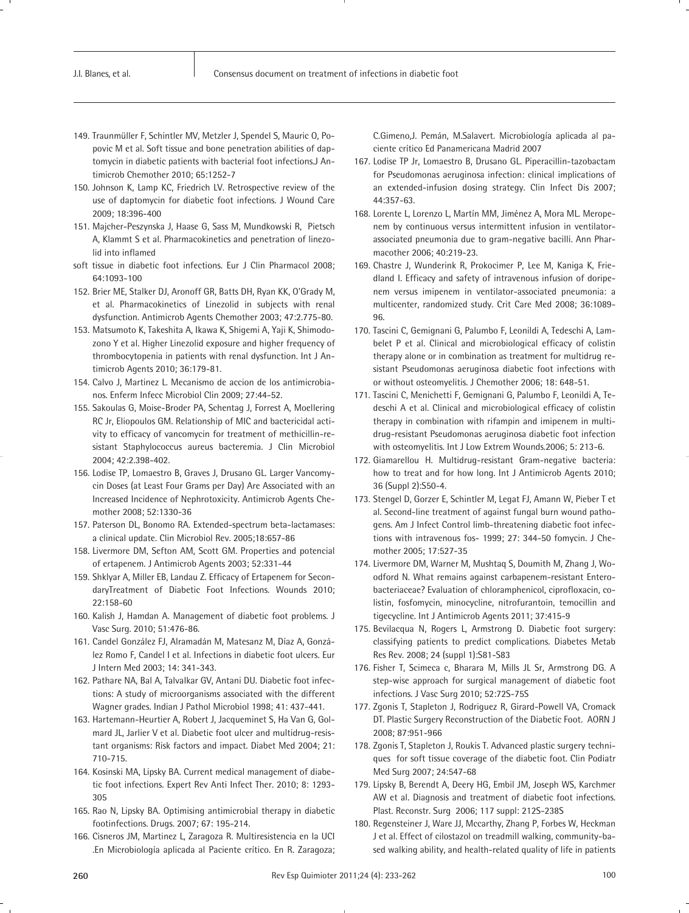149. Traunmüller F, Schintler MV, Metzler J, Spendel S, Mauric O, Popovic M et al. Soft tissue and bone penetration abilities of daptomycin in diabetic patients with bacterial foot infections.J Antimicrob Chemother 2010; 65:1252-7

150. Johnson K, Lamp KC, Friedrich LV. Retrospective review of the use of daptomycin for diabetic foot infections. J Wound Care 2009; 18:396-400

151. Majcher-Peszynska J, Haase G, Sass M, Mundkowski R, Pietsch A, Klammt S et al. Pharmacokinetics and penetration of linezolid into inflamed

soft tissue in diabetic foot infections. Eur J Clin Pharmacol 2008; 64:1093-100

152. Brier ME, Stalker DJ, Aronoff GR, Batts DH, Ryan KK, O'Grady M, et al. Pharmacokinetics of Linezolid in subjects with renal dysfunction. Antimicrob Agents Chemother 2003; 47:2.775-80.

153. Matsumoto K, Takeshita A, Ikawa K, Shigemi A, Yaji K, Shimodozono Y et al. Higher Linezolid exposure and higher frequency of thrombocytopenia in patients with renal dysfunction. Int J Antimicrob Agents 2010; 36:179-81.

154. Calvo J, Martinez L. Mecanismo de accion de los antimicrobianos. Enferm Infecc Microbiol Clin 2009; 27:44-52.

155. Sakoulas G, Moise-Broder PA, Schentag J, Forrest A, Moellering RC Jr, Eliopoulos GM. Relationship of MIC and bactericidal activity to efficacy of vancomycin for treatment of methicillin-resistant Staphylococcus aureus bacteremia. J Clin Microbiol 2004; 42:2.398-402.

156. Lodise TP, Lomaestro B, Graves J, Drusano GL. Larger Vancomycin Doses (at Least Four Grams per Day) Are Associated with an Increased Incidence of Nephrotoxicity. Antimicrob Agents Chemother 2008; 52:1330-36

157. Paterson DL, Bonomo RA. Extended-spectrum beta-lactamases: a clinical update. Clin Microbiol Rev. 2005;18:657-86

158. Livermore DM, Sefton AM, Scott GM. Properties and potencial of ertapenem. J Antimicrob Agents 2003; 52:331-44

159. Shklyar A, Miller EB, Landau Z. Efficacy of Ertapenem for SecondaryTreatment of Diabetic Foot Infections. Wounds 2010; 22:158-60

160. Kalish J, Hamdan A. Management of diabetic foot problems. J Vasc Surg. 2010; 51:476-86.

161. Candel González FJ, Alramadán M, Matesanz M, Díaz A, González Romo F, Candel I et al. Infections in diabetic foot ulcers. Eur J Intern Med 2003; 14: 341-343.

162. Pathare NA, Bal A, Talvalkar GV, Antani DU. Diabetic foot infections: A study of microorganisms associated with the different Wagner grades. Indian J Pathol Microbiol 1998; 41: 437-441.

163. Hartemann-Heurtier A, Robert J, Jacqueminet S, Ha Van G, Golmard JL, Jarlier V et al. Diabetic foot ulcer and multidrug-resistant organisms: Risk factors and impact. Diabet Med 2004; 21: 710-715.

164. Kosinski MA, Lipsky BA. Current medical management of diabetic foot infections. Expert Rev Anti Infect Ther. 2010; 8: 1293-305

165. Rao N, Lipsky BA. Optimising antimicrobial therapy in diabetic footinfections. Drugs. 2007; 67: 195-214.

166. Cisneros JM, Martinez L, Zaragoza R. Multiresistencia en la UCI .En Microbiología aplicada al Paciente crítico. En R. Zaragoza; C.Gimeno,J. Pemán, M.Salavert. Microbiología aplicada al paciente crítico Ed Panamericana Madrid 2007

167. Lodise TP Jr, Lomaestro B, Drusano GL. Piperacillin-tazobactam for Pseudomonas aeruginosa infection: clinical implications of an extended-infusion dosing strategy. Clin Infect Dis 2007; 44:357-63.

168. Lorente L, Lorenzo L, Martín MM, Jiménez A, Mora ML. Meropenem by continuous versus intermittent infusion in ventilator-associated pneumonia due to gram-negative bacilli. Ann Pharmacother 2006; 40:219-23.

169. Chastre J, Wunderink R, Prokocimer P, Lee M, Kaniga K, Friedland I. Efficacy and safety of intravenous infusion of doripenem versus imipenem in ventilator-associated pneumonia: a multicenter, randomized study. Crit Care Med 2008; 36:1089-96.

170. Tascini C, Gemignani G, Palumbo F, Leonildi A, Tedeschi A, Lambelet P et al. Clinical and microbiological efficacy of colistin therapy alone or in combination as treatment for multidrug resistant Pseudomonas aeruginosa diabetic foot infections with or without osteomyelitis. J Chemother 2006; 18: 648-51.

171. Tascini C, Menichetti F, Gemignani G, Palumbo F, Leonildi A, Tedeschi A et al. Clinical and microbiological efficacy of colistin therapy in combination with rifampin and imipenem in multidrug-resistant Pseudomonas aeruginosa diabetic foot infection with osteomyelitis. Int J Low Extrem Wounds.2006; 5: 213-6.

172. Giamarellou H. Multidrug-resistant Gram-negative bacteria: how to treat and for how long. Int J Antimicrob Agents 2010; 36 (Suppl 2):S50-4.

173. Stengel D, Gorzer E, Schintler M, Legat FJ, Amann W, Pieber T et al. Second-line treatment of against fungal burn wound pathogens. Am J Infect Control limb-threatening diabetic foot infections with intravenous fos- 1999; 27: 344-50 fomycin. J Chemother 2005; 17:527-35

174. Livermore DM, Warner M, Mushtaq S, Doumith M, Zhang J, Woodford N. What remains against carbapenem-resistant Enterobacteriaceae? Evaluation of chloramphenicol, ciprofloxacin, colistin, fosfomycin, minocycline, nitrofurantoin, temocillin and tigecycline. Int J Antimicrob Agents 2011; 37:415-9

175. Bevilacqua N, Rogers L, Armstrong D. Diabetic foot surgery: classifying patients to predict complications. Diabetes Metab Res Rev. 2008; 24 (suppl 1):S81-S83

176. Fisher T, Scimeca c, Bharara M, Mills JL Sr, Armstrong DG. A step-wise approach for surgical management of diabetic foot infections. J Vasc Surg 2010; 52:72S-75S

177. Zgonis T, Stapleton J, Rodriguez R, Girard-Powell VA, Cromack DT. Plastic Surgery Reconstruction of the Diabetic Foot. AORN J 2008; 87:951-966

178. Zgonis T, Stapleton J, Roukis T. Advanced plastic surgery techniques for soft tissue coverage of the diabetic foot. Clin Podiatr Med Surg 2007; 24:547-68

179. Lipsky B, Berendt A, Deery HG, Embil JM, Joseph WS, Karchmer AW et al. Diagnosis and treatment of diabetic foot infections. Plast. Reconstr. Surg 2006; 117 suppl: 212S-238S

180. Regensteiner J, Ware JJ, Mccarthy, Zhang P, Forbes W, Heckman J et al. Effect of cilostazol on treadmill walking, community-based walking ability, and health-related quality of life in patients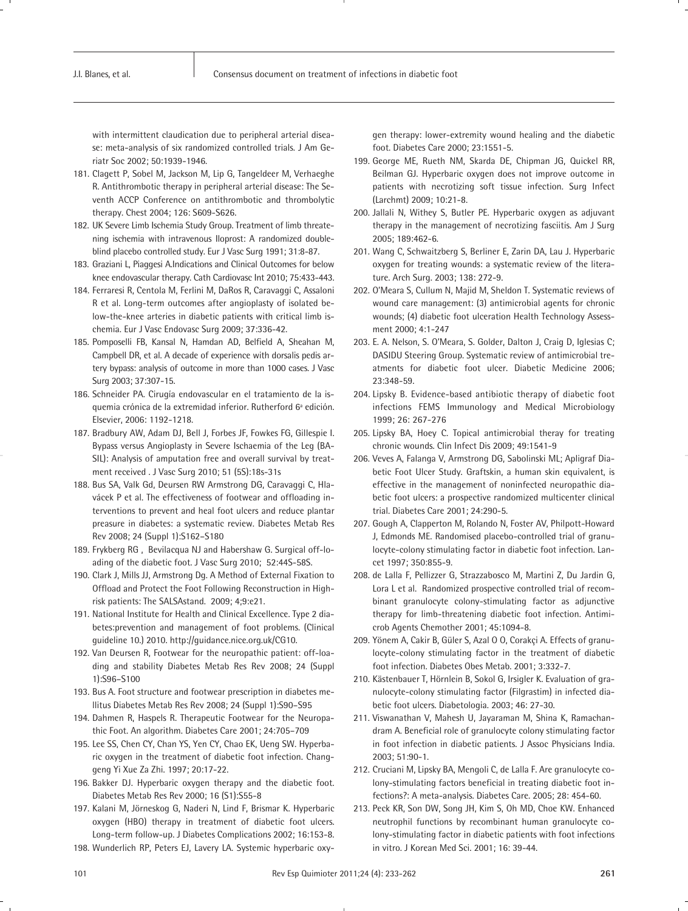with intermittent claudication due to peripheral arterial disease: meta-analysis of six randomized controlled trials. J Am Geriatr Soc 2002; 50:1939-1946.

181. Clagett P, Sobel M, Jackson M, Lip G, Tangeldeer M, Verhaeghe R. Antithrombotic therapy in peripheral arterial disease: The Seventh ACCP Conference on antithrombotic and thrombolytic therapy. Chest 2004; 126: S609-S626.
182. UK Severe Limb Ischemia Study Group. Treatment of limb threatening ischemia with intravenous Iloprost: A randomized double-blind placebo controlled study. Eur J Vasc Surg 1991; 31:8-87.
183. Graziani L, Piaggesi A.Indications and Clinical Outcomes for below knee endovascular therapy. Cath Cardiovasc Int 2010; 75:433-443.
184. Ferraresi R, Centola M, Ferlini M, DaRos R, Caravaggi C, Assaloni R et al. Long-term outcomes after angioplasty of isolated below-the-knee arteries in diabetic patients with critical limb ischemia. Eur J Vasc Endovasc Surg 2009; 37:336-42.
185. Pomposelli FB, Kansal N, Hamdan AD, Belfield A, Sheahan M, Campbell DR, et al. A decade of experience with dorsalis pedis artery bypass: analysis of outcome in more than 1000 cases. J Vasc Surg 2003; 37:307-15.
186. Schneider PA. Cirugía endovascular en el tratamiento de la isquemia crónica de la extremidad inferior. Rutherford 6ª edición. Elsevier, 2006: 1192-1218.
187. Bradbury AW, Adam DJ, Bell J, Forbes JF, Fowkes FG, Gillespie I. Bypass versus Angioplasty in Severe Ischaemia of the Leg (BASIL): Analysis of amputation free and overall survival by treatment received . J Vasc Surg 2010; 51 (5S):18s-31s
188. Bus SA, Valk Gd, Deursen RW Armstrong DG, Caravaggi C, Hlavácek P et al. The effectiveness of footwear and offloading interventions to prevent and heal foot ulcers and reduce plantar preasure in diabetes: a systematic review. Diabetes Metab Res Rev 2008; 24 (Suppl 1):S162–S180
189. Frykberg RG , Bevilacqua NJ and Habershaw G. Surgical off-loading of the diabetic foot. J Vasc Surg 2010; 52:44S-58S.
190. Clark J, Mills JJ, Armstrong Dg. A Method of External Fixation to Offload and Protect the Foot Following Reconstruction in High-risk patients: The SALSAstand. 2009; 4;9:e21.
191. National Institute for Health and Clinical Excellence. Type 2 diabetes:prevention and management of foot problems. (Clinical guideline 10.) 2010. http://guidance.nice.org.uk/CG10.
192. Van Deursen R, Footwear for the neuropathic patient: off-loading and stability Diabetes Metab Res Rev 2008; 24 (Suppl 1):S96–S100
193. Bus A. Foot structure and footwear prescription in diabetes mellitus Diabetes Metab Res Rev 2008; 24 (Suppl 1):S90–S95
194. Dahmen R, Haspels R. Therapeutic Footwear for the Neuropathic Foot. An algorithm. Diabetes Care 2001; 24:705–709
195. Lee SS, Chen CY, Chan YS, Yen CY, Chao EK, Ueng SW. Hyperbaric oxygen in the treatment of diabetic foot infection. Changgeng Yi Xue Za Zhi. 1997; 20:17-22.
196. Bakker DJ. Hyperbaric oxygen therapy and the diabetic foot. Diabetes Metab Res Rev 2000; 16 (S1):S55-8
197. Kalani M, Jörneskog G, Naderi N, Lind F, Brismar K. Hyperbaric oxygen (HBO) therapy in treatment of diabetic foot ulcers. Long-term follow-up. J Diabetes Complications 2002; 16:153-8.
198. Wunderlich RP, Peters EJ, Lavery LA. Systemic hyperbaric oxygen therapy: lower-extremity wound healing and the diabetic foot. Diabetes Care 2000; 23:1551-5.
199. George ME, Rueth NM, Skarda DE, Chipman JG, Quickel RR, Beilman GJ. Hyperbaric oxygen does not improve outcome in patients with necrotizing soft tissue infection. Surg Infect (Larchmt) 2009; 10:21-8.
200. Jallali N, Withey S, Butler PE. Hyperbaric oxygen as adjuvant therapy in the management of necrotizing fasciitis. Am J Surg 2005; 189:462-6.
201. Wang C, Schwaitzberg S, Berliner E, Zarin DA, Lau J. Hyperbaric oxygen for treating wounds: a systematic review of the literature. Arch Surg. 2003; 138: 272-9.
202. O'Meara S, Cullum N, Majid M, Sheldon T. Systematic reviews of wound care management: (3) antimicrobial agents for chronic wounds; (4) diabetic foot ulceration Health Technology Assessment 2000; 4:1-247
203. E. A. Nelson, S. O'Meara, S. Golder, Dalton J, Craig D, Iglesias C; DASIDU Steering Group. Systematic review of antimicrobial treatments for diabetic foot ulcer. Diabetic Medicine 2006; 23:348-59.
204. Lipsky B. Evidence-based antibiotic therapy of diabetic foot infections FEMS Immunology and Medical Microbiology 1999; 26: 267-276
205. Lipsky BA, Hoey C. Topical antimicrobial theray for treating chronic wounds. Clin Infect Dis 2009; 49:1541-9
206. Veves A, Falanga V, Armstrong DG, Sabolinski ML; Apligraf Diabetic Foot Ulcer Study. Graftskin, a human skin equivalent, is effective in the management of noninfected neuropathic diabetic foot ulcers: a prospective randomized multicenter clinical trial. Diabetes Care 2001; 24:290-5.
207. Gough A, Clapperton M, Rolando N, Foster AV, Philpott-Howard J, Edmonds ME. Randomised placebo-controlled trial of granulocyte-colony stimulating factor in diabetic foot infection. Lancet 1997; 350:855-9.
208. de Lalla F, Pellizzer G, Strazzabosco M, Martini Z, Du Jardin G, Lora L et al. Randomized prospective controlled trial of recombinant granulocyte colony-stimulating factor as adjunctive therapy for limb-threatening diabetic foot infection. Antimicrob Agents Chemother 2001; 45:1094-8.
209. Yönem A, Cakir B, Güler S, Azal O O, Corakçi A. Effects of granulocyte-colony stimulating factor in the treatment of diabetic foot infection. Diabetes Obes Metab. 2001; 3:332-7.
210. Kästenbauer T, Hörnlein B, Sokol G, Irsigler K. Evaluation of granulocyte-colony stimulating factor (Filgrastim) in infected diabetic foot ulcers. Diabetologia. 2003; 46: 27-30.
211. Viswanathan V, Mahesh U, Jayaraman M, Shina K, Ramachandram A. Beneficial role of granulocyte colony stimulating factor in foot infection in diabetic patients. J Assoc Physicians India. 2003; 51:90-1.
212. Cruciani M, Lipsky BA, Mengoli C, de Lalla F. Are granulocyte colony-stimulating factors beneficial in treating diabetic foot infections?: A meta-analysis. Diabetes Care. 2005; 28: 454-60.
213. Peck KR, Son DW, Song JH, Kim S, Oh MD, Choe KW. Enhanced neutrophil functions by recombinant human granulocyte colony-stimulating factor in diabetic patients with foot infections in vitro. J Korean Med Sci. 2001; 16: 39-44.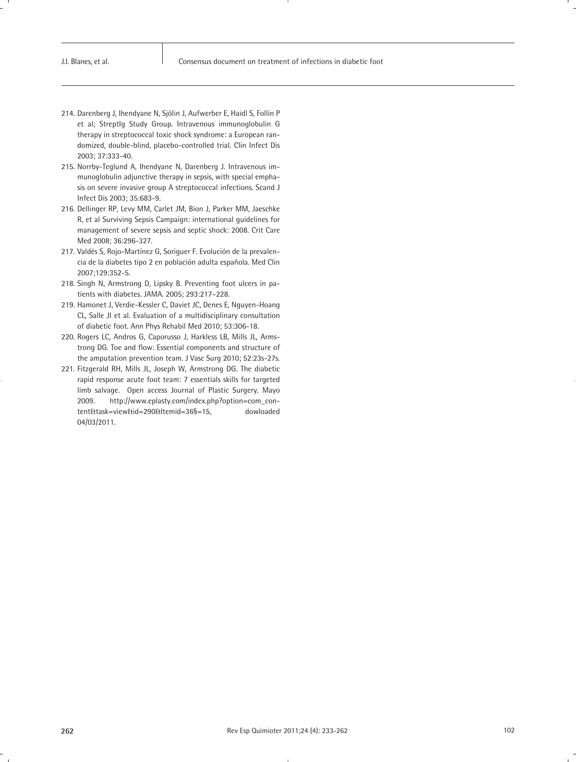214. Darenberg J, Ihendyane N, Sjölin J, Aufwerber E, Haidl S, Follin P et al; StreptIg Study Group. Intravenous immunoglobulin G therapy in streptococcal toxic shock syndrome: a European randomized, double-blind, placebo-controlled trial. Clin Infect Dis 2003; 37:333-40.
215. Norrby-Teglund A, Ihendyane N, Darenberg J. Intravenous immunoglobulin adjunctive therapy in sepsis, with special emphasis on severe invasive group A streptococcal infections. Scand J Infect Dis 2003; 35:683-9.
216. Dellinger RP, Levy MM, Carlet JM, Bion J, Parker MM, Jaeschke R, et al Surviving Sepsis Campaign: international guidelines for management of severe sepsis and septic shock: 2008. Crit Care Med 2008; 36:296-327.
217. Valdés S, Rojo-Martínez G, Soriguer F. Evolución de la prevalencia de la diabetes tipo 2 en población adulta española. Med Clin 2007;129:352-5.
218. Singh N, Armstrong D, Lipsky B. Preventing foot ulcers in patients with diabetes. JAMA. 2005; 293:217–228.
219. Hamonet J, Verdie-Kessler C, Daviet JC, Denes E, Nguyen-Hoang CL, Salle JI et al. Evaluation of a multidisciplinary consultation of diabetic foot. Ann Phys Rehabil Med 2010; 53:306-18.
220. Rogers LC, Andros G, Caporusso J, Harkless LB, Mills JL, Armstrong DG. Toe and flow: Essential components and structure of the amputation prevention team. J Vasc Surg 2010; 52:23s-27s.
221. Fitzgerald RH, Mills JL, Joseph W, Armstrong DG. The diabetic rapid response acute foot team: 7 essentials skills for targeted limb salvage. Open access Journal of Plastic Surgery. Mayo 2009. http://www.eplasty.com/index.php?option=com_content&task=view&id=290&Itemid=36§=15, dowloaded 04/03/2011.